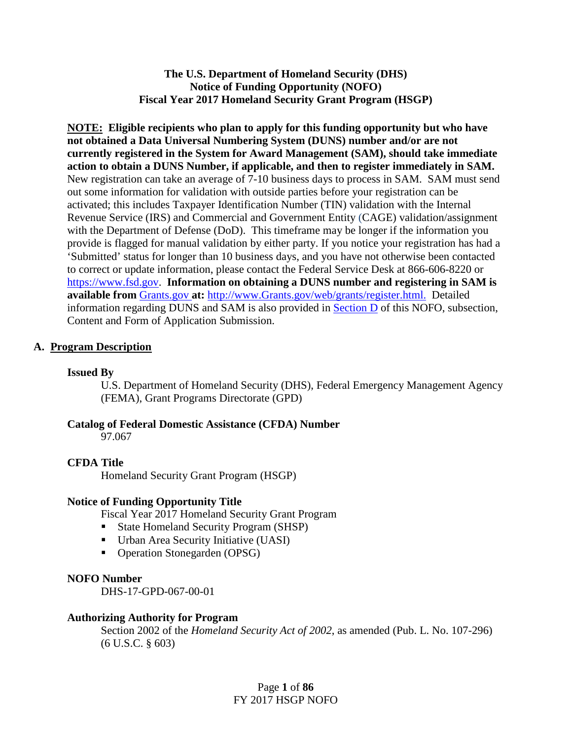# The U.S. Department of Homeland Security (DHS) Notice of Funding Opportunity (NOFO) Fiscal Year 2017 Homeland Security Grant Program (HSGP)

**NOTE: Eligible recipients who plan to apply for this funding opportunity but who have not obtained a Data Universal Numbering System (DUNS) number and/or are not currently registered in the System for Award Management (SAM), should take immediate action to obtain a DUNS Number, if applicable, and then to register immediately in SAM.** New registration can take an average of 7-10 business days to process in SAM. SAM must send out some information for validation with outside parties before your registration can be activated; this includes Taxpayer Identification Number (TIN) validation with the Internal Revenue Service (IRS) and Commercial and Government Entity (CAGE) validation/assignment with the Department of Defense (DoD). This timeframe may be longer if the information you provide is flagged for manual validation by either party. If you notice your registration has had a 'Submitted' status for longer than 10 business days, and you have not otherwise been contacted to correct or update information, please contact the Federal Service Desk at 866-606-8220 or [https://www.fsd.gov](https://www.fsd.gov). **Information on obtaining a DUNS number and registering in SAM is available from** [Grants.gov](http://www.Grants.gov) **at:** [http://www.Grants.gov/web/grants/register.html.](http://www.Grants.gov/web/grants/register.html) Detailed information regarding DUNS and SAM is also provided in [Section D](#) of this NOFO, subsection, Content and Form of Application Submission.

## A. Program Description

**Issued By**

U.S. Department of Homeland Security (DHS), Federal Emergency Management Agency (FEMA), Grant Programs Directorate (GPD)

**Catalog of Federal Domestic Assistance (CFDA) Number**

97.067

**CFDA Title**

Homeland Security Grant Program (HSGP)

**Notice of Funding Opportunity Title**

Fiscal Year 2017 Homeland Security Grant Program

- State Homeland Security Program (SHSP)
- Urban Area Security Initiative (UASI)
- Operation Stonegarden (OPSG)

**NOFO Number**

DHS-17-GPD-067-00-01

**Authorizing Authority for Program**

Section 2002 of the *Homeland Security Act of 2002*, as amended (Pub. L. No. 107-296) (6 U.S.C. § 603)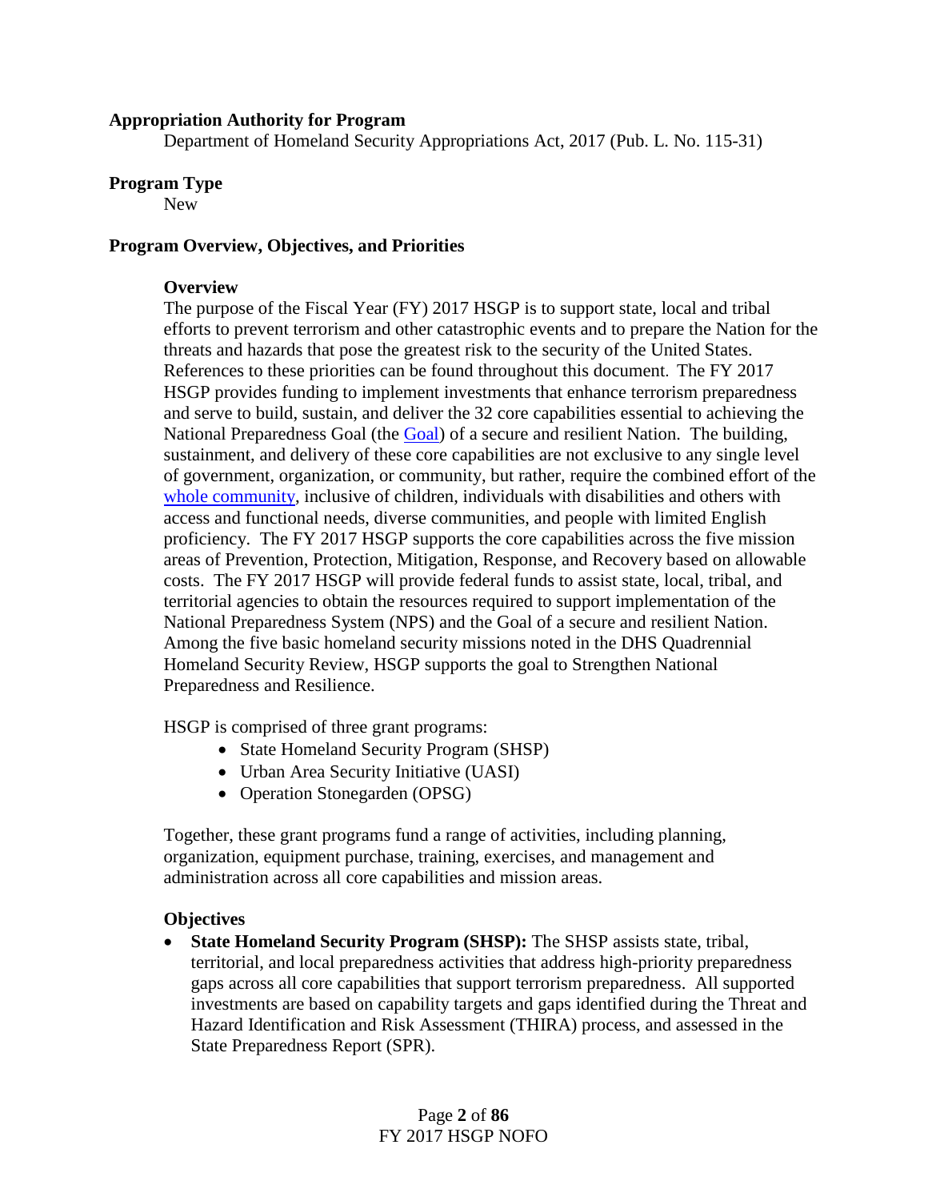**Appropriation Authority for Program**

Department of Homeland Security Appropriations Act, 2017 (Pub. L. No. 115-31)

**Program Type**

New

**Program Overview, Objectives, and Priorities**

**Overview**

The purpose of the Fiscal Year (FY) 2017 HSGP is to support state, local and tribal efforts to prevent terrorism and other catastrophic events and to prepare the Nation for the threats and hazards that pose the greatest risk to the security of the United States. References to these priorities can be found throughout this document. The FY 2017 HSGP provides funding to implement investments that enhance terrorism preparedness and serve to build, sustain, and deliver the 32 core capabilities essential to achieving the National Preparedness Goal (the Goal) of a secure and resilient Nation. The building, sustainment, and delivery of these core capabilities are not exclusive to any single level of government, organization, or community, but rather, require the combined effort of the whole community, inclusive of children, individuals with disabilities and others with access and functional needs, diverse communities, and people with limited English proficiency. The FY 2017 HSGP supports the core capabilities across the five mission areas of Prevention, Protection, Mitigation, Response, and Recovery based on allowable costs. The FY 2017 HSGP will provide federal funds to assist state, local, tribal, and territorial agencies to obtain the resources required to support implementation of the National Preparedness System (NPS) and the Goal of a secure and resilient Nation. Among the five basic homeland security missions noted in the DHS Quadrennial Homeland Security Review, HSGP supports the goal to Strengthen National Preparedness and Resilience.

HSGP is comprised of three grant programs:

- State Homeland Security Program (SHSP)
- Urban Area Security Initiative (UASI)
- Operation Stonegarden (OPSG)

Together, these grant programs fund a range of activities, including planning, organization, equipment purchase, training, exercises, and management and administration across all core capabilities and mission areas.

**Objectives**

- **State Homeland Security Program (SHSP):** The SHSP assists state, tribal, territorial, and local preparedness activities that address high-priority preparedness gaps across all core capabilities that support terrorism preparedness. All supported investments are based on capability targets and gaps identified during the Threat and Hazard Identification and Risk Assessment (THIRA) process, and assessed in the State Preparedness Report (SPR).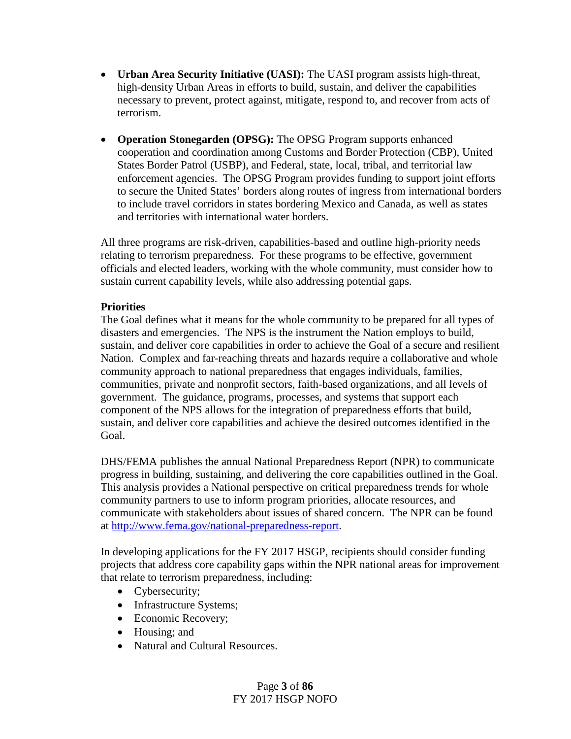- **Urban Area Security Initiative (UASI):** The UASI program assists high-threat, high-density Urban Areas in efforts to build, sustain, and deliver the capabilities necessary to prevent, protect against, mitigate, respond to, and recover from acts of terrorism.

- **Operation Stonegarden (OPSG):** The OPSG Program supports enhanced cooperation and coordination among Customs and Border Protection (CBP), United States Border Patrol (USBP), and Federal, state, local, tribal, and territorial law enforcement agencies. The OPSG Program provides funding to support joint efforts to secure the United States' borders along routes of ingress from international borders to include travel corridors in states bordering Mexico and Canada, as well as states and territories with international water borders.

All three programs are risk-driven, capabilities-based and outline high-priority needs relating to terrorism preparedness. For these programs to be effective, government officials and elected leaders, working with the whole community, must consider how to sustain current capability levels, while also addressing potential gaps.

**Priorities**

The Goal defines what it means for the whole community to be prepared for all types of disasters and emergencies. The NPS is the instrument the Nation employs to build, sustain, and deliver core capabilities in order to achieve the Goal of a secure and resilient Nation. Complex and far-reaching threats and hazards require a collaborative and whole community approach to national preparedness that engages individuals, families, communities, private and nonprofit sectors, faith-based organizations, and all levels of government. The guidance, programs, processes, and systems that support each component of the NPS allows for the integration of preparedness efforts that build, sustain, and deliver core capabilities and achieve the desired outcomes identified in the Goal.

DHS/FEMA publishes the annual National Preparedness Report (NPR) to communicate progress in building, sustaining, and delivering the core capabilities outlined in the Goal. This analysis provides a National perspective on critical preparedness trends for whole community partners to use to inform program priorities, allocate resources, and communicate with stakeholders about issues of shared concern. The NPR can be found at [http://www.fema.gov/national-preparedness-report](http://www.fema.gov/national-preparedness-report).

In developing applications for the FY 2017 HSGP, recipients should consider funding projects that address core capability gaps within the NPR national areas for improvement that relate to terrorism preparedness, including:

- Cybersecurity;
- Infrastructure Systems;
- Economic Recovery;
- Housing; and
- Natural and Cultural Resources.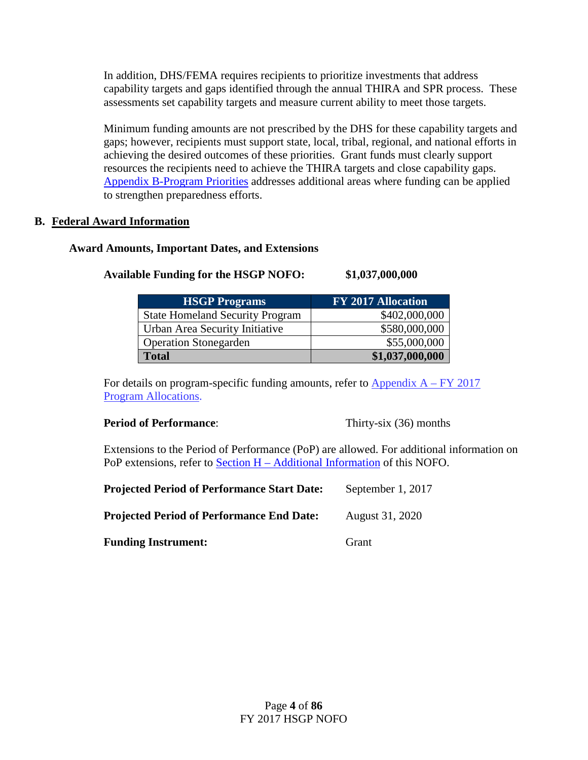In addition, DHS/FEMA requires recipients to prioritize investments that address capability targets and gaps identified through the annual THIRA and SPR process. These assessments set capability targets and measure current ability to meet those targets.

Minimum funding amounts are not prescribed by the DHS for these capability targets and gaps; however, recipients must support state, local, tribal, regional, and national efforts in achieving the desired outcomes of these priorities. Grant funds must clearly support resources the recipients need to achieve the THIRA targets and close capability gaps. Appendix B-Program Priorities addresses additional areas where funding can be applied to strengthen preparedness efforts.

## B. Federal Award Information

### Award Amounts, Important Dates, and Extensions

**Available Funding for the HSGP NOFO:** **$1,037,000,000**

| HSGP Programs | FY 2017 Allocation |
|---|---:|
| State Homeland Security Program | $402,000,000 |
| Urban Area Security Initiative | $580,000,000 |
| Operation Stonegarden | $55,000,000 |
| **Total** | **$1,037,000,000** |

For details on program-specific funding amounts, refer to Appendix A – FY 2017 Program Allocations.

**Period of Performance**: Thirty-six (36) months

Extensions to the Period of Performance (PoP) are allowed. For additional information on PoP extensions, refer to Section H – Additional Information of this NOFO.

**Projected Period of Performance Start Date:** September 1, 2017

**Projected Period of Performance End Date:** August 31, 2020

**Funding Instrument:** Grant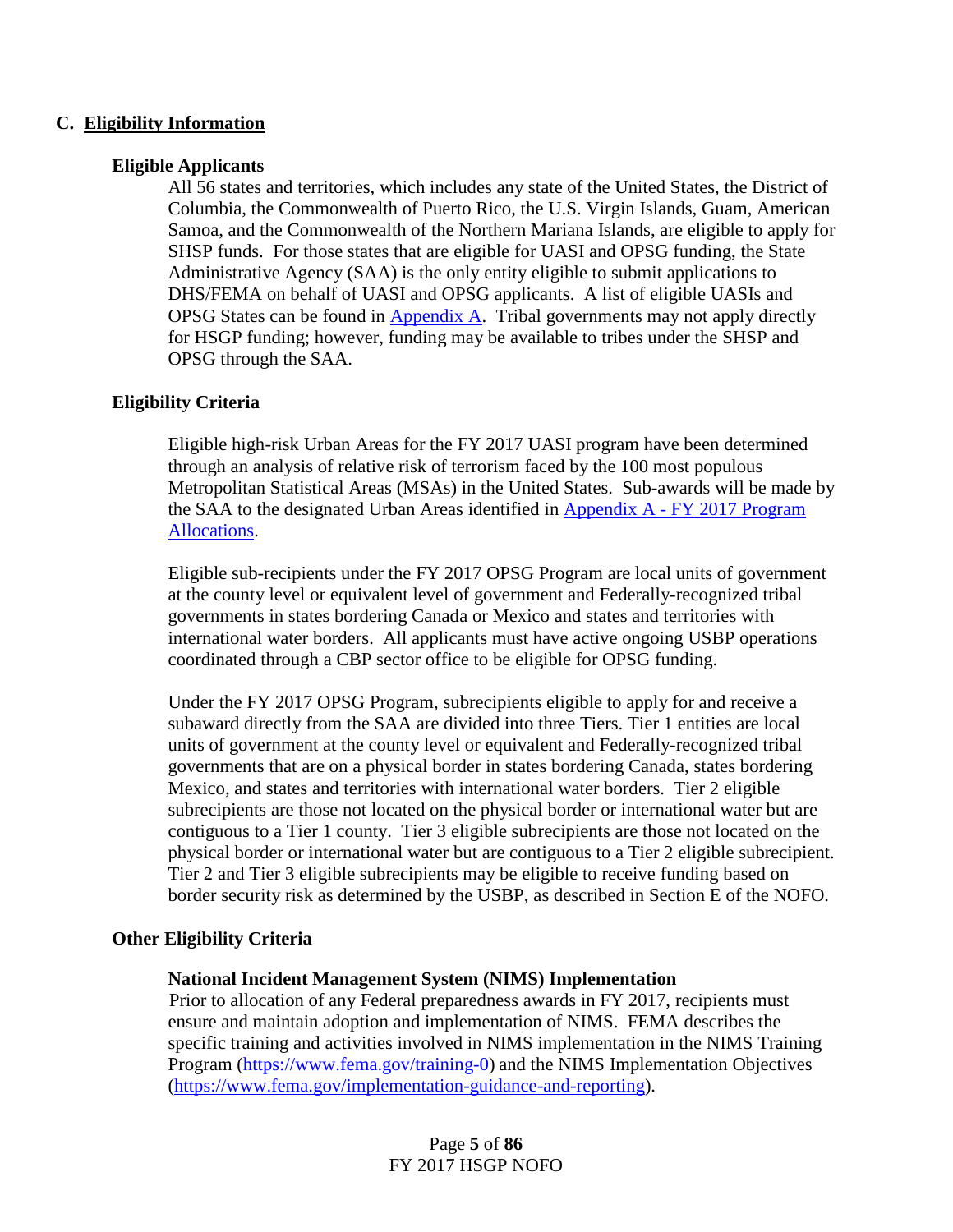## C. Eligibility Information

### Eligible Applicants

All 56 states and territories, which includes any state of the United States, the District of Columbia, the Commonwealth of Puerto Rico, the U.S. Virgin Islands, Guam, American Samoa, and the Commonwealth of the Northern Mariana Islands, are eligible to apply for SHSP funds. For those states that are eligible for UASI and OPSG funding, the State Administrative Agency (SAA) is the only entity eligible to submit applications to DHS/FEMA on behalf of UASI and OPSG applicants. A list of eligible UASIs and OPSG States can be found in [Appendix A](). Tribal governments may not apply directly for HSGP funding; however, funding may be available to tribes under the SHSP and OPSG through the SAA.

### Eligibility Criteria

Eligible high-risk Urban Areas for the FY 2017 UASI program have been determined through an analysis of relative risk of terrorism faced by the 100 most populous Metropolitan Statistical Areas (MSAs) in the United States. Sub-awards will be made by the SAA to the designated Urban Areas identified in [Appendix A - FY 2017 Program Allocations]().

Eligible sub-recipients under the FY 2017 OPSG Program are local units of government at the county level or equivalent level of government and Federally-recognized tribal governments in states bordering Canada or Mexico and states and territories with international water borders. All applicants must have active ongoing USBP operations coordinated through a CBP sector office to be eligible for OPSG funding.

Under the FY 2017 OPSG Program, subrecipients eligible to apply for and receive a subaward directly from the SAA are divided into three Tiers. Tier 1 entities are local units of government at the county level or equivalent and Federally-recognized tribal governments that are on a physical border in states bordering Canada, states bordering Mexico, and states and territories with international water borders. Tier 2 eligible subrecipients are those not located on the physical border or international water but are contiguous to a Tier 1 county. Tier 3 eligible subrecipients are those not located on the physical border or international water but are contiguous to a Tier 2 eligible subrecipient. Tier 2 and Tier 3 eligible subrecipients may be eligible to receive funding based on border security risk as determined by the USBP, as described in Section E of the NOFO.

### Other Eligibility Criteria

#### National Incident Management System (NIMS) Implementation

Prior to allocation of any Federal preparedness awards in FY 2017, recipients must ensure and maintain adoption and implementation of NIMS. FEMA describes the specific training and activities involved in NIMS implementation in the NIMS Training Program ([https://www.fema.gov/training-0](https://www.fema.gov/training-0)) and the NIMS Implementation Objectives ([https://www.fema.gov/implementation-guidance-and-reporting](https://www.fema.gov/implementation-guidance-and-reporting)).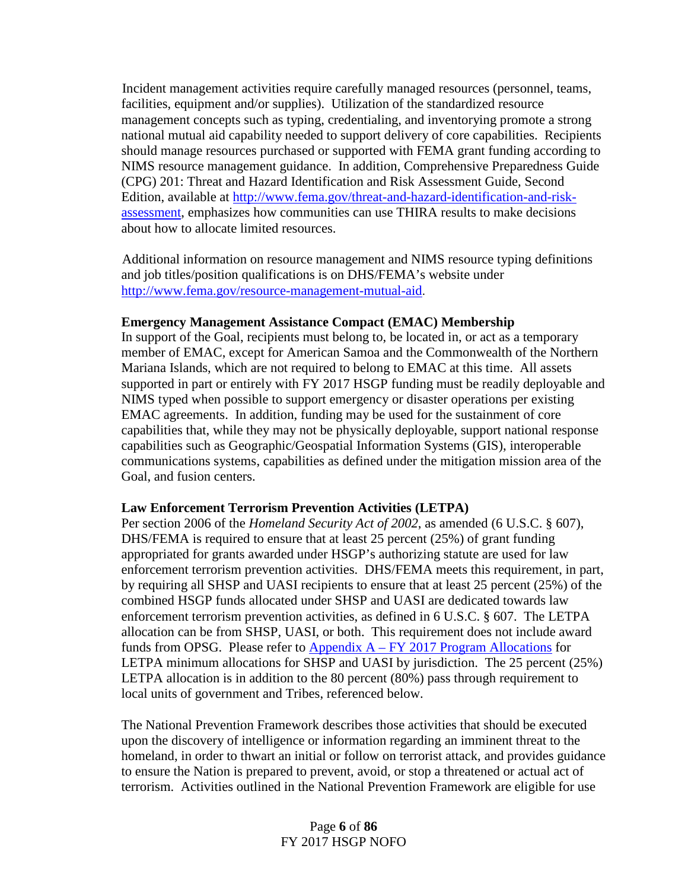Incident management activities require carefully managed resources (personnel, teams, facilities, equipment and/or supplies). Utilization of the standardized resource management concepts such as typing, credentialing, and inventorying promote a strong national mutual aid capability needed to support delivery of core capabilities. Recipients should manage resources purchased or supported with FEMA grant funding according to NIMS resource management guidance. In addition, Comprehensive Preparedness Guide (CPG) 201: Threat and Hazard Identification and Risk Assessment Guide, Second Edition, available at [http://www.fema.gov/threat-and-hazard-identification-and-risk-assessment](http://www.fema.gov/threat-and-hazard-identification-and-risk-assessment), emphasizes how communities can use THIRA results to make decisions about how to allocate limited resources.

Additional information on resource management and NIMS resource typing definitions and job titles/position qualifications is on DHS/FEMA's website under [http://www.fema.gov/resource-management-mutual-aid](http://www.fema.gov/resource-management-mutual-aid).

**Emergency Management Assistance Compact (EMAC) Membership**

In support of the Goal, recipients must belong to, be located in, or act as a temporary member of EMAC, except for American Samoa and the Commonwealth of the Northern Mariana Islands, which are not required to belong to EMAC at this time. All assets supported in part or entirely with FY 2017 HSGP funding must be readily deployable and NIMS typed when possible to support emergency or disaster operations per existing EMAC agreements. In addition, funding may be used for the sustainment of core capabilities that, while they may not be physically deployable, support national response capabilities such as Geographic/Geospatial Information Systems (GIS), interoperable communications systems, capabilities as defined under the mitigation mission area of the Goal, and fusion centers.

**Law Enforcement Terrorism Prevention Activities (LETPA)**

Per section 2006 of the *Homeland Security Act of 2002*, as amended (6 U.S.C. § 607), DHS/FEMA is required to ensure that at least 25 percent (25%) of grant funding appropriated for grants awarded under HSGP's authorizing statute are used for law enforcement terrorism prevention activities. DHS/FEMA meets this requirement, in part, by requiring all SHSP and UASI recipients to ensure that at least 25 percent (25%) of the combined HSGP funds allocated under SHSP and UASI are dedicated towards law enforcement terrorism prevention activities, as defined in 6 U.S.C. § 607. The LETPA allocation can be from SHSP, UASI, or both. This requirement does not include award funds from OPSG. Please refer to Appendix A – FY 2017 Program Allocations for LETPA minimum allocations for SHSP and UASI by jurisdiction. The 25 percent (25%) LETPA allocation is in addition to the 80 percent (80%) pass through requirement to local units of government and Tribes, referenced below.

The National Prevention Framework describes those activities that should be executed upon the discovery of intelligence or information regarding an imminent threat to the homeland, in order to thwart an initial or follow on terrorist attack, and provides guidance to ensure the Nation is prepared to prevent, avoid, or stop a threatened or actual act of terrorism. Activities outlined in the National Prevention Framework are eligible for use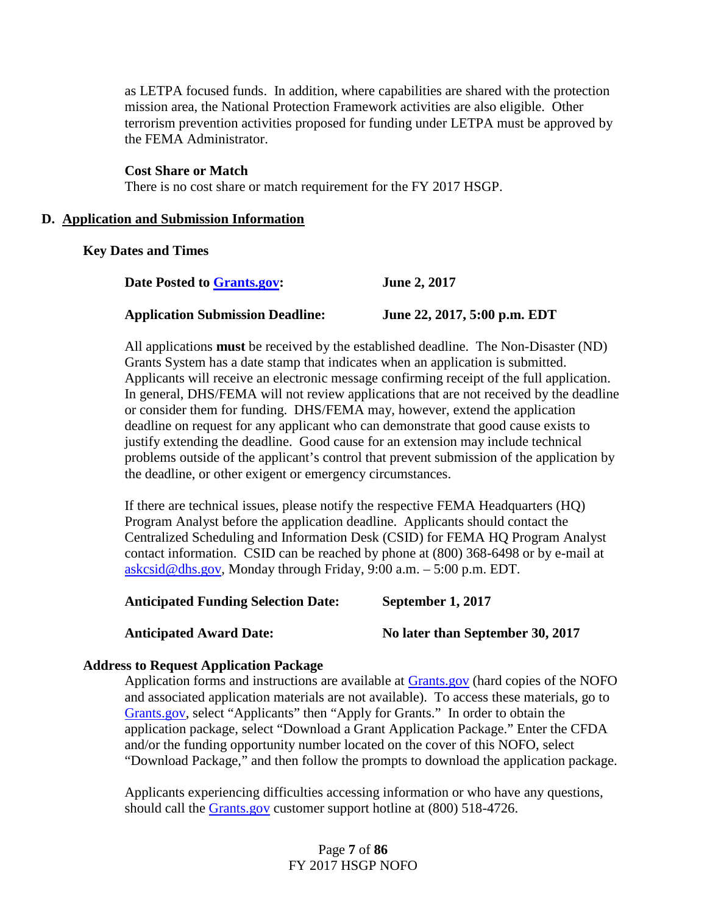as LETPA focused funds. In addition, where capabilities are shared with the protection mission area, the National Protection Framework activities are also eligible. Other terrorism prevention activities proposed for funding under LETPA must be approved by the FEMA Administrator.

**Cost Share or Match**

There is no cost share or match requirement for the FY 2017 HSGP.

## D. Application and Submission Information

### Key Dates and Times

**Date Posted to Grants.gov:** **June 2, 2017**

**Application Submission Deadline:** **June 22, 2017, 5:00 p.m. EDT**

All applications **must** be received by the established deadline. The Non-Disaster (ND) Grants System has a date stamp that indicates when an application is submitted. Applicants will receive an electronic message confirming receipt of the full application. In general, DHS/FEMA will not review applications that are not received by the deadline or consider them for funding. DHS/FEMA may, however, extend the application deadline on request for any applicant who can demonstrate that good cause exists to justify extending the deadline. Good cause for an extension may include technical problems outside of the applicant's control that prevent submission of the application by the deadline, or other exigent or emergency circumstances.

If there are technical issues, please notify the respective FEMA Headquarters (HQ) Program Analyst before the application deadline. Applicants should contact the Centralized Scheduling and Information Desk (CSID) for FEMA HQ Program Analyst contact information. CSID can be reached by phone at (800) 368-6498 or by e-mail at askcsid@dhs.gov, Monday through Friday, 9:00 a.m. – 5:00 p.m. EDT.

**Anticipated Funding Selection Date:** **September 1, 2017**

**Anticipated Award Date:** **No later than September 30, 2017**

### Address to Request Application Package

Application forms and instructions are available at Grants.gov (hard copies of the NOFO and associated application materials are not available). To access these materials, go to Grants.gov, select "Applicants" then "Apply for Grants." In order to obtain the application package, select "Download a Grant Application Package." Enter the CFDA and/or the funding opportunity number located on the cover of this NOFO, select "Download Package," and then follow the prompts to download the application package.

Applicants experiencing difficulties accessing information or who have any questions, should call the Grants.gov customer support hotline at (800) 518-4726.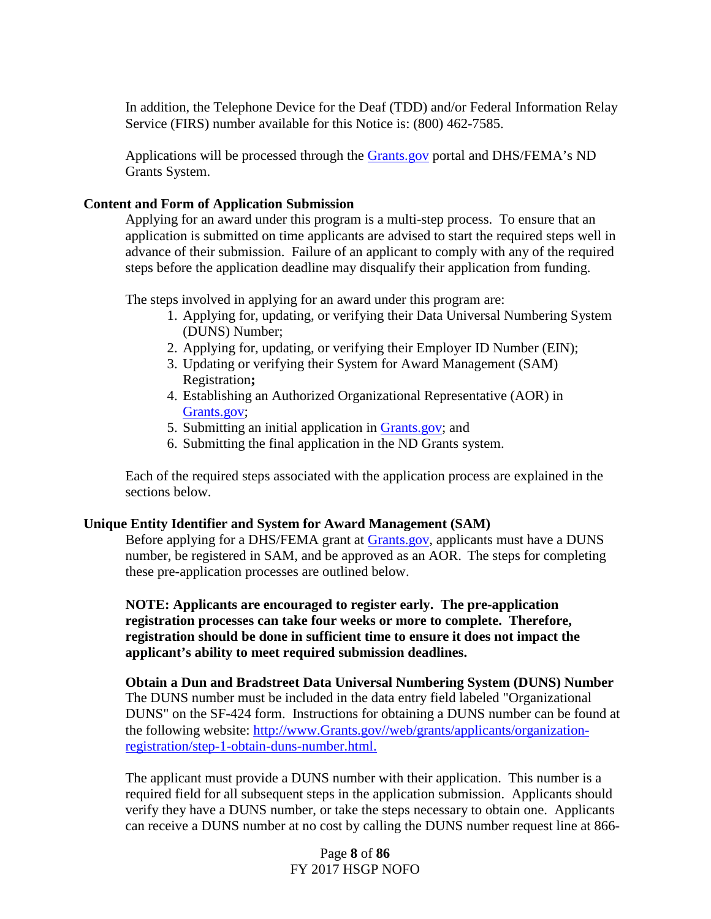In addition, the Telephone Device for the Deaf (TDD) and/or Federal Information Relay Service (FIRS) number available for this Notice is: (800) 462-7585.

Applications will be processed through the [Grants.gov](http://www.grants.gov) portal and DHS/FEMA's ND Grants System.

## Content and Form of Application Submission

Applying for an award under this program is a multi-step process. To ensure that an application is submitted on time applicants are advised to start the required steps well in advance of their submission. Failure of an applicant to comply with any of the required steps before the application deadline may disqualify their application from funding.

The steps involved in applying for an award under this program are:

1. Applying for, updating, or verifying their Data Universal Numbering System (DUNS) Number;
2. Applying for, updating, or verifying their Employer ID Number (EIN);
3. Updating or verifying their System for Award Management (SAM) Registration**;**
4. Establishing an Authorized Organizational Representative (AOR) in [Grants.gov](http://www.grants.gov);
5. Submitting an initial application in [Grants.gov](http://www.grants.gov); and
6. Submitting the final application in the ND Grants system.

Each of the required steps associated with the application process are explained in the sections below.

## Unique Entity Identifier and System for Award Management (SAM)

Before applying for a DHS/FEMA grant at [Grants.gov](http://www.grants.gov), applicants must have a DUNS number, be registered in SAM, and be approved as an AOR. The steps for completing these pre-application processes are outlined below.

**NOTE: Applicants are encouraged to register early. The pre-application registration processes can take four weeks or more to complete. Therefore, registration should be done in sufficient time to ensure it does not impact the applicant's ability to meet required submission deadlines.**

### Obtain a Dun and Bradstreet Data Universal Numbering System (DUNS) Number

The DUNS number must be included in the data entry field labeled "Organizational DUNS" on the SF-424 form. Instructions for obtaining a DUNS number can be found at the following website: [http://www.Grants.gov//web/grants/applicants/organization-registration/step-1-obtain-duns-number.html.](http://www.Grants.gov//web/grants/applicants/organization-registration/step-1-obtain-duns-number.html)

The applicant must provide a DUNS number with their application. This number is a required field for all subsequent steps in the application submission. Applicants should verify they have a DUNS number, or take the steps necessary to obtain one. Applicants can receive a DUNS number at no cost by calling the DUNS number request line at 866-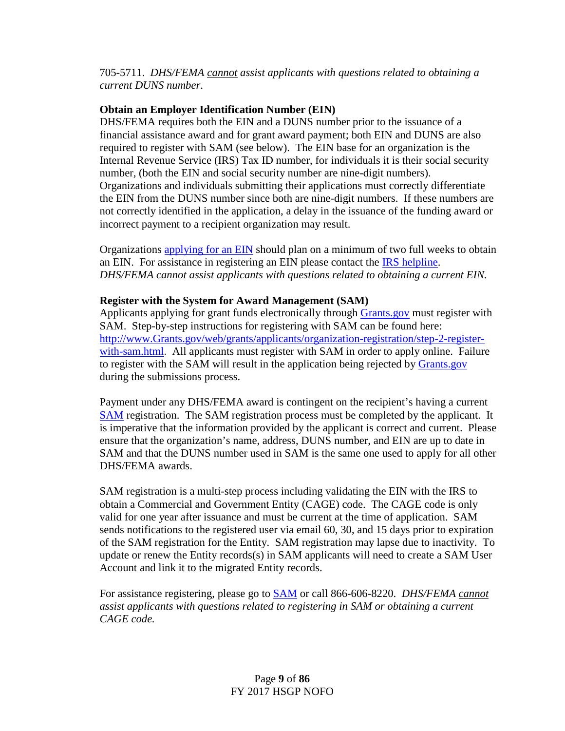705-5711. *DHS/FEMA* *cannot* *assist applicants with questions related to obtaining a current DUNS number*.

**Obtain an Employer Identification Number (EIN)**

DHS/FEMA requires both the EIN and a DUNS number prior to the issuance of a financial assistance award and for grant award payment; both EIN and DUNS are also required to register with SAM (see below). The EIN base for an organization is the Internal Revenue Service (IRS) Tax ID number, for individuals it is their social security number, (both the EIN and social security number are nine-digit numbers). Organizations and individuals submitting their applications must correctly differentiate the EIN from the DUNS number since both are nine-digit numbers. If these numbers are not correctly identified in the application, a delay in the issuance of the funding award or incorrect payment to a recipient organization may result.

Organizations applying for an EIN should plan on a minimum of two full weeks to obtain an EIN. For assistance in registering an EIN please contact the IRS helpline. *DHS/FEMA* *cannot* *assist applicants with questions related to obtaining a current EIN.*

**Register with the System for Award Management (SAM)**

Applicants applying for grant funds electronically through Grants.gov must register with SAM. Step-by-step instructions for registering with SAM can be found here: http://www.Grants.gov/web/grants/applicants/organization-registration/step-2-register-with-sam.html. All applicants must register with SAM in order to apply online. Failure to register with the SAM will result in the application being rejected by Grants.gov during the submissions process.

Payment under any DHS/FEMA award is contingent on the recipient's having a current SAM registration. The SAM registration process must be completed by the applicant. It is imperative that the information provided by the applicant is correct and current. Please ensure that the organization's name, address, DUNS number, and EIN are up to date in SAM and that the DUNS number used in SAM is the same one used to apply for all other DHS/FEMA awards.

SAM registration is a multi-step process including validating the EIN with the IRS to obtain a Commercial and Government Entity (CAGE) code. The CAGE code is only valid for one year after issuance and must be current at the time of application. SAM sends notifications to the registered user via email 60, 30, and 15 days prior to expiration of the SAM registration for the Entity. SAM registration may lapse due to inactivity. To update or renew the Entity records(s) in SAM applicants will need to create a SAM User Account and link it to the migrated Entity records.

For assistance registering, please go to SAM or call 866-606-8220. *DHS/FEMA* *cannot* *assist applicants with questions related to registering in SAM or obtaining a current CAGE code.*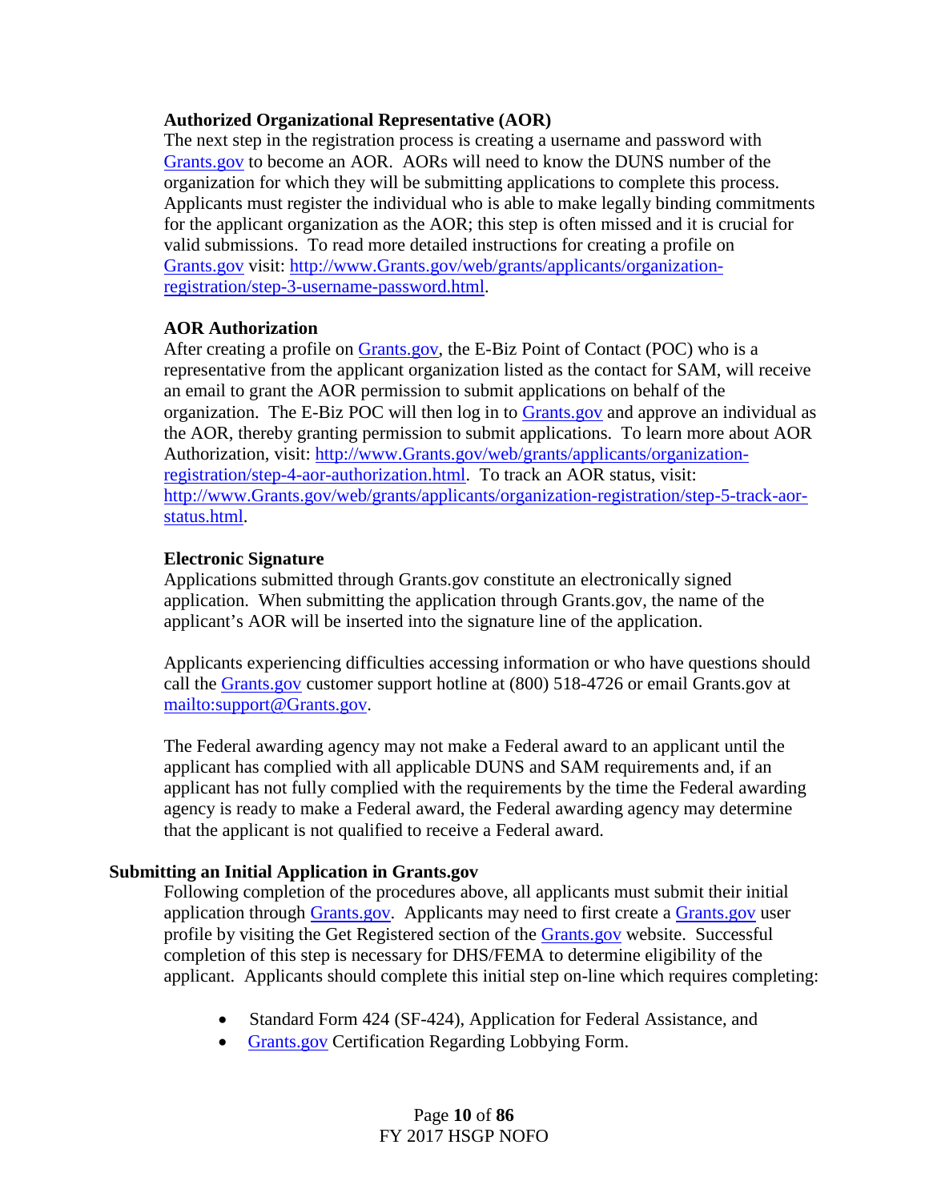**Authorized Organizational Representative (AOR)**

The next step in the registration process is creating a username and password with Grants.gov to become an AOR. AORs will need to know the DUNS number of the organization for which they will be submitting applications to complete this process. Applicants must register the individual who is able to make legally binding commitments for the applicant organization as the AOR; this step is often missed and it is crucial for valid submissions. To read more detailed instructions for creating a profile on Grants.gov visit: http://www.Grants.gov/web/grants/applicants/organization-registration/step-3-username-password.html.

**AOR Authorization**

After creating a profile on Grants.gov, the E-Biz Point of Contact (POC) who is a representative from the applicant organization listed as the contact for SAM, will receive an email to grant the AOR permission to submit applications on behalf of the organization. The E-Biz POC will then log in to Grants.gov and approve an individual as the AOR, thereby granting permission to submit applications. To learn more about AOR Authorization, visit: http://www.Grants.gov/web/grants/applicants/organization-registration/step-4-aor-authorization.html. To track an AOR status, visit: http://www.Grants.gov/web/grants/applicants/organization-registration/step-5-track-aor-status.html.

**Electronic Signature**

Applications submitted through Grants.gov constitute an electronically signed application. When submitting the application through Grants.gov, the name of the applicant's AOR will be inserted into the signature line of the application.

Applicants experiencing difficulties accessing information or who have questions should call the Grants.gov customer support hotline at (800) 518-4726 or email Grants.gov at mailto:support@Grants.gov.

The Federal awarding agency may not make a Federal award to an applicant until the applicant has complied with all applicable DUNS and SAM requirements and, if an applicant has not fully complied with the requirements by the time the Federal awarding agency is ready to make a Federal award, the Federal awarding agency may determine that the applicant is not qualified to receive a Federal award.

**Submitting an Initial Application in Grants.gov**

Following completion of the procedures above, all applicants must submit their initial application through Grants.gov. Applicants may need to first create a Grants.gov user profile by visiting the Get Registered section of the Grants.gov website. Successful completion of this step is necessary for DHS/FEMA to determine eligibility of the applicant. Applicants should complete this initial step on-line which requires completing:

- Standard Form 424 (SF-424), Application for Federal Assistance, and
- Grants.gov Certification Regarding Lobbying Form.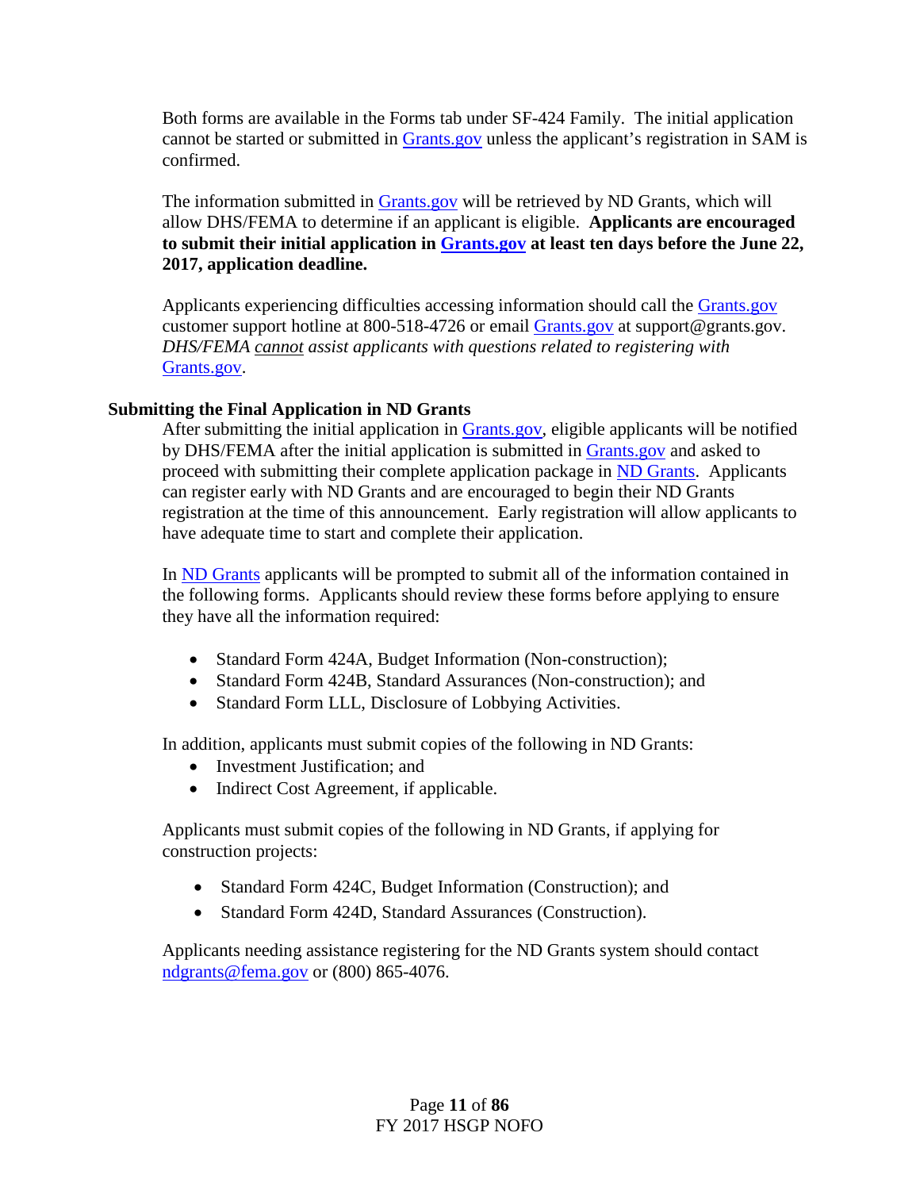Both forms are available in the Forms tab under SF-424 Family. The initial application cannot be started or submitted in Grants.gov unless the applicant's registration in SAM is confirmed.

The information submitted in Grants.gov will be retrieved by ND Grants, which will allow DHS/FEMA to determine if an applicant is eligible. **Applicants are encouraged to submit their initial application in Grants.gov at least ten days before the June 22, 2017, application deadline.**

Applicants experiencing difficulties accessing information should call the Grants.gov customer support hotline at 800-518-4726 or email Grants.gov at support@grants.gov. *DHS/FEMA cannot assist applicants with questions related to registering with* Grants.gov.

### Submitting the Final Application in ND Grants

After submitting the initial application in Grants.gov, eligible applicants will be notified by DHS/FEMA after the initial application is submitted in Grants.gov and asked to proceed with submitting their complete application package in ND Grants. Applicants can register early with ND Grants and are encouraged to begin their ND Grants registration at the time of this announcement. Early registration will allow applicants to have adequate time to start and complete their application.

In ND Grants applicants will be prompted to submit all of the information contained in the following forms. Applicants should review these forms before applying to ensure they have all the information required:

- Standard Form 424A, Budget Information (Non-construction);
- Standard Form 424B, Standard Assurances (Non-construction); and
- Standard Form LLL, Disclosure of Lobbying Activities.

In addition, applicants must submit copies of the following in ND Grants:

- Investment Justification; and
- Indirect Cost Agreement, if applicable.

Applicants must submit copies of the following in ND Grants, if applying for construction projects:

- Standard Form 424C, Budget Information (Construction); and
- Standard Form 424D, Standard Assurances (Construction).

Applicants needing assistance registering for the ND Grants system should contact ndgrants@fema.gov or (800) 865-4076.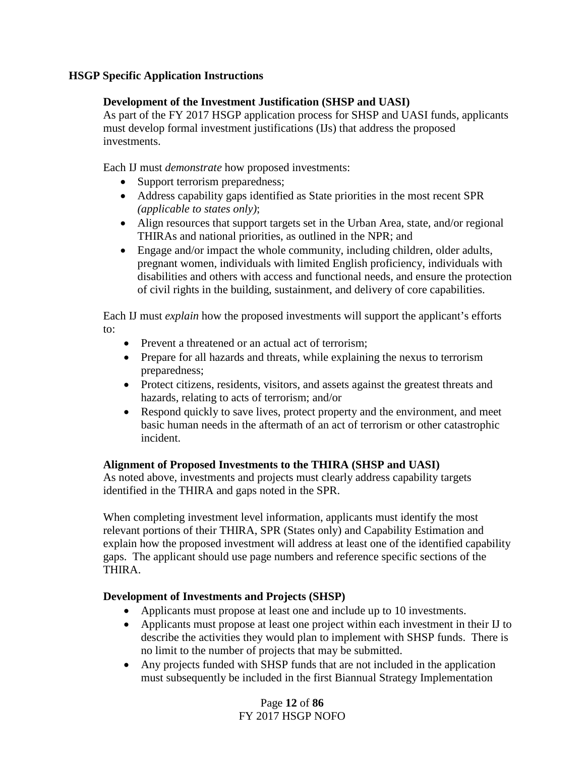## HSGP Specific Application Instructions

### Development of the Investment Justification (SHSP and UASI)

As part of the FY 2017 HSGP application process for SHSP and UASI funds, applicants must develop formal investment justifications (IJs) that address the proposed investments.

Each IJ must *demonstrate* how proposed investments:

- Support terrorism preparedness;
- Address capability gaps identified as State priorities in the most recent SPR *(applicable to states only)*;
- Align resources that support targets set in the Urban Area, state, and/or regional THIRAs and national priorities, as outlined in the NPR; and
- Engage and/or impact the whole community, including children, older adults, pregnant women, individuals with limited English proficiency, individuals with disabilities and others with access and functional needs, and ensure the protection of civil rights in the building, sustainment, and delivery of core capabilities.

Each IJ must *explain* how the proposed investments will support the applicant's efforts to:

- Prevent a threatened or an actual act of terrorism;
- Prepare for all hazards and threats, while explaining the nexus to terrorism preparedness;
- Protect citizens, residents, visitors, and assets against the greatest threats and hazards, relating to acts of terrorism; and/or
- Respond quickly to save lives, protect property and the environment, and meet basic human needs in the aftermath of an act of terrorism or other catastrophic incident.

### Alignment of Proposed Investments to the THIRA (SHSP and UASI)

As noted above, investments and projects must clearly address capability targets identified in the THIRA and gaps noted in the SPR.

When completing investment level information, applicants must identify the most relevant portions of their THIRA, SPR (States only) and Capability Estimation and explain how the proposed investment will address at least one of the identified capability gaps. The applicant should use page numbers and reference specific sections of the THIRA.

### Development of Investments and Projects (SHSP)

- Applicants must propose at least one and include up to 10 investments.
- Applicants must propose at least one project within each investment in their IJ to describe the activities they would plan to implement with SHSP funds. There is no limit to the number of projects that may be submitted.
- Any projects funded with SHSP funds that are not included in the application must subsequently be included in the first Biannual Strategy Implementation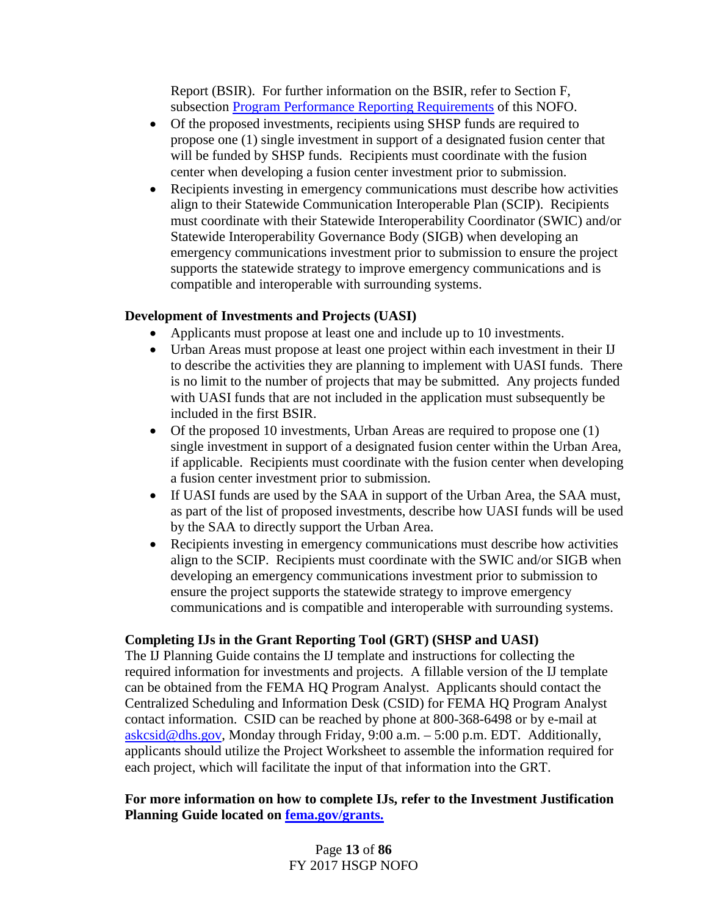Report (BSIR). For further information on the BSIR, refer to Section F, subsection [Program Performance Reporting Requirements](#) of this NOFO.

- Of the proposed investments, recipients using SHSP funds are required to propose one (1) single investment in support of a designated fusion center that will be funded by SHSP funds. Recipients must coordinate with the fusion center when developing a fusion center investment prior to submission.
- Recipients investing in emergency communications must describe how activities align to their Statewide Communication Interoperable Plan (SCIP). Recipients must coordinate with their Statewide Interoperability Coordinator (SWIC) and/or Statewide Interoperability Governance Body (SIGB) when developing an emergency communications investment prior to submission to ensure the project supports the statewide strategy to improve emergency communications and is compatible and interoperable with surrounding systems.

**Development of Investments and Projects (UASI)**

- Applicants must propose at least one and include up to 10 investments.
- Urban Areas must propose at least one project within each investment in their IJ to describe the activities they are planning to implement with UASI funds. There is no limit to the number of projects that may be submitted. Any projects funded with UASI funds that are not included in the application must subsequently be included in the first BSIR.
- Of the proposed 10 investments, Urban Areas are required to propose one (1) single investment in support of a designated fusion center within the Urban Area, if applicable. Recipients must coordinate with the fusion center when developing a fusion center investment prior to submission.
- If UASI funds are used by the SAA in support of the Urban Area, the SAA must, as part of the list of proposed investments, describe how UASI funds will be used by the SAA to directly support the Urban Area.
- Recipients investing in emergency communications must describe how activities align to the SCIP. Recipients must coordinate with the SWIC and/or SIGB when developing an emergency communications investment prior to submission to ensure the project supports the statewide strategy to improve emergency communications and is compatible and interoperable with surrounding systems.

**Completing IJs in the Grant Reporting Tool (GRT) (SHSP and UASI)**

The IJ Planning Guide contains the IJ template and instructions for collecting the required information for investments and projects. A fillable version of the IJ template can be obtained from the FEMA HQ Program Analyst. Applicants should contact the Centralized Scheduling and Information Desk (CSID) for FEMA HQ Program Analyst contact information. CSID can be reached by phone at 800-368-6498 or by e-mail at [askcsid@dhs.gov](mailto:askcsid@dhs.gov), Monday through Friday, 9:00 a.m. – 5:00 p.m. EDT. Additionally, applicants should utilize the Project Worksheet to assemble the information required for each project, which will facilitate the input of that information into the GRT.

**For more information on how to complete IJs, refer to the Investment Justification Planning Guide located on [fema.gov/grants.](https://www.fema.gov/grants)**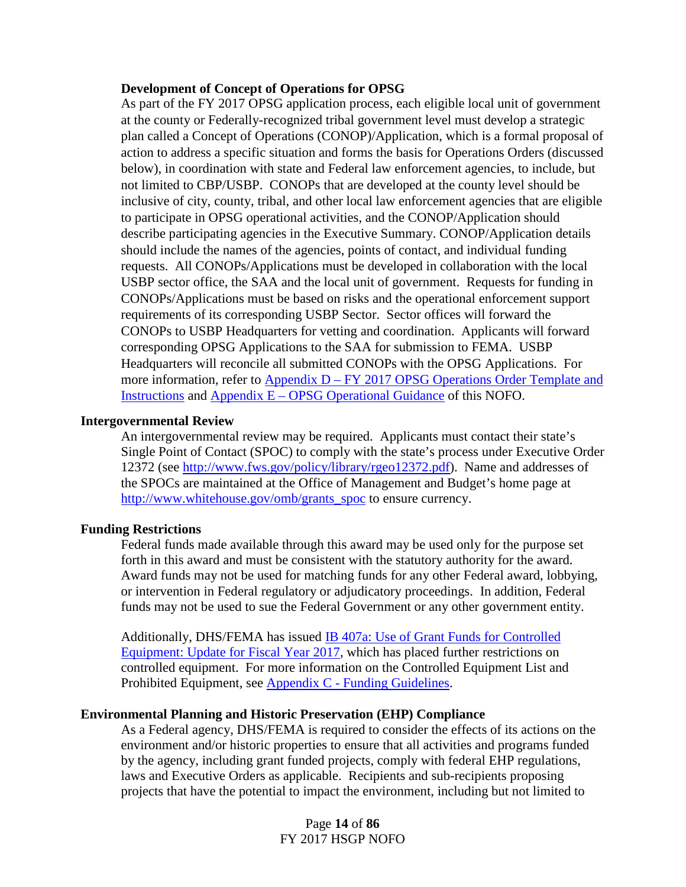**Development of Concept of Operations for OPSG**

As part of the FY 2017 OPSG application process, each eligible local unit of government at the county or Federally-recognized tribal government level must develop a strategic plan called a Concept of Operations (CONOP)/Application, which is a formal proposal of action to address a specific situation and forms the basis for Operations Orders (discussed below), in coordination with state and Federal law enforcement agencies, to include, but not limited to CBP/USBP. CONOPs that are developed at the county level should be inclusive of city, county, tribal, and other local law enforcement agencies that are eligible to participate in OPSG operational activities, and the CONOP/Application should describe participating agencies in the Executive Summary. CONOP/Application details should include the names of the agencies, points of contact, and individual funding requests. All CONOPs/Applications must be developed in collaboration with the local USBP sector office, the SAA and the local unit of government. Requests for funding in CONOPs/Applications must be based on risks and the operational enforcement support requirements of its corresponding USBP Sector. Sector offices will forward the CONOPs to USBP Headquarters for vetting and coordination. Applicants will forward corresponding OPSG Applications to the SAA for submission to FEMA. USBP Headquarters will reconcile all submitted CONOPs with the OPSG Applications. For more information, refer to [Appendix D – FY 2017 OPSG Operations Order Template and Instructions]() and [Appendix E – OPSG Operational Guidance]() of this NOFO.

## Intergovernmental Review

An intergovernmental review may be required. Applicants must contact their state's Single Point of Contact (SPOC) to comply with the state's process under Executive Order 12372 (see http://www.fws.gov/policy/library/rgeo12372.pdf). Name and addresses of the SPOCs are maintained at the Office of Management and Budget's home page at http://www.whitehouse.gov/omb/grants_spoc to ensure currency.

## Funding Restrictions

Federal funds made available through this award may be used only for the purpose set forth in this award and must be consistent with the statutory authority for the award. Award funds may not be used for matching funds for any other Federal award, lobbying, or intervention in Federal regulatory or adjudicatory proceedings. In addition, Federal funds may not be used to sue the Federal Government or any other government entity.

Additionally, DHS/FEMA has issued [IB 407a: Use of Grant Funds for Controlled Equipment: Update for Fiscal Year 2017](), which has placed further restrictions on controlled equipment. For more information on the Controlled Equipment List and Prohibited Equipment, see [Appendix C - Funding Guidelines]().

## Environmental Planning and Historic Preservation (EHP) Compliance

As a Federal agency, DHS/FEMA is required to consider the effects of its actions on the environment and/or historic properties to ensure that all activities and programs funded by the agency, including grant funded projects, comply with federal EHP regulations, laws and Executive Orders as applicable. Recipients and sub-recipients proposing projects that have the potential to impact the environment, including but not limited to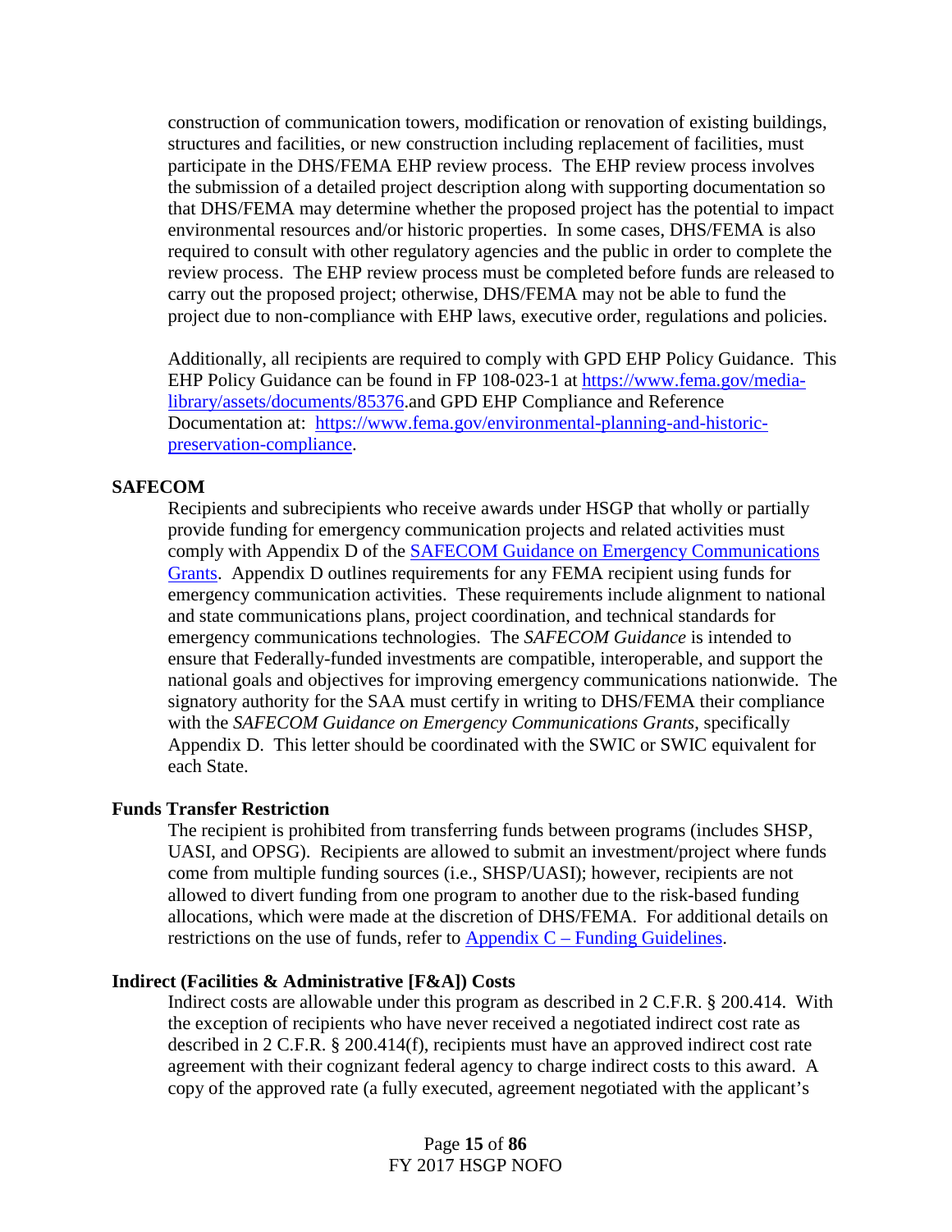construction of communication towers, modification or renovation of existing buildings, structures and facilities, or new construction including replacement of facilities, must participate in the DHS/FEMA EHP review process. The EHP review process involves the submission of a detailed project description along with supporting documentation so that DHS/FEMA may determine whether the proposed project has the potential to impact environmental resources and/or historic properties. In some cases, DHS/FEMA is also required to consult with other regulatory agencies and the public in order to complete the review process. The EHP review process must be completed before funds are released to carry out the proposed project; otherwise, DHS/FEMA may not be able to fund the project due to non-compliance with EHP laws, executive order, regulations and policies.

Additionally, all recipients are required to comply with GPD EHP Policy Guidance. This EHP Policy Guidance can be found in FP 108-023-1 at [https://www.fema.gov/media-library/assets/documents/85376](https://www.fema.gov/media-library/assets/documents/85376).and GPD EHP Compliance and Reference Documentation at: [https://www.fema.gov/environmental-planning-and-historic-preservation-compliance](https://www.fema.gov/environmental-planning-and-historic-preservation-compliance).

**SAFECOM**

Recipients and subrecipients who receive awards under HSGP that wholly or partially provide funding for emergency communication projects and related activities must comply with Appendix D of the SAFECOM Guidance on Emergency Communications Grants. Appendix D outlines requirements for any FEMA recipient using funds for emergency communication activities. These requirements include alignment to national and state communications plans, project coordination, and technical standards for emergency communications technologies. The *SAFECOM Guidance* is intended to ensure that Federally-funded investments are compatible, interoperable, and support the national goals and objectives for improving emergency communications nationwide. The signatory authority for the SAA must certify in writing to DHS/FEMA their compliance with the *SAFECOM Guidance on Emergency Communications Grants*, specifically Appendix D. This letter should be coordinated with the SWIC or SWIC equivalent for each State.

**Funds Transfer Restriction**

The recipient is prohibited from transferring funds between programs (includes SHSP, UASI, and OPSG). Recipients are allowed to submit an investment/project where funds come from multiple funding sources (i.e., SHSP/UASI); however, recipients are not allowed to divert funding from one program to another due to the risk-based funding allocations, which were made at the discretion of DHS/FEMA. For additional details on restrictions on the use of funds, refer to Appendix C – Funding Guidelines.

**Indirect (Facilities & Administrative [F&A]) Costs**

Indirect costs are allowable under this program as described in 2 C.F.R. § 200.414. With the exception of recipients who have never received a negotiated indirect cost rate as described in 2 C.F.R. § 200.414(f), recipients must have an approved indirect cost rate agreement with their cognizant federal agency to charge indirect costs to this award. A copy of the approved rate (a fully executed, agreement negotiated with the applicant's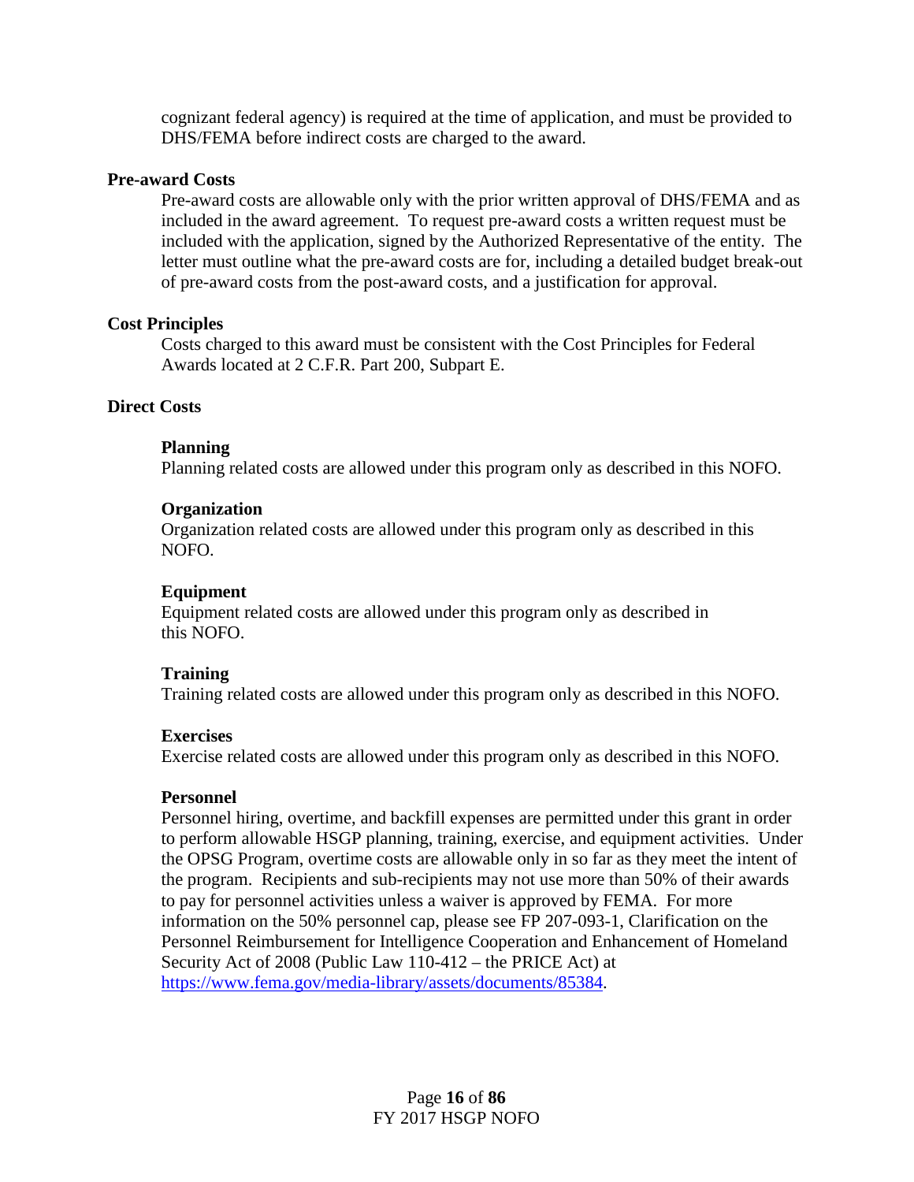cognizant federal agency) is required at the time of application, and must be provided to DHS/FEMA before indirect costs are charged to the award.

**Pre-award Costs**

Pre-award costs are allowable only with the prior written approval of DHS/FEMA and as included in the award agreement. To request pre-award costs a written request must be included with the application, signed by the Authorized Representative of the entity. The letter must outline what the pre-award costs are for, including a detailed budget break-out of pre-award costs from the post-award costs, and a justification for approval.

**Cost Principles**

Costs charged to this award must be consistent with the Cost Principles for Federal Awards located at 2 C.F.R. Part 200, Subpart E.

**Direct Costs**

**Planning**

Planning related costs are allowed under this program only as described in this NOFO.

**Organization**

Organization related costs are allowed under this program only as described in this NOFO.

**Equipment**

Equipment related costs are allowed under this program only as described in this NOFO.

**Training**

Training related costs are allowed under this program only as described in this NOFO.

**Exercises**

Exercise related costs are allowed under this program only as described in this NOFO.

**Personnel**

Personnel hiring, overtime, and backfill expenses are permitted under this grant in order to perform allowable HSGP planning, training, exercise, and equipment activities. Under the OPSG Program, overtime costs are allowable only in so far as they meet the intent of the program. Recipients and sub-recipients may not use more than 50% of their awards to pay for personnel activities unless a waiver is approved by FEMA. For more information on the 50% personnel cap, please see FP 207-093-1, Clarification on the Personnel Reimbursement for Intelligence Cooperation and Enhancement of Homeland Security Act of 2008 (Public Law 110-412 – the PRICE Act) at https://www.fema.gov/media-library/assets/documents/85384.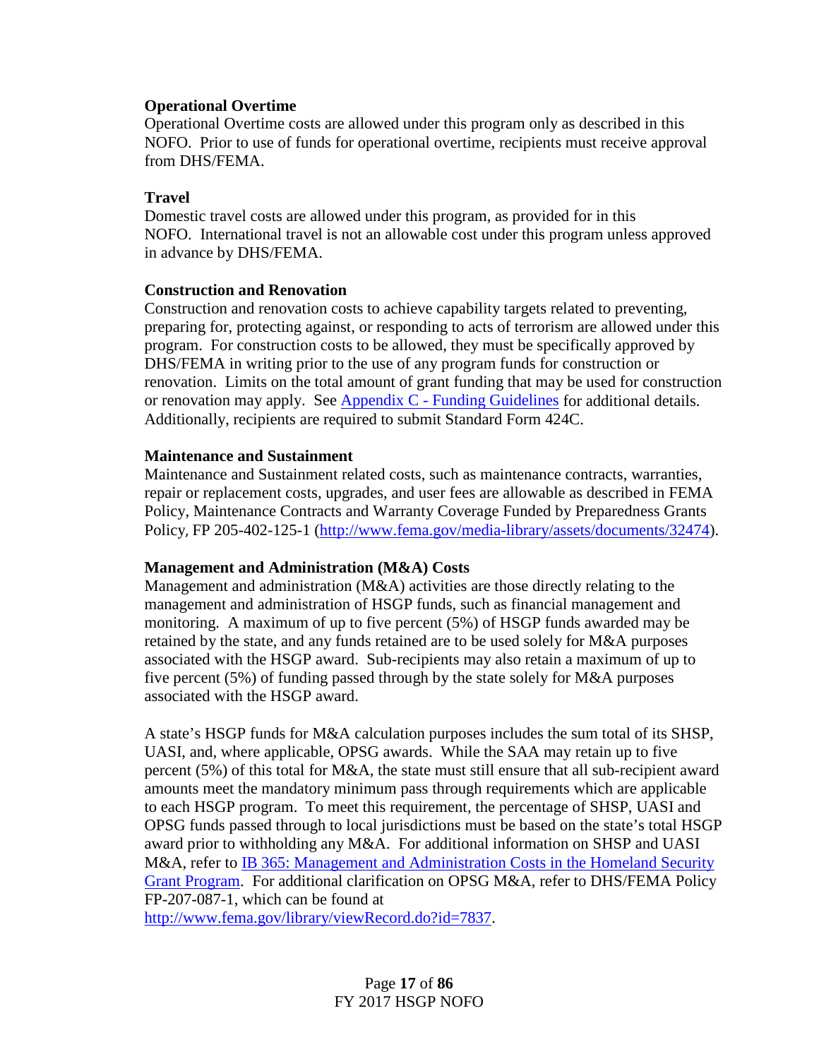**Operational Overtime**

Operational Overtime costs are allowed under this program only as described in this NOFO. Prior to use of funds for operational overtime, recipients must receive approval from DHS/FEMA.

**Travel**

Domestic travel costs are allowed under this program, as provided for in this NOFO. International travel is not an allowable cost under this program unless approved in advance by DHS/FEMA.

**Construction and Renovation**

Construction and renovation costs to achieve capability targets related to preventing, preparing for, protecting against, or responding to acts of terrorism are allowed under this program. For construction costs to be allowed, they must be specifically approved by DHS/FEMA in writing prior to the use of any program funds for construction or renovation. Limits on the total amount of grant funding that may be used for construction or renovation may apply. See [Appendix C - Funding Guidelines] for additional details. Additionally, recipients are required to submit Standard Form 424C.

**Maintenance and Sustainment**

Maintenance and Sustainment related costs, such as maintenance contracts, warranties, repair or replacement costs, upgrades, and user fees are allowable as described in FEMA Policy, Maintenance Contracts and Warranty Coverage Funded by Preparedness Grants Policy, FP 205-402-125-1 (http://www.fema.gov/media-library/assets/documents/32474).

**Management and Administration (M&A) Costs**

Management and administration (M&A) activities are those directly relating to the management and administration of HSGP funds, such as financial management and monitoring. A maximum of up to five percent (5%) of HSGP funds awarded may be retained by the state, and any funds retained are to be used solely for M&A purposes associated with the HSGP award. Sub-recipients may also retain a maximum of up to five percent (5%) of funding passed through by the state solely for M&A purposes associated with the HSGP award.

A state's HSGP funds for M&A calculation purposes includes the sum total of its SHSP, UASI, and, where applicable, OPSG awards. While the SAA may retain up to five percent (5%) of this total for M&A, the state must still ensure that all sub-recipient award amounts meet the mandatory minimum pass through requirements which are applicable to each HSGP program. To meet this requirement, the percentage of SHSP, UASI and OPSG funds passed through to local jurisdictions must be based on the state's total HSGP award prior to withholding any M&A. For additional information on SHSP and UASI M&A, refer to IB 365: Management and Administration Costs in the Homeland Security Grant Program. For additional clarification on OPSG M&A, refer to DHS/FEMA Policy FP-207-087-1, which can be found at http://www.fema.gov/library/viewRecord.do?id=7837.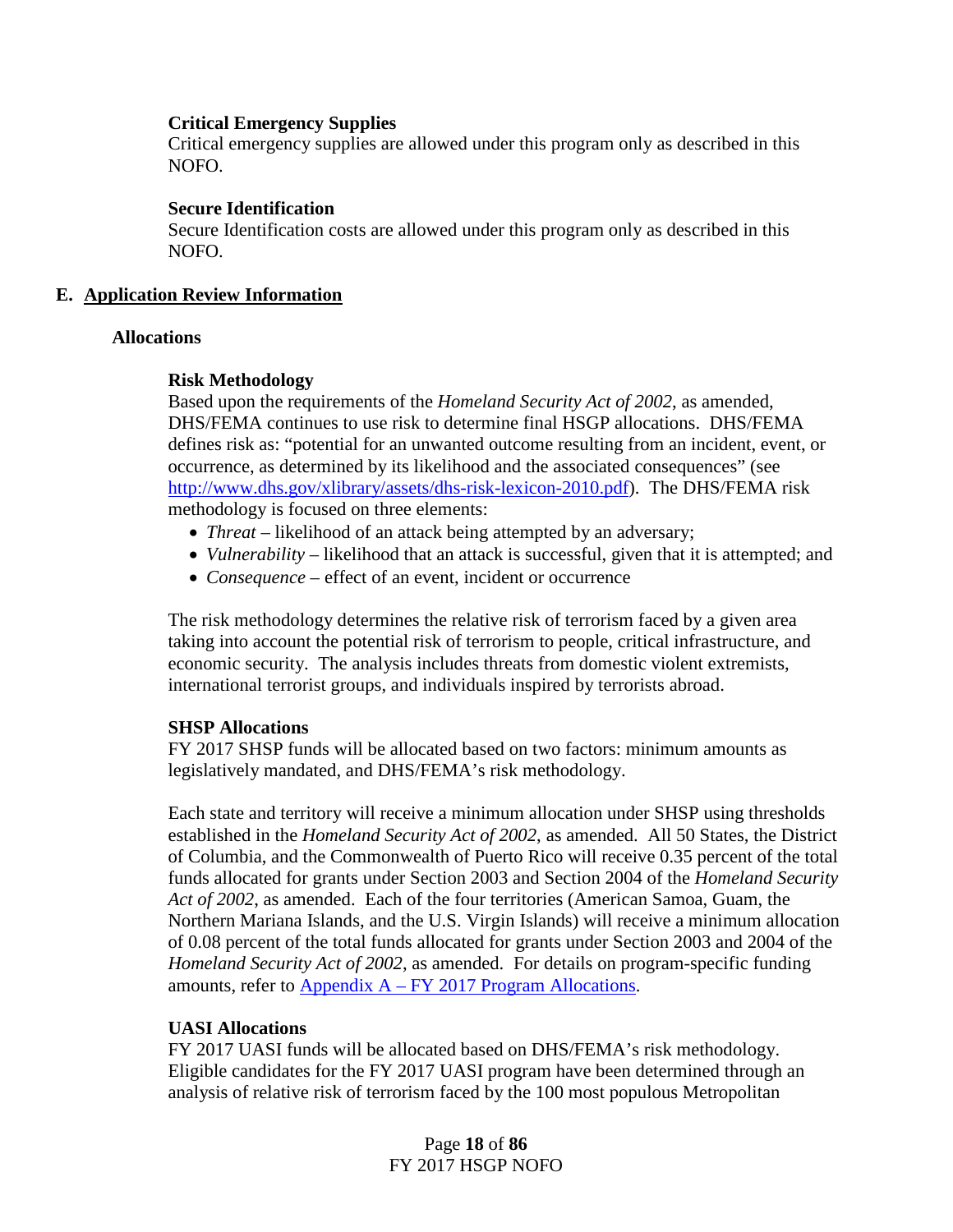**Critical Emergency Supplies**

Critical emergency supplies are allowed under this program only as described in this NOFO.

**Secure Identification**

Secure Identification costs are allowed under this program only as described in this NOFO.

## E. Application Review Information

### Allocations

**Risk Methodology**

Based upon the requirements of the *Homeland Security Act of 2002*, as amended, DHS/FEMA continues to use risk to determine final HSGP allocations. DHS/FEMA defines risk as: "potential for an unwanted outcome resulting from an incident, event, or occurrence, as determined by its likelihood and the associated consequences" (see http://www.dhs.gov/xlibrary/assets/dhs-risk-lexicon-2010.pdf). The DHS/FEMA risk methodology is focused on three elements:

- *Threat* – likelihood of an attack being attempted by an adversary;
- *Vulnerability* – likelihood that an attack is successful, given that it is attempted; and
- *Consequence* – effect of an event, incident or occurrence

The risk methodology determines the relative risk of terrorism faced by a given area taking into account the potential risk of terrorism to people, critical infrastructure, and economic security. The analysis includes threats from domestic violent extremists, international terrorist groups, and individuals inspired by terrorists abroad.

**SHSP Allocations**

FY 2017 SHSP funds will be allocated based on two factors: minimum amounts as legislatively mandated, and DHS/FEMA's risk methodology.

Each state and territory will receive a minimum allocation under SHSP using thresholds established in the *Homeland Security Act of 2002*, as amended. All 50 States, the District of Columbia, and the Commonwealth of Puerto Rico will receive 0.35 percent of the total funds allocated for grants under Section 2003 and Section 2004 of the *Homeland Security Act of 2002*, as amended. Each of the four territories (American Samoa, Guam, the Northern Mariana Islands, and the U.S. Virgin Islands) will receive a minimum allocation of 0.08 percent of the total funds allocated for grants under Section 2003 and 2004 of the *Homeland Security Act of 2002*, as amended. For details on program-specific funding amounts, refer to Appendix A – FY 2017 Program Allocations.

**UASI Allocations**

FY 2017 UASI funds will be allocated based on DHS/FEMA's risk methodology. Eligible candidates for the FY 2017 UASI program have been determined through an analysis of relative risk of terrorism faced by the 100 most populous Metropolitan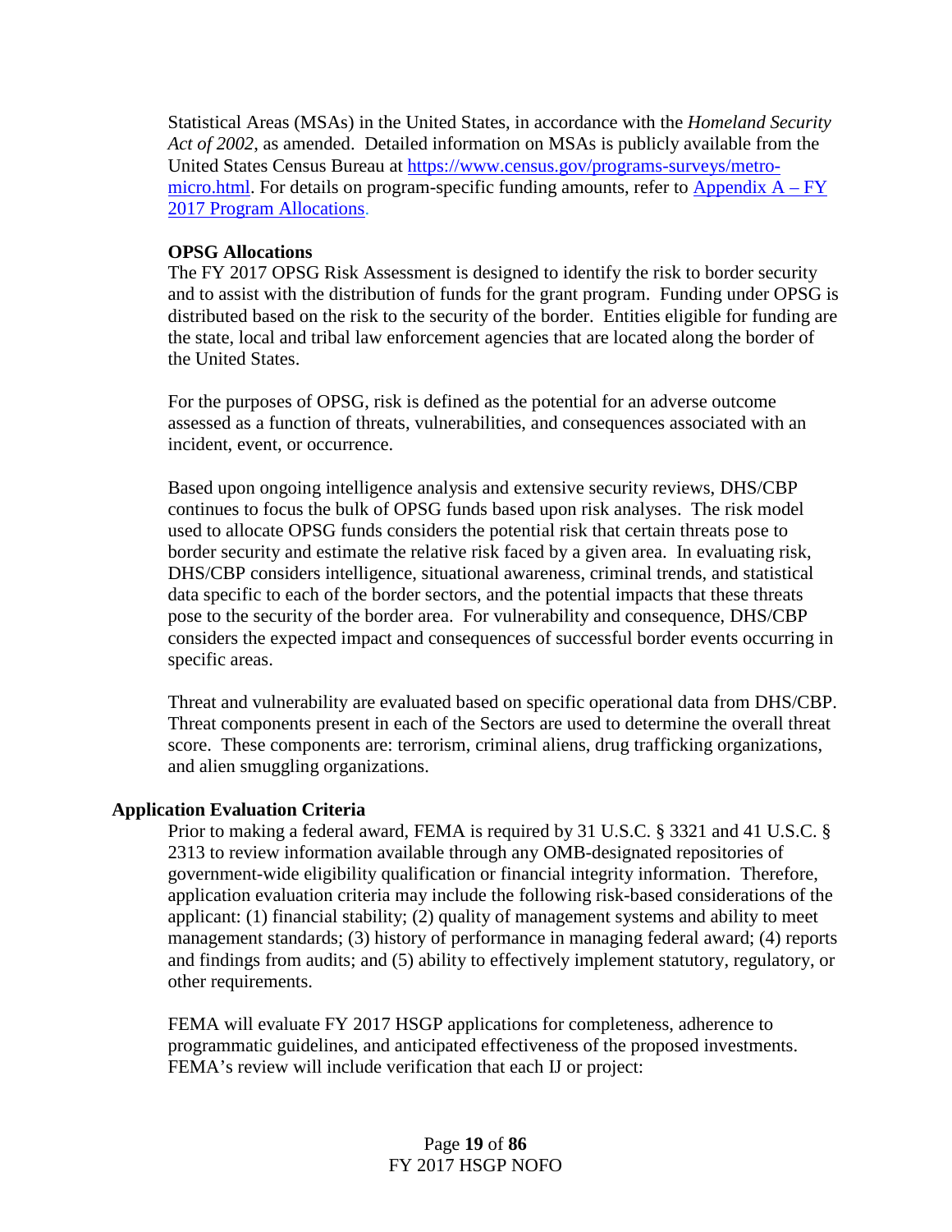Statistical Areas (MSAs) in the United States, in accordance with the *Homeland Security Act of 2002*, as amended. Detailed information on MSAs is publicly available from the United States Census Bureau at [https://www.census.gov/programs-surveys/metro-micro.html](https://www.census.gov/programs-surveys/metro-micro.html). For details on program-specific funding amounts, refer to [Appendix A – FY 2017 Program Allocations](#).

**OPSG Allocations**

The FY 2017 OPSG Risk Assessment is designed to identify the risk to border security and to assist with the distribution of funds for the grant program. Funding under OPSG is distributed based on the risk to the security of the border. Entities eligible for funding are the state, local and tribal law enforcement agencies that are located along the border of the United States.

For the purposes of OPSG, risk is defined as the potential for an adverse outcome assessed as a function of threats, vulnerabilities, and consequences associated with an incident, event, or occurrence.

Based upon ongoing intelligence analysis and extensive security reviews, DHS/CBP continues to focus the bulk of OPSG funds based upon risk analyses. The risk model used to allocate OPSG funds considers the potential risk that certain threats pose to border security and estimate the relative risk faced by a given area. In evaluating risk, DHS/CBP considers intelligence, situational awareness, criminal trends, and statistical data specific to each of the border sectors, and the potential impacts that these threats pose to the security of the border area. For vulnerability and consequence, DHS/CBP considers the expected impact and consequences of successful border events occurring in specific areas.

Threat and vulnerability are evaluated based on specific operational data from DHS/CBP. Threat components present in each of the Sectors are used to determine the overall threat score. These components are: terrorism, criminal aliens, drug trafficking organizations, and alien smuggling organizations.

**Application Evaluation Criteria**

Prior to making a federal award, FEMA is required by 31 U.S.C. § 3321 and 41 U.S.C. § 2313 to review information available through any OMB-designated repositories of government-wide eligibility qualification or financial integrity information. Therefore, application evaluation criteria may include the following risk-based considerations of the applicant: (1) financial stability; (2) quality of management systems and ability to meet management standards; (3) history of performance in managing federal award; (4) reports and findings from audits; and (5) ability to effectively implement statutory, regulatory, or other requirements.

FEMA will evaluate FY 2017 HSGP applications for completeness, adherence to programmatic guidelines, and anticipated effectiveness of the proposed investments. FEMA's review will include verification that each IJ or project: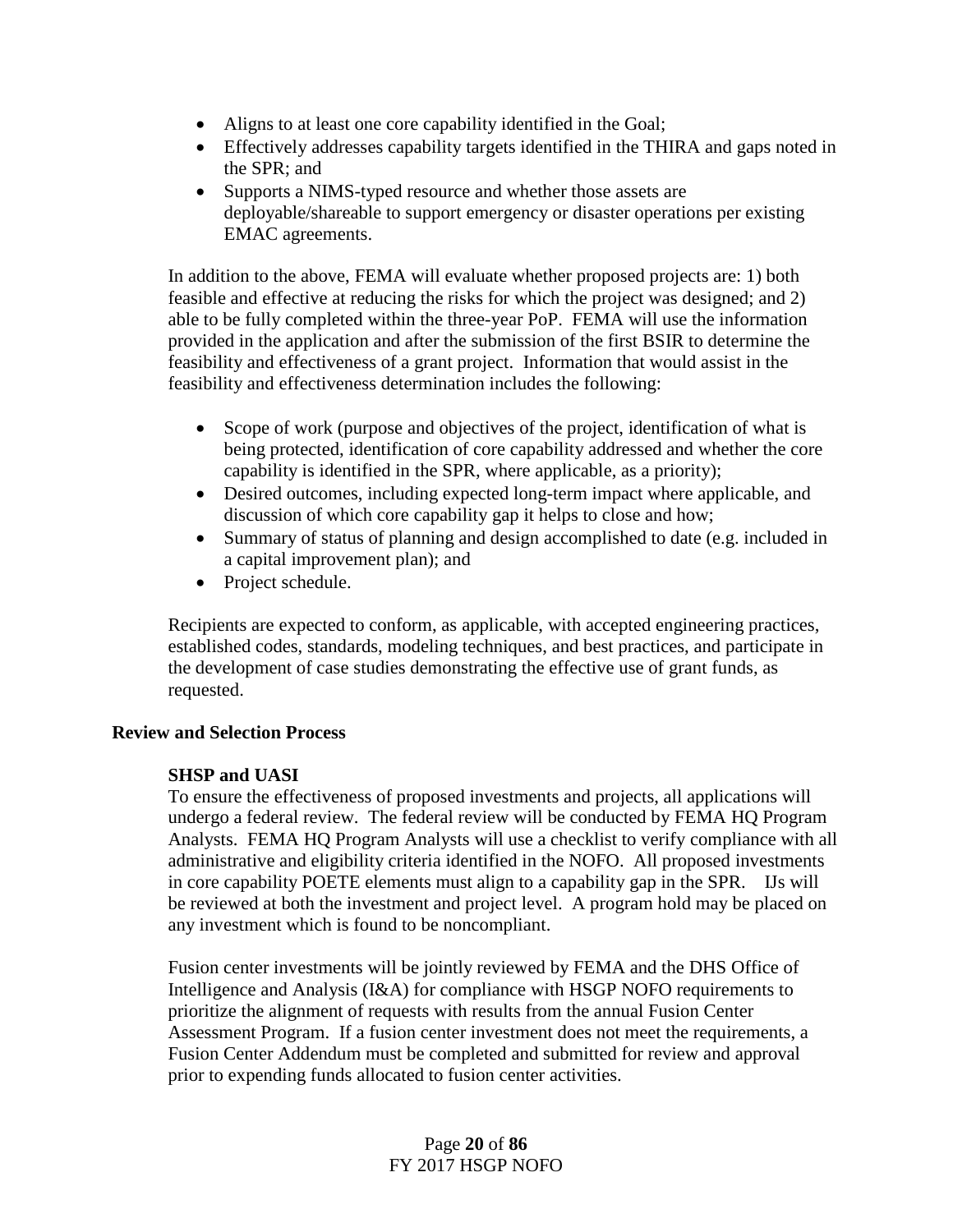- Aligns to at least one core capability identified in the Goal;
- Effectively addresses capability targets identified in the THIRA and gaps noted in the SPR; and
- Supports a NIMS-typed resource and whether those assets are deployable/shareable to support emergency or disaster operations per existing EMAC agreements.

In addition to the above, FEMA will evaluate whether proposed projects are: 1) both feasible and effective at reducing the risks for which the project was designed; and 2) able to be fully completed within the three-year PoP. FEMA will use the information provided in the application and after the submission of the first BSIR to determine the feasibility and effectiveness of a grant project. Information that would assist in the feasibility and effectiveness determination includes the following:

- Scope of work (purpose and objectives of the project, identification of what is being protected, identification of core capability addressed and whether the core capability is identified in the SPR, where applicable, as a priority);
- Desired outcomes, including expected long-term impact where applicable, and discussion of which core capability gap it helps to close and how;
- Summary of status of planning and design accomplished to date (e.g. included in a capital improvement plan); and
- Project schedule.

Recipients are expected to conform, as applicable, with accepted engineering practices, established codes, standards, modeling techniques, and best practices, and participate in the development of case studies demonstrating the effective use of grant funds, as requested.

## Review and Selection Process

### SHSP and UASI

To ensure the effectiveness of proposed investments and projects, all applications will undergo a federal review. The federal review will be conducted by FEMA HQ Program Analysts. FEMA HQ Program Analysts will use a checklist to verify compliance with all administrative and eligibility criteria identified in the NOFO. All proposed investments in core capability POETE elements must align to a capability gap in the SPR. IJs will be reviewed at both the investment and project level. A program hold may be placed on any investment which is found to be noncompliant.

Fusion center investments will be jointly reviewed by FEMA and the DHS Office of Intelligence and Analysis (I&A) for compliance with HSGP NOFO requirements to prioritize the alignment of requests with results from the annual Fusion Center Assessment Program. If a fusion center investment does not meet the requirements, a Fusion Center Addendum must be completed and submitted for review and approval prior to expending funds allocated to fusion center activities.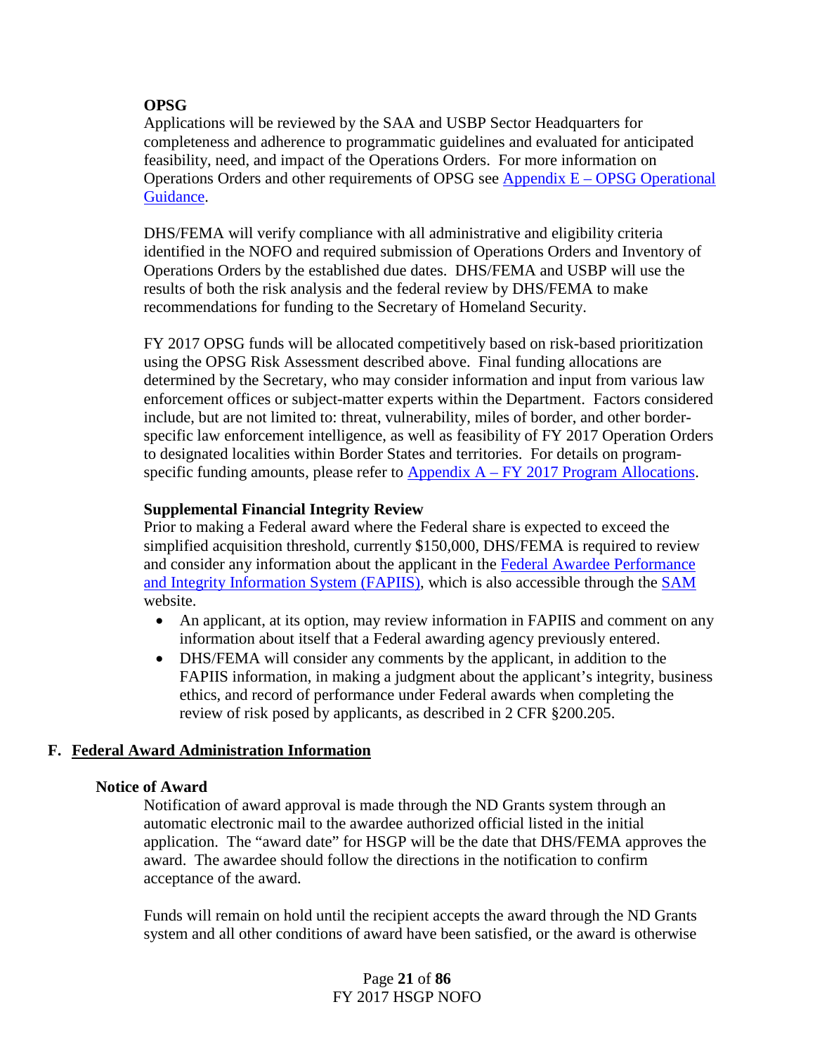**OPSG**

Applications will be reviewed by the SAA and USBP Sector Headquarters for completeness and adherence to programmatic guidelines and evaluated for anticipated feasibility, need, and impact of the Operations Orders. For more information on Operations Orders and other requirements of OPSG see Appendix E – OPSG Operational Guidance.

DHS/FEMA will verify compliance with all administrative and eligibility criteria identified in the NOFO and required submission of Operations Orders and Inventory of Operations Orders by the established due dates. DHS/FEMA and USBP will use the results of both the risk analysis and the federal review by DHS/FEMA to make recommendations for funding to the Secretary of Homeland Security.

FY 2017 OPSG funds will be allocated competitively based on risk-based prioritization using the OPSG Risk Assessment described above. Final funding allocations are determined by the Secretary, who may consider information and input from various law enforcement offices or subject-matter experts within the Department. Factors considered include, but are not limited to: threat, vulnerability, miles of border, and other border-specific law enforcement intelligence, as well as feasibility of FY 2017 Operation Orders to designated localities within Border States and territories. For details on program-specific funding amounts, please refer to Appendix A – FY 2017 Program Allocations.

**Supplemental Financial Integrity Review**

Prior to making a Federal award where the Federal share is expected to exceed the simplified acquisition threshold, currently $150,000, DHS/FEMA is required to review and consider any information about the applicant in the Federal Awardee Performance and Integrity Information System (FAPIIS), which is also accessible through the SAM website.

- An applicant, at its option, may review information in FAPIIS and comment on any information about itself that a Federal awarding agency previously entered.
- DHS/FEMA will consider any comments by the applicant, in addition to the FAPIIS information, in making a judgment about the applicant's integrity, business ethics, and record of performance under Federal awards when completing the review of risk posed by applicants, as described in 2 CFR §200.205.

## F. Federal Award Administration Information

**Notice of Award**

Notification of award approval is made through the ND Grants system through an automatic electronic mail to the awardee authorized official listed in the initial application. The "award date" for HSGP will be the date that DHS/FEMA approves the award. The awardee should follow the directions in the notification to confirm acceptance of the award.

Funds will remain on hold until the recipient accepts the award through the ND Grants system and all other conditions of award have been satisfied, or the award is otherwise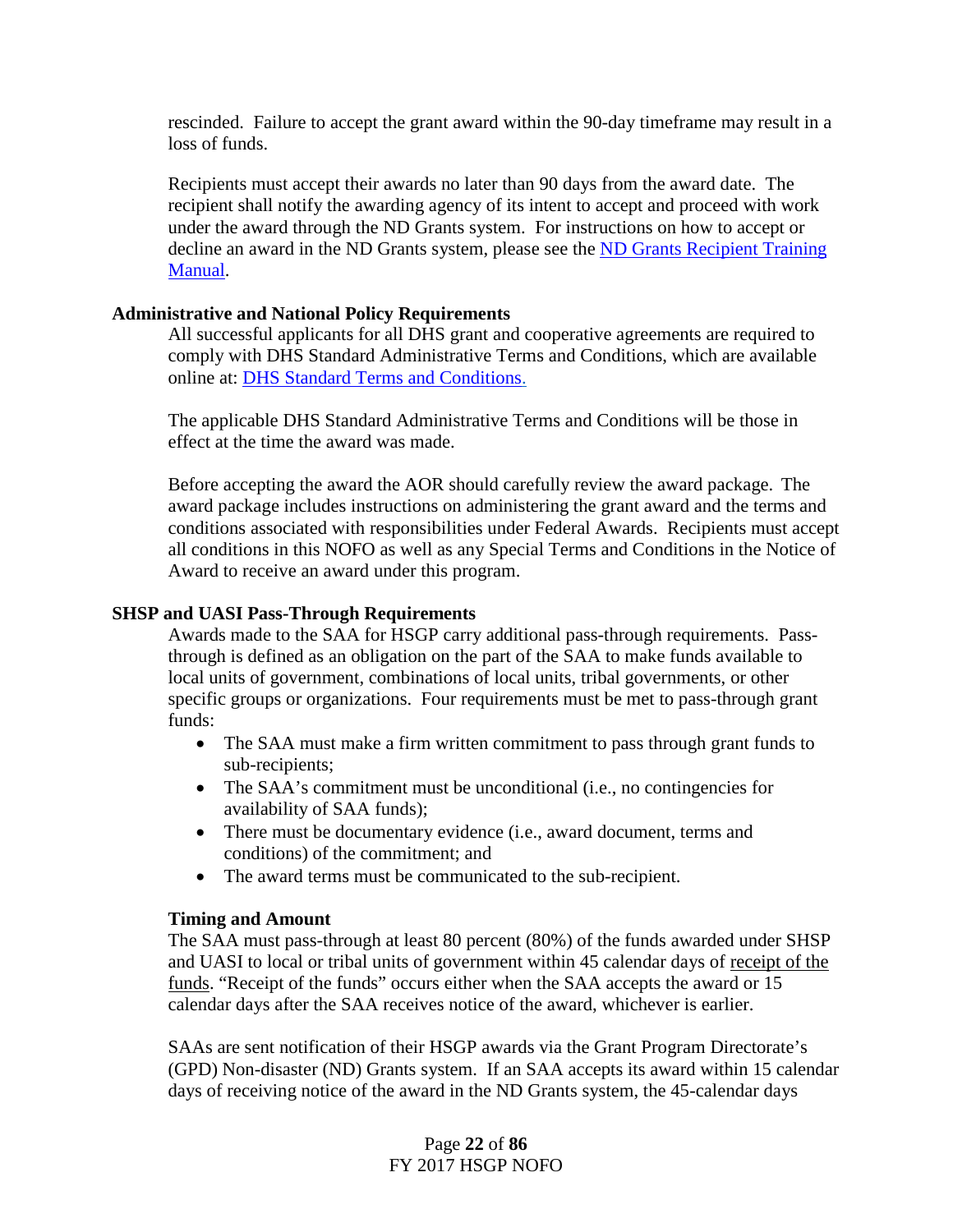rescinded. Failure to accept the grant award within the 90-day timeframe may result in a loss of funds.

Recipients must accept their awards no later than 90 days from the award date. The recipient shall notify the awarding agency of its intent to accept and proceed with work under the award through the ND Grants system. For instructions on how to accept or decline an award in the ND Grants system, please see the ND Grants Recipient Training Manual.

### Administrative and National Policy Requirements

All successful applicants for all DHS grant and cooperative agreements are required to comply with DHS Standard Administrative Terms and Conditions, which are available online at: DHS Standard Terms and Conditions.

The applicable DHS Standard Administrative Terms and Conditions will be those in effect at the time the award was made.

Before accepting the award the AOR should carefully review the award package. The award package includes instructions on administering the grant award and the terms and conditions associated with responsibilities under Federal Awards. Recipients must accept all conditions in this NOFO as well as any Special Terms and Conditions in the Notice of Award to receive an award under this program.

### SHSP and UASI Pass-Through Requirements

Awards made to the SAA for HSGP carry additional pass-through requirements. Pass-through is defined as an obligation on the part of the SAA to make funds available to local units of government, combinations of local units, tribal governments, or other specific groups or organizations. Four requirements must be met to pass-through grant funds:

- The SAA must make a firm written commitment to pass through grant funds to sub-recipients;
- The SAA's commitment must be unconditional (i.e., no contingencies for availability of SAA funds);
- There must be documentary evidence (i.e., award document, terms and conditions) of the commitment; and
- The award terms must be communicated to the sub-recipient.

#### Timing and Amount

The SAA must pass-through at least 80 percent (80%) of the funds awarded under SHSP and UASI to local or tribal units of government within 45 calendar days of receipt of the funds. "Receipt of the funds" occurs either when the SAA accepts the award or 15 calendar days after the SAA receives notice of the award, whichever is earlier.

SAAs are sent notification of their HSGP awards via the Grant Program Directorate's (GPD) Non-disaster (ND) Grants system. If an SAA accepts its award within 15 calendar days of receiving notice of the award in the ND Grants system, the 45-calendar days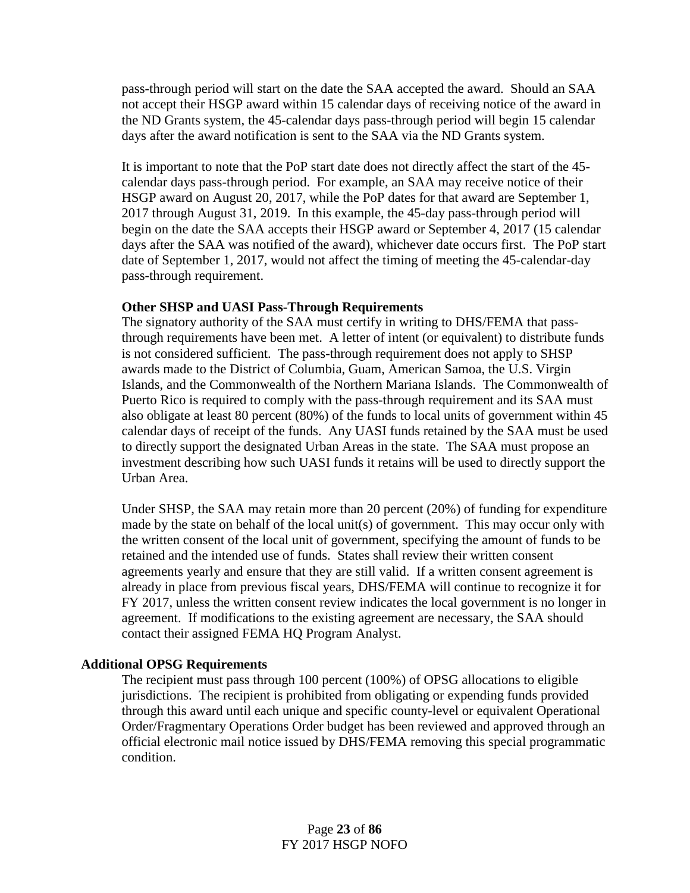pass-through period will start on the date the SAA accepted the award. Should an SAA not accept their HSGP award within 15 calendar days of receiving notice of the award in the ND Grants system, the 45-calendar days pass-through period will begin 15 calendar days after the award notification is sent to the SAA via the ND Grants system.

It is important to note that the PoP start date does not directly affect the start of the 45-calendar days pass-through period. For example, an SAA may receive notice of their HSGP award on August 20, 2017, while the PoP dates for that award are September 1, 2017 through August 31, 2019. In this example, the 45-day pass-through period will begin on the date the SAA accepts their HSGP award or September 4, 2017 (15 calendar days after the SAA was notified of the award), whichever date occurs first. The PoP start date of September 1, 2017, would not affect the timing of meeting the 45-calendar-day pass-through requirement.

**Other SHSP and UASI Pass-Through Requirements**

The signatory authority of the SAA must certify in writing to DHS/FEMA that pass-through requirements have been met. A letter of intent (or equivalent) to distribute funds is not considered sufficient. The pass-through requirement does not apply to SHSP awards made to the District of Columbia, Guam, American Samoa, the U.S. Virgin Islands, and the Commonwealth of the Northern Mariana Islands. The Commonwealth of Puerto Rico is required to comply with the pass-through requirement and its SAA must also obligate at least 80 percent (80%) of the funds to local units of government within 45 calendar days of receipt of the funds. Any UASI funds retained by the SAA must be used to directly support the designated Urban Areas in the state. The SAA must propose an investment describing how such UASI funds it retains will be used to directly support the Urban Area.

Under SHSP, the SAA may retain more than 20 percent (20%) of funding for expenditure made by the state on behalf of the local unit(s) of government. This may occur only with the written consent of the local unit of government, specifying the amount of funds to be retained and the intended use of funds. States shall review their written consent agreements yearly and ensure that they are still valid. If a written consent agreement is already in place from previous fiscal years, DHS/FEMA will continue to recognize it for FY 2017, unless the written consent review indicates the local government is no longer in agreement. If modifications to the existing agreement are necessary, the SAA should contact their assigned FEMA HQ Program Analyst.

**Additional OPSG Requirements**

The recipient must pass through 100 percent (100%) of OPSG allocations to eligible jurisdictions. The recipient is prohibited from obligating or expending funds provided through this award until each unique and specific county-level or equivalent Operational Order/Fragmentary Operations Order budget has been reviewed and approved through an official electronic mail notice issued by DHS/FEMA removing this special programmatic condition.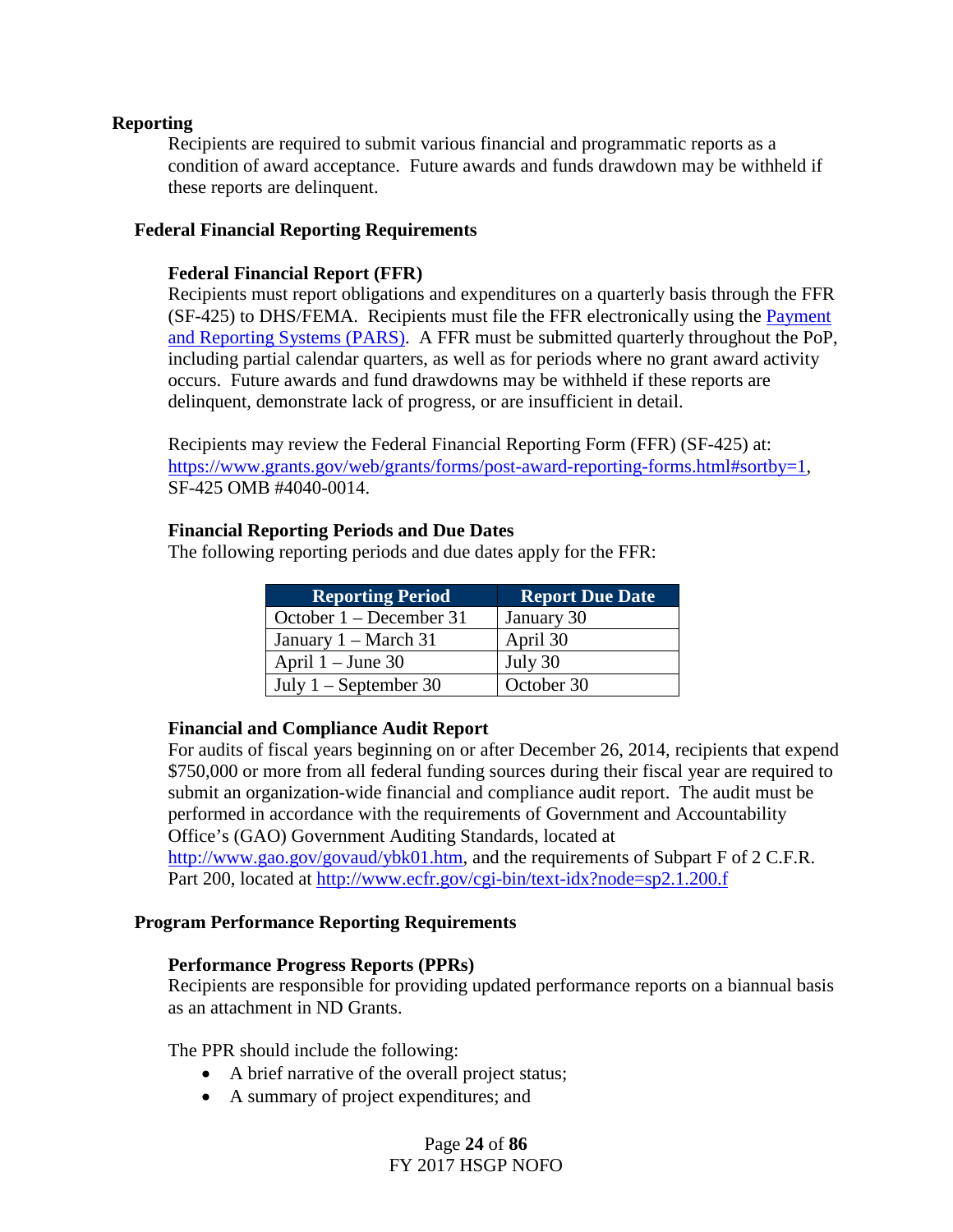### Reporting

Recipients are required to submit various financial and programmatic reports as a condition of award acceptance. Future awards and funds drawdown may be withheld if these reports are delinquent.

#### Federal Financial Reporting Requirements

##### Federal Financial Report (FFR)

Recipients must report obligations and expenditures on a quarterly basis through the FFR (SF-425) to DHS/FEMA. Recipients must file the FFR electronically using the [Payment and Reporting Systems (PARS)](). A FFR must be submitted quarterly throughout the PoP, including partial calendar quarters, as well as for periods where no grant award activity occurs. Future awards and fund drawdowns may be withheld if these reports are delinquent, demonstrate lack of progress, or are insufficient in detail.

Recipients may review the Federal Financial Reporting Form (FFR) (SF-425) at: https://www.grants.gov/web/grants/forms/post-award-reporting-forms.html#sortby=1, SF-425 OMB #4040-0014.

##### Financial Reporting Periods and Due Dates

The following reporting periods and due dates apply for the FFR:

| Reporting Period | Report Due Date |
|---|---|
| October 1 – December 31 | January 30 |
| January 1 – March 31 | April 30 |
| April 1 – June 30 | July 30 |
| July 1 – September 30 | October 30 |

##### Financial and Compliance Audit Report

For audits of fiscal years beginning on or after December 26, 2014, recipients that expend $750,000 or more from all federal funding sources during their fiscal year are required to submit an organization-wide financial and compliance audit report. The audit must be performed in accordance with the requirements of Government and Accountability Office's (GAO) Government Auditing Standards, located at http://www.gao.gov/govaud/ybk01.htm, and the requirements of Subpart F of 2 C.F.R. Part 200, located at http://www.ecfr.gov/cgi-bin/text-idx?node=sp2.1.200.f

#### Program Performance Reporting Requirements

##### Performance Progress Reports (PPRs)

Recipients are responsible for providing updated performance reports on a biannual basis as an attachment in ND Grants.

The PPR should include the following:

- A brief narrative of the overall project status;
- A summary of project expenditures; and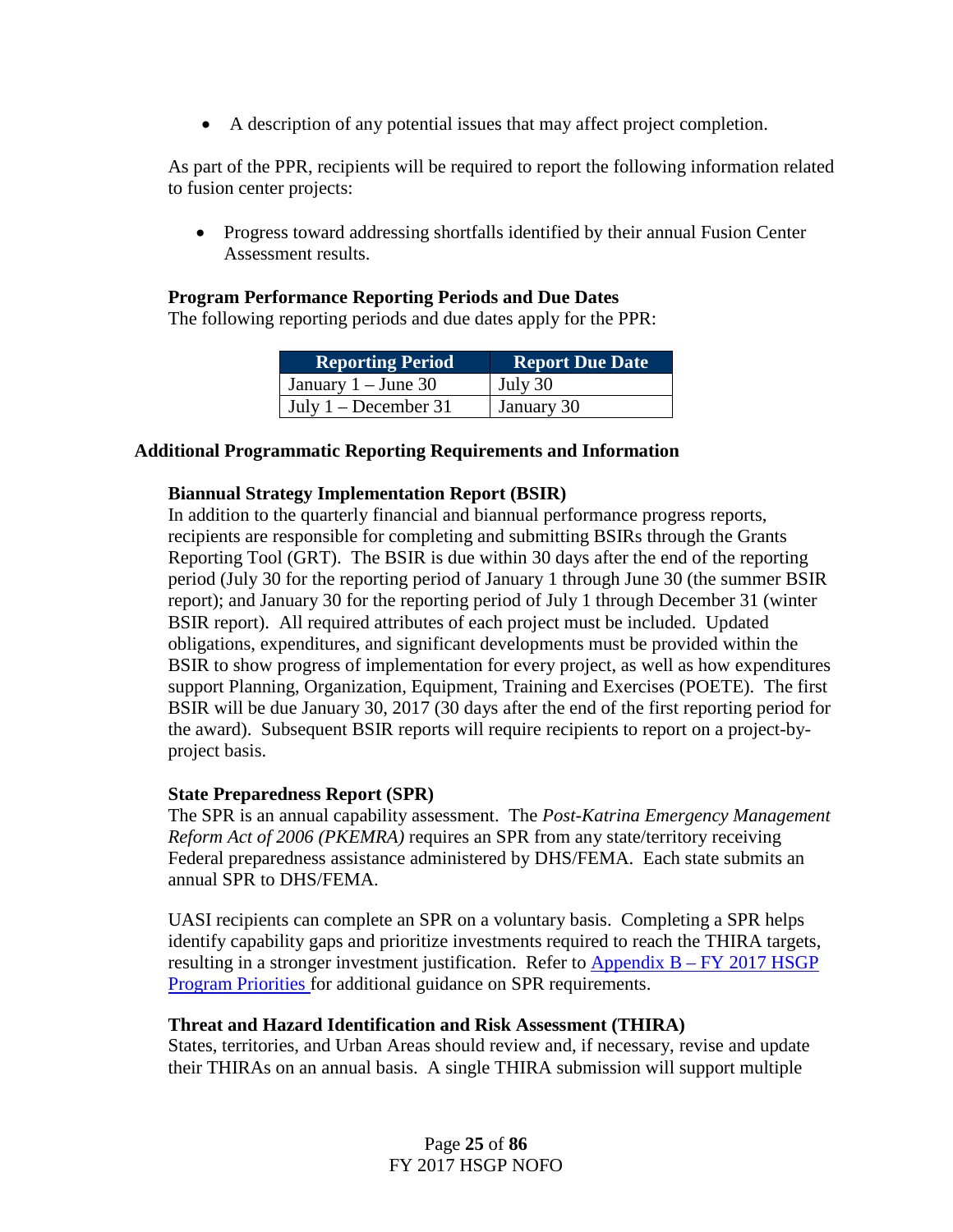- A description of any potential issues that may affect project completion.

As part of the PPR, recipients will be required to report the following information related to fusion center projects:

- Progress toward addressing shortfalls identified by their annual Fusion Center Assessment results.

**Program Performance Reporting Periods and Due Dates**

The following reporting periods and due dates apply for the PPR:

| Reporting Period | Report Due Date |
|---|---|
| January 1 – June 30 | July 30 |
| July 1 – December 31 | January 30 |

### Additional Programmatic Reporting Requirements and Information

**Biannual Strategy Implementation Report (BSIR)**

In addition to the quarterly financial and biannual performance progress reports, recipients are responsible for completing and submitting BSIRs through the Grants Reporting Tool (GRT). The BSIR is due within 30 days after the end of the reporting period (July 30 for the reporting period of January 1 through June 30 (the summer BSIR report); and January 30 for the reporting period of July 1 through December 31 (winter BSIR report). All required attributes of each project must be included. Updated obligations, expenditures, and significant developments must be provided within the BSIR to show progress of implementation for every project, as well as how expenditures support Planning, Organization, Equipment, Training and Exercises (POETE). The first BSIR will be due January 30, 2017 (30 days after the end of the first reporting period for the award). Subsequent BSIR reports will require recipients to report on a project-by-project basis.

**State Preparedness Report (SPR)**

The SPR is an annual capability assessment. The *Post-Katrina Emergency Management Reform Act of 2006 (PKEMRA)* requires an SPR from any state/territory receiving Federal preparedness assistance administered by DHS/FEMA. Each state submits an annual SPR to DHS/FEMA.

UASI recipients can complete an SPR on a voluntary basis. Completing a SPR helps identify capability gaps and prioritize investments required to reach the THIRA targets, resulting in a stronger investment justification. Refer to Appendix B – FY 2017 HSGP Program Priorities for additional guidance on SPR requirements.

**Threat and Hazard Identification and Risk Assessment (THIRA)**

States, territories, and Urban Areas should review and, if necessary, revise and update their THIRAs on an annual basis. A single THIRA submission will support multiple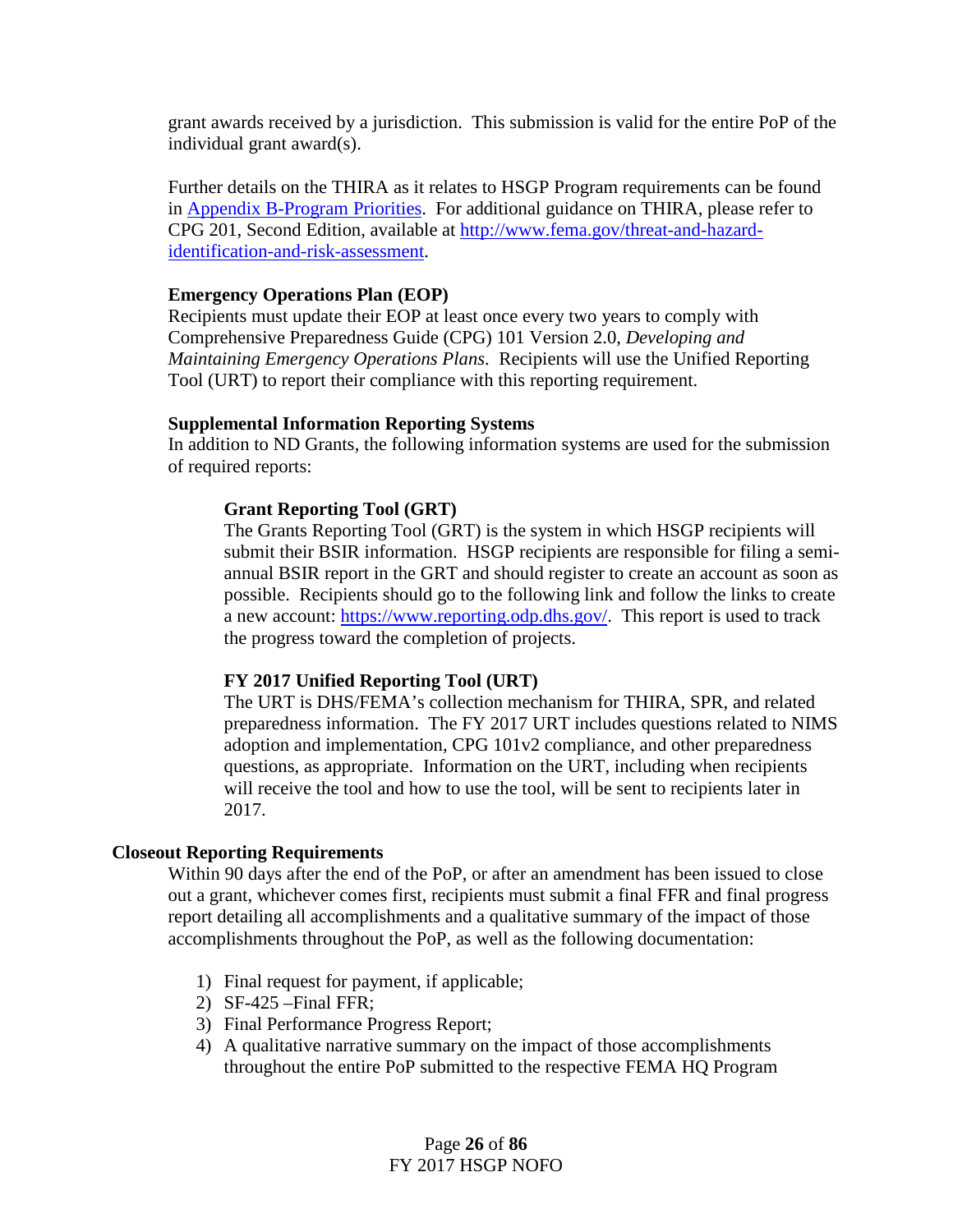grant awards received by a jurisdiction. This submission is valid for the entire PoP of the individual grant award(s).

Further details on the THIRA as it relates to HSGP Program requirements can be found in [Appendix B-Program Priorities](#). For additional guidance on THIRA, please refer to CPG 201, Second Edition, available at [http://www.fema.gov/threat-and-hazard-identification-and-risk-assessment](http://www.fema.gov/threat-and-hazard-identification-and-risk-assessment).

**Emergency Operations Plan (EOP)**

Recipients must update their EOP at least once every two years to comply with Comprehensive Preparedness Guide (CPG) 101 Version 2.0, *Developing and Maintaining Emergency Operations Plans*. Recipients will use the Unified Reporting Tool (URT) to report their compliance with this reporting requirement.

**Supplemental Information Reporting Systems**

In addition to ND Grants, the following information systems are used for the submission of required reports:

**Grant Reporting Tool (GRT)**

The Grants Reporting Tool (GRT) is the system in which HSGP recipients will submit their BSIR information. HSGP recipients are responsible for filing a semi-annual BSIR report in the GRT and should register to create an account as soon as possible. Recipients should go to the following link and follow the links to create a new account: [https://www.reporting.odp.dhs.gov/](https://www.reporting.odp.dhs.gov/). This report is used to track the progress toward the completion of projects.

**FY 2017 Unified Reporting Tool (URT)**

The URT is DHS/FEMA's collection mechanism for THIRA, SPR, and related preparedness information. The FY 2017 URT includes questions related to NIMS adoption and implementation, CPG 101v2 compliance, and other preparedness questions, as appropriate. Information on the URT, including when recipients will receive the tool and how to use the tool, will be sent to recipients later in 2017.

**Closeout Reporting Requirements**

Within 90 days after the end of the PoP, or after an amendment has been issued to close out a grant, whichever comes first, recipients must submit a final FFR and final progress report detailing all accomplishments and a qualitative summary of the impact of those accomplishments throughout the PoP, as well as the following documentation:

1) Final request for payment, if applicable;
2) SF-425 –Final FFR;
3) Final Performance Progress Report;
4) A qualitative narrative summary on the impact of those accomplishments throughout the entire PoP submitted to the respective FEMA HQ Program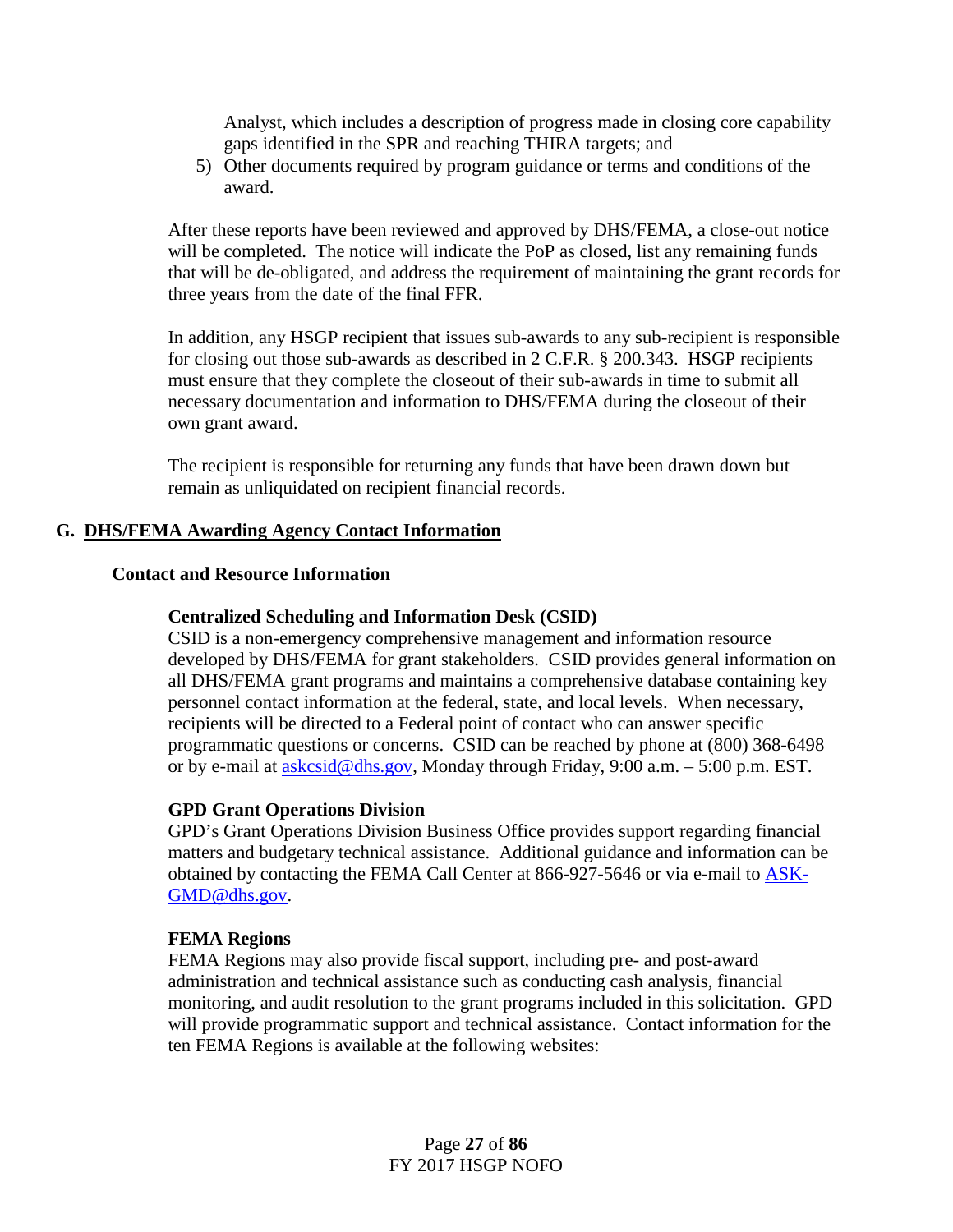Analyst, which includes a description of progress made in closing core capability gaps identified in the SPR and reaching THIRA targets; and

5) Other documents required by program guidance or terms and conditions of the award.

After these reports have been reviewed and approved by DHS/FEMA, a close-out notice will be completed. The notice will indicate the PoP as closed, list any remaining funds that will be de-obligated, and address the requirement of maintaining the grant records for three years from the date of the final FFR.

In addition, any HSGP recipient that issues sub-awards to any sub-recipient is responsible for closing out those sub-awards as described in 2 C.F.R. § 200.343. HSGP recipients must ensure that they complete the closeout of their sub-awards in time to submit all necessary documentation and information to DHS/FEMA during the closeout of their own grant award.

The recipient is responsible for returning any funds that have been drawn down but remain as unliquidated on recipient financial records.

## G. DHS/FEMA Awarding Agency Contact Information

### Contact and Resource Information

#### Centralized Scheduling and Information Desk (CSID)

CSID is a non-emergency comprehensive management and information resource developed by DHS/FEMA for grant stakeholders. CSID provides general information on all DHS/FEMA grant programs and maintains a comprehensive database containing key personnel contact information at the federal, state, and local levels. When necessary, recipients will be directed to a Federal point of contact who can answer specific programmatic questions or concerns. CSID can be reached by phone at (800) 368-6498 or by e-mail at askcsid@dhs.gov, Monday through Friday, 9:00 a.m. – 5:00 p.m. EST.

#### GPD Grant Operations Division

GPD's Grant Operations Division Business Office provides support regarding financial matters and budgetary technical assistance. Additional guidance and information can be obtained by contacting the FEMA Call Center at 866-927-5646 or via e-mail to ASK-GMD@dhs.gov.

#### FEMA Regions

FEMA Regions may also provide fiscal support, including pre- and post-award administration and technical assistance such as conducting cash analysis, financial monitoring, and audit resolution to the grant programs included in this solicitation. GPD will provide programmatic support and technical assistance. Contact information for the ten FEMA Regions is available at the following websites: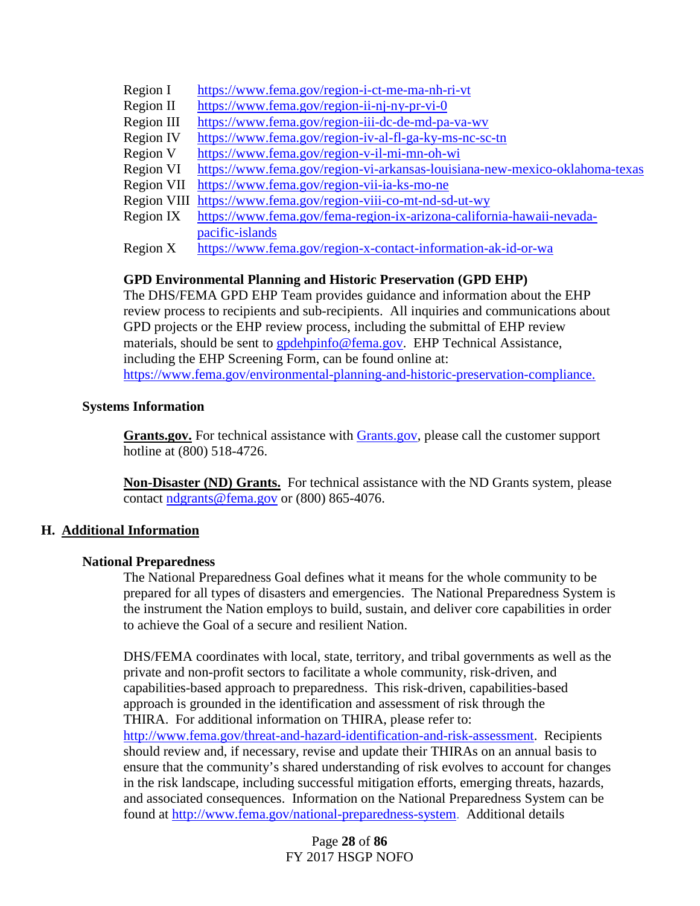| | |
|---|---|
| Region I | https://www.fema.gov/region-i-ct-me-ma-nh-ri-vt |
| Region II | https://www.fema.gov/region-ii-nj-ny-pr-vi-0 |
| Region III | https://www.fema.gov/region-iii-dc-de-md-pa-va-wv |
| Region IV | https://www.fema.gov/region-iv-al-fl-ga-ky-ms-nc-sc-tn |
| Region V | https://www.fema.gov/region-v-il-mi-mn-oh-wi |
| Region VI | https://www.fema.gov/region-vi-arkansas-louisiana-new-mexico-oklahoma-texas |
| Region VII | https://www.fema.gov/region-vii-ia-ks-mo-ne |
| Region VIII | https://www.fema.gov/region-viii-co-mt-nd-sd-ut-wy |
| Region IX | https://www.fema.gov/fema-region-ix-arizona-california-hawaii-nevada-pacific-islands |
| Region X | https://www.fema.gov/region-x-contact-information-ak-id-or-wa |

**GPD Environmental Planning and Historic Preservation (GPD EHP)**

The DHS/FEMA GPD EHP Team provides guidance and information about the EHP review process to recipients and sub-recipients. All inquiries and communications about GPD projects or the EHP review process, including the submittal of EHP review materials, should be sent to gpdehpinfo@fema.gov. EHP Technical Assistance, including the EHP Screening Form, can be found online at: https://www.fema.gov/environmental-planning-and-historic-preservation-compliance.

**Systems Information**

**Grants.gov.** For technical assistance with Grants.gov, please call the customer support hotline at (800) 518-4726.

**Non-Disaster (ND) Grants.** For technical assistance with the ND Grants system, please contact ndgrants@fema.gov or (800) 865-4076.

## H. Additional Information

**National Preparedness**

The National Preparedness Goal defines what it means for the whole community to be prepared for all types of disasters and emergencies. The National Preparedness System is the instrument the Nation employs to build, sustain, and deliver core capabilities in order to achieve the Goal of a secure and resilient Nation.

DHS/FEMA coordinates with local, state, territory, and tribal governments as well as the private and non-profit sectors to facilitate a whole community, risk-driven, and capabilities-based approach to preparedness. This risk-driven, capabilities-based approach is grounded in the identification and assessment of risk through the THIRA. For additional information on THIRA, please refer to: http://www.fema.gov/threat-and-hazard-identification-and-risk-assessment. Recipients should review and, if necessary, revise and update their THIRAs on an annual basis to ensure that the community's shared understanding of risk evolves to account for changes in the risk landscape, including successful mitigation efforts, emerging threats, hazards, and associated consequences. Information on the National Preparedness System can be found at http://www.fema.gov/national-preparedness-system. Additional details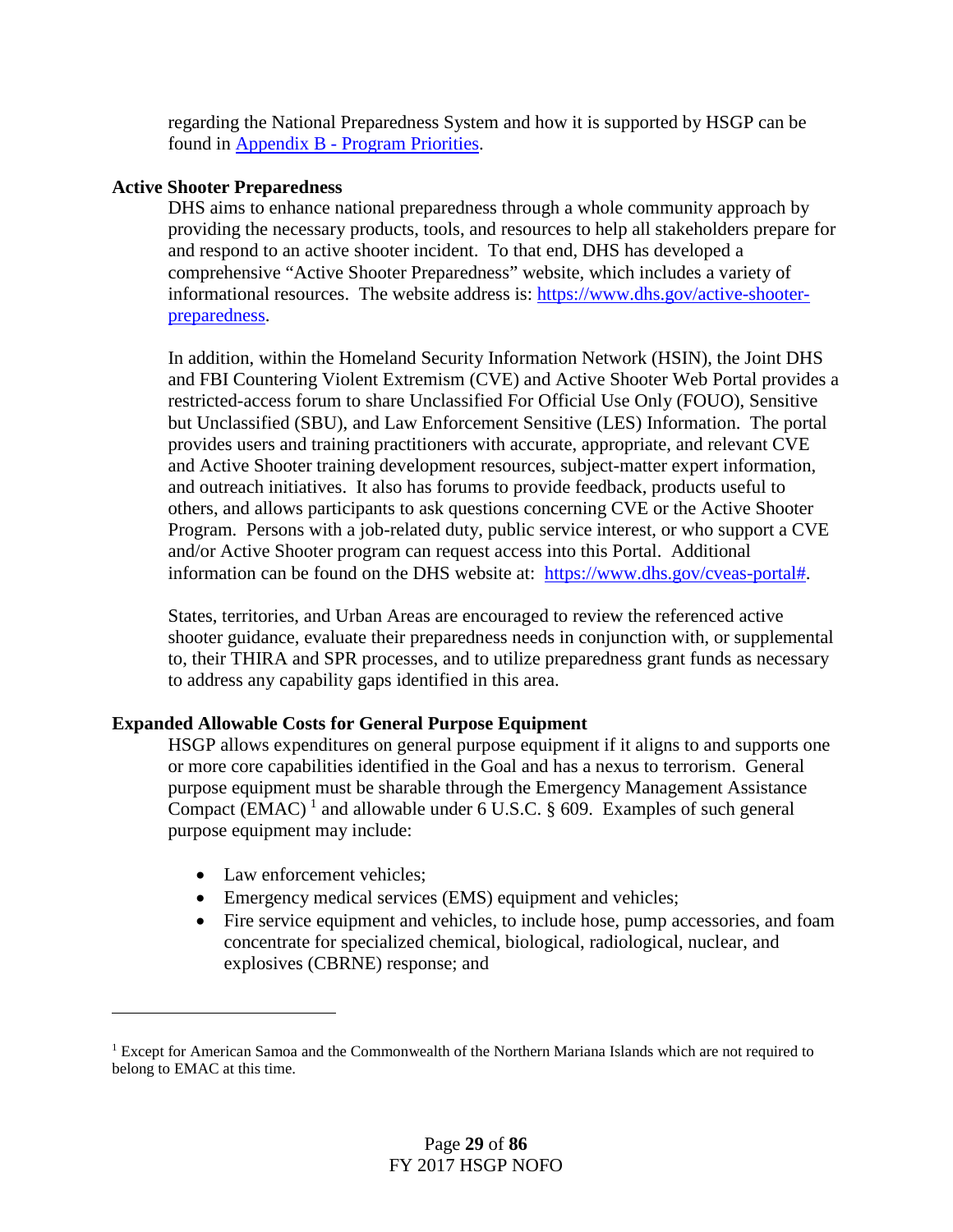regarding the National Preparedness System and how it is supported by HSGP can be found in [Appendix B - Program Priorities](#).

**Active Shooter Preparedness**

DHS aims to enhance national preparedness through a whole community approach by providing the necessary products, tools, and resources to help all stakeholders prepare for and respond to an active shooter incident. To that end, DHS has developed a comprehensive "Active Shooter Preparedness" website, which includes a variety of informational resources. The website address is: [https://www.dhs.gov/active-shooter-preparedness](https://www.dhs.gov/active-shooter-preparedness).

In addition, within the Homeland Security Information Network (HSIN), the Joint DHS and FBI Countering Violent Extremism (CVE) and Active Shooter Web Portal provides a restricted-access forum to share Unclassified For Official Use Only (FOUO), Sensitive but Unclassified (SBU), and Law Enforcement Sensitive (LES) Information. The portal provides users and training practitioners with accurate, appropriate, and relevant CVE and Active Shooter training development resources, subject-matter expert information, and outreach initiatives. It also has forums to provide feedback, products useful to others, and allows participants to ask questions concerning CVE or the Active Shooter Program. Persons with a job-related duty, public service interest, or who support a CVE and/or Active Shooter program can request access into this Portal. Additional information can be found on the DHS website at: [https://www.dhs.gov/cveas-portal#](https://www.dhs.gov/cveas-portal#).

States, territories, and Urban Areas are encouraged to review the referenced active shooter guidance, evaluate their preparedness needs in conjunction with, or supplemental to, their THIRA and SPR processes, and to utilize preparedness grant funds as necessary to address any capability gaps identified in this area.

**Expanded Allowable Costs for General Purpose Equipment**

HSGP allows expenditures on general purpose equipment if it aligns to and supports one or more core capabilities identified in the Goal and has a nexus to terrorism. General purpose equipment must be sharable through the Emergency Management Assistance Compact (EMAC) [1] and allowable under 6 U.S.C. § 609. Examples of such general purpose equipment may include:

- Law enforcement vehicles;
- Emergency medical services (EMS) equipment and vehicles;
- Fire service equipment and vehicles, to include hose, pump accessories, and foam concentrate for specialized chemical, biological, radiological, nuclear, and explosives (CBRNE) response; and

---

[1] Except for American Samoa and the Commonwealth of the Northern Mariana Islands which are not required to belong to EMAC at this time.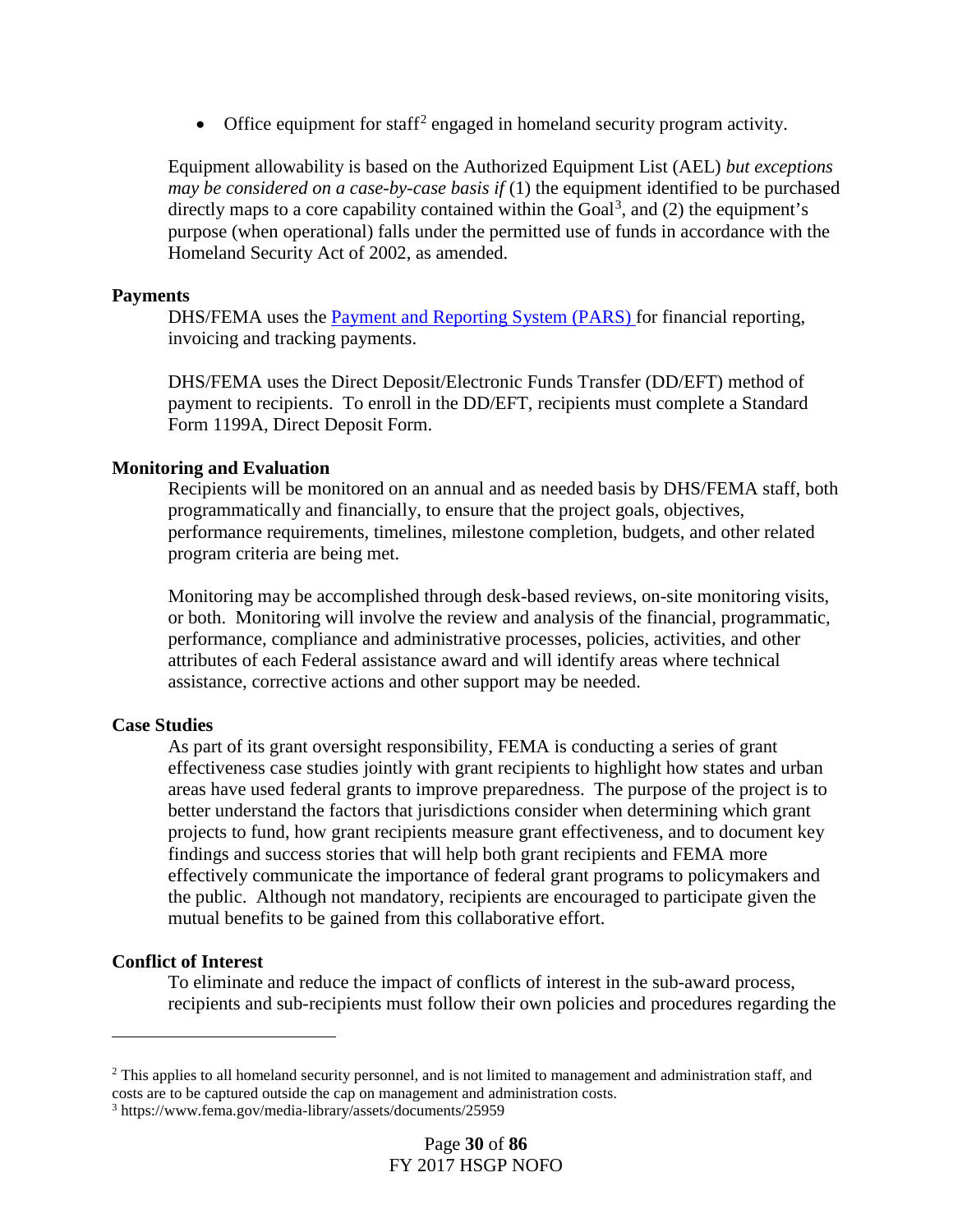- Office equipment for staff[2] engaged in homeland security program activity.

Equipment allowability is based on the Authorized Equipment List (AEL) *but exceptions may be considered on a case-by-case basis if* (1) the equipment identified to be purchased directly maps to a core capability contained within the Goal[3], and (2) the equipment's purpose (when operational) falls under the permitted use of funds in accordance with the Homeland Security Act of 2002, as amended.

**Payments**

DHS/FEMA uses the [Payment and Reporting System (PARS)](#) for financial reporting, invoicing and tracking payments.

DHS/FEMA uses the Direct Deposit/Electronic Funds Transfer (DD/EFT) method of payment to recipients. To enroll in the DD/EFT, recipients must complete a Standard Form 1199A, Direct Deposit Form.

**Monitoring and Evaluation**

Recipients will be monitored on an annual and as needed basis by DHS/FEMA staff, both programmatically and financially, to ensure that the project goals, objectives, performance requirements, timelines, milestone completion, budgets, and other related program criteria are being met.

Monitoring may be accomplished through desk-based reviews, on-site monitoring visits, or both. Monitoring will involve the review and analysis of the financial, programmatic, performance, compliance and administrative processes, policies, activities, and other attributes of each Federal assistance award and will identify areas where technical assistance, corrective actions and other support may be needed.

**Case Studies**

As part of its grant oversight responsibility, FEMA is conducting a series of grant effectiveness case studies jointly with grant recipients to highlight how states and urban areas have used federal grants to improve preparedness. The purpose of the project is to better understand the factors that jurisdictions consider when determining which grant projects to fund, how grant recipients measure grant effectiveness, and to document key findings and success stories that will help both grant recipients and FEMA more effectively communicate the importance of federal grant programs to policymakers and the public. Although not mandatory, recipients are encouraged to participate given the mutual benefits to be gained from this collaborative effort.

**Conflict of Interest**

To eliminate and reduce the impact of conflicts of interest in the sub-award process, recipients and sub-recipients must follow their own policies and procedures regarding the

---

[2] This applies to all homeland security personnel, and is not limited to management and administration staff, and costs are to be captured outside the cap on management and administration costs.

[3] https://www.fema.gov/media-library/assets/documents/25959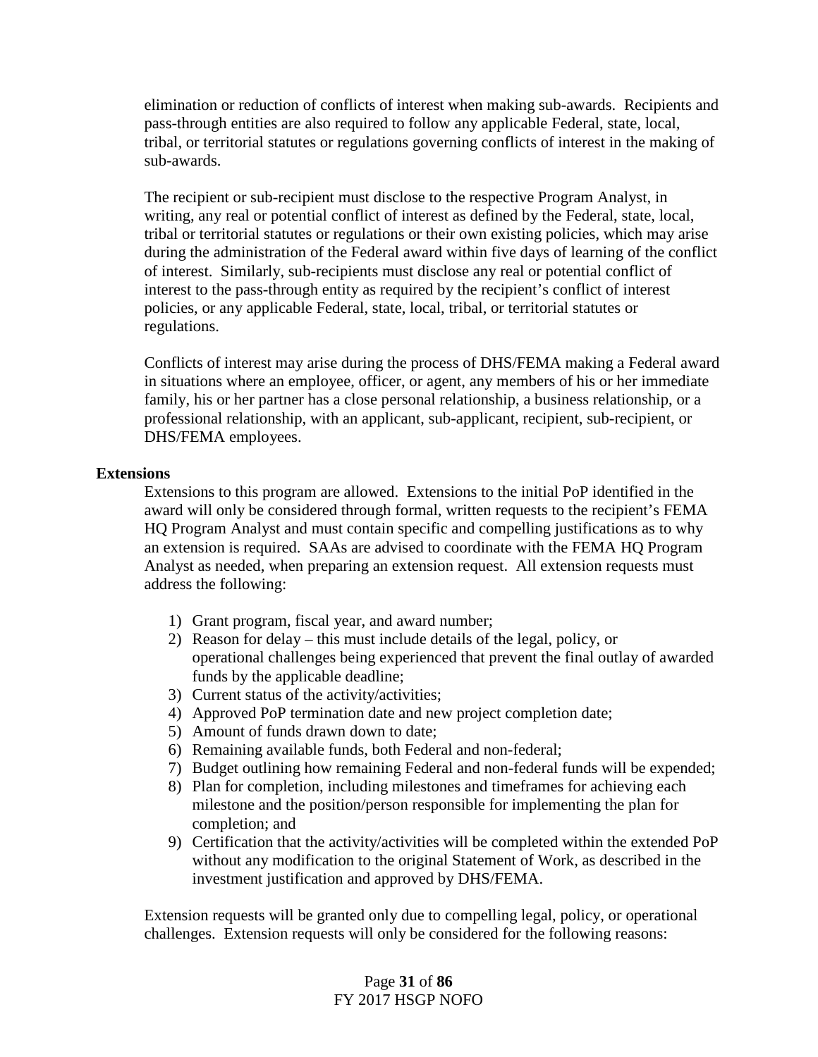elimination or reduction of conflicts of interest when making sub-awards. Recipients and pass-through entities are also required to follow any applicable Federal, state, local, tribal, or territorial statutes or regulations governing conflicts of interest in the making of sub-awards.

The recipient or sub-recipient must disclose to the respective Program Analyst, in writing, any real or potential conflict of interest as defined by the Federal, state, local, tribal or territorial statutes or regulations or their own existing policies, which may arise during the administration of the Federal award within five days of learning of the conflict of interest. Similarly, sub-recipients must disclose any real or potential conflict of interest to the pass-through entity as required by the recipient's conflict of interest policies, or any applicable Federal, state, local, tribal, or territorial statutes or regulations.

Conflicts of interest may arise during the process of DHS/FEMA making a Federal award in situations where an employee, officer, or agent, any members of his or her immediate family, his or her partner has a close personal relationship, a business relationship, or a professional relationship, with an applicant, sub-applicant, recipient, sub-recipient, or DHS/FEMA employees.

**Extensions**

Extensions to this program are allowed. Extensions to the initial PoP identified in the award will only be considered through formal, written requests to the recipient's FEMA HQ Program Analyst and must contain specific and compelling justifications as to why an extension is required. SAAs are advised to coordinate with the FEMA HQ Program Analyst as needed, when preparing an extension request. All extension requests must address the following:

1) Grant program, fiscal year, and award number;
2) Reason for delay – this must include details of the legal, policy, or operational challenges being experienced that prevent the final outlay of awarded funds by the applicable deadline;
3) Current status of the activity/activities;
4) Approved PoP termination date and new project completion date;
5) Amount of funds drawn down to date;
6) Remaining available funds, both Federal and non-federal;
7) Budget outlining how remaining Federal and non-federal funds will be expended;
8) Plan for completion, including milestones and timeframes for achieving each milestone and the position/person responsible for implementing the plan for completion; and
9) Certification that the activity/activities will be completed within the extended PoP without any modification to the original Statement of Work, as described in the investment justification and approved by DHS/FEMA.

Extension requests will be granted only due to compelling legal, policy, or operational challenges. Extension requests will only be considered for the following reasons: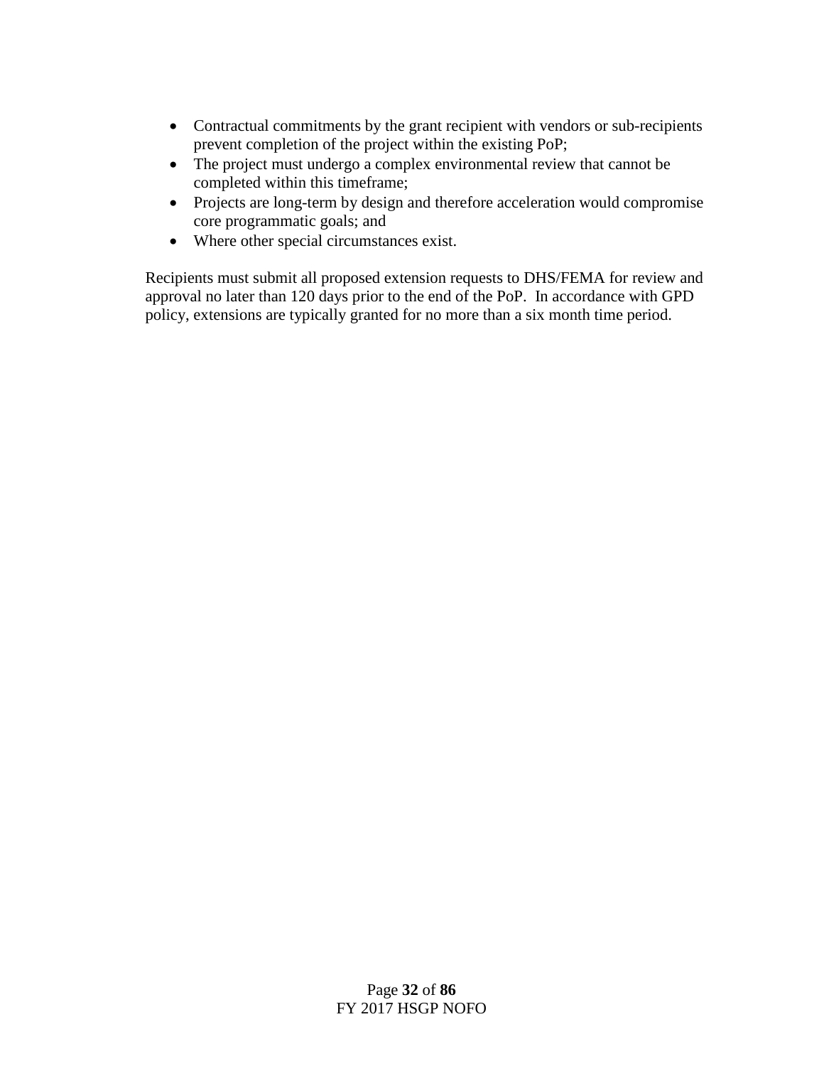- Contractual commitments by the grant recipient with vendors or sub-recipients prevent completion of the project within the existing PoP;
- The project must undergo a complex environmental review that cannot be completed within this timeframe;
- Projects are long-term by design and therefore acceleration would compromise core programmatic goals; and
- Where other special circumstances exist.

Recipients must submit all proposed extension requests to DHS/FEMA for review and approval no later than 120 days prior to the end of the PoP. In accordance with GPD policy, extensions are typically granted for no more than a six month time period.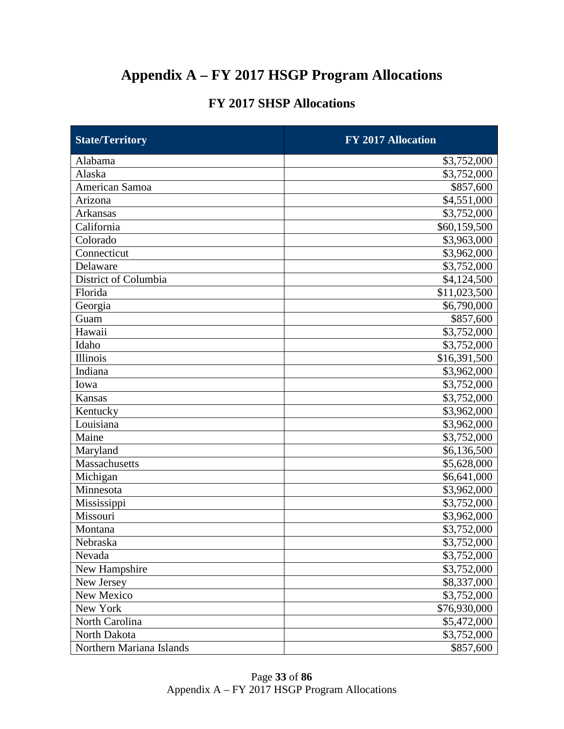# Appendix A – FY 2017 HSGP Program Allocations

## FY 2017 SHSP Allocations

| State/Territory | FY 2017 Allocation |
|---|---|
| Alabama | $3,752,000 |
| Alaska | $3,752,000 |
| American Samoa | $857,600 |
| Arizona | $4,551,000 |
| Arkansas | $3,752,000 |
| California | $60,159,500 |
| Colorado | $3,963,000 |
| Connecticut | $3,962,000 |
| Delaware | $3,752,000 |
| District of Columbia | $4,124,500 |
| Florida | $11,023,500 |
| Georgia | $6,790,000 |
| Guam | $857,600 |
| Hawaii | $3,752,000 |
| Idaho | $3,752,000 |
| Illinois | $16,391,500 |
| Indiana | $3,962,000 |
| Iowa | $3,752,000 |
| Kansas | $3,752,000 |
| Kentucky | $3,962,000 |
| Louisiana | $3,962,000 |
| Maine | $3,752,000 |
| Maryland | $6,136,500 |
| Massachusetts | $5,628,000 |
| Michigan | $6,641,000 |
| Minnesota | $3,962,000 |
| Mississippi | $3,752,000 |
| Missouri | $3,962,000 |
| Montana | $3,752,000 |
| Nebraska | $3,752,000 |
| Nevada | $3,752,000 |
| New Hampshire | $3,752,000 |
| New Jersey | $8,337,000 |
| New Mexico | $3,752,000 |
| New York | $76,930,000 |
| North Carolina | $5,472,000 |
| North Dakota | $3,752,000 |
| Northern Mariana Islands | $857,600 |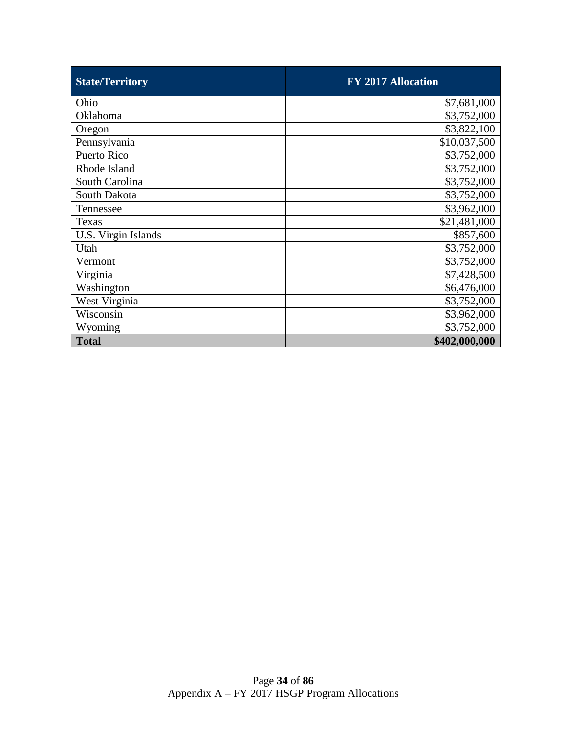| State/Territory | FY 2017 Allocation |
|---|---|
| Ohio | $7,681,000 |
| Oklahoma | $3,752,000 |
| Oregon | $3,822,100 |
| Pennsylvania | $10,037,500 |
| Puerto Rico | $3,752,000 |
| Rhode Island | $3,752,000 |
| South Carolina | $3,752,000 |
| South Dakota | $3,752,000 |
| Tennessee | $3,962,000 |
| Texas | $21,481,000 |
| U.S. Virgin Islands | $857,600 |
| Utah | $3,752,000 |
| Vermont | $3,752,000 |
| Virginia | $7,428,500 |
| Washington | $6,476,000 |
| West Virginia | $3,752,000 |
| Wisconsin | $3,962,000 |
| Wyoming | $3,752,000 |
| **Total** | **$402,000,000** |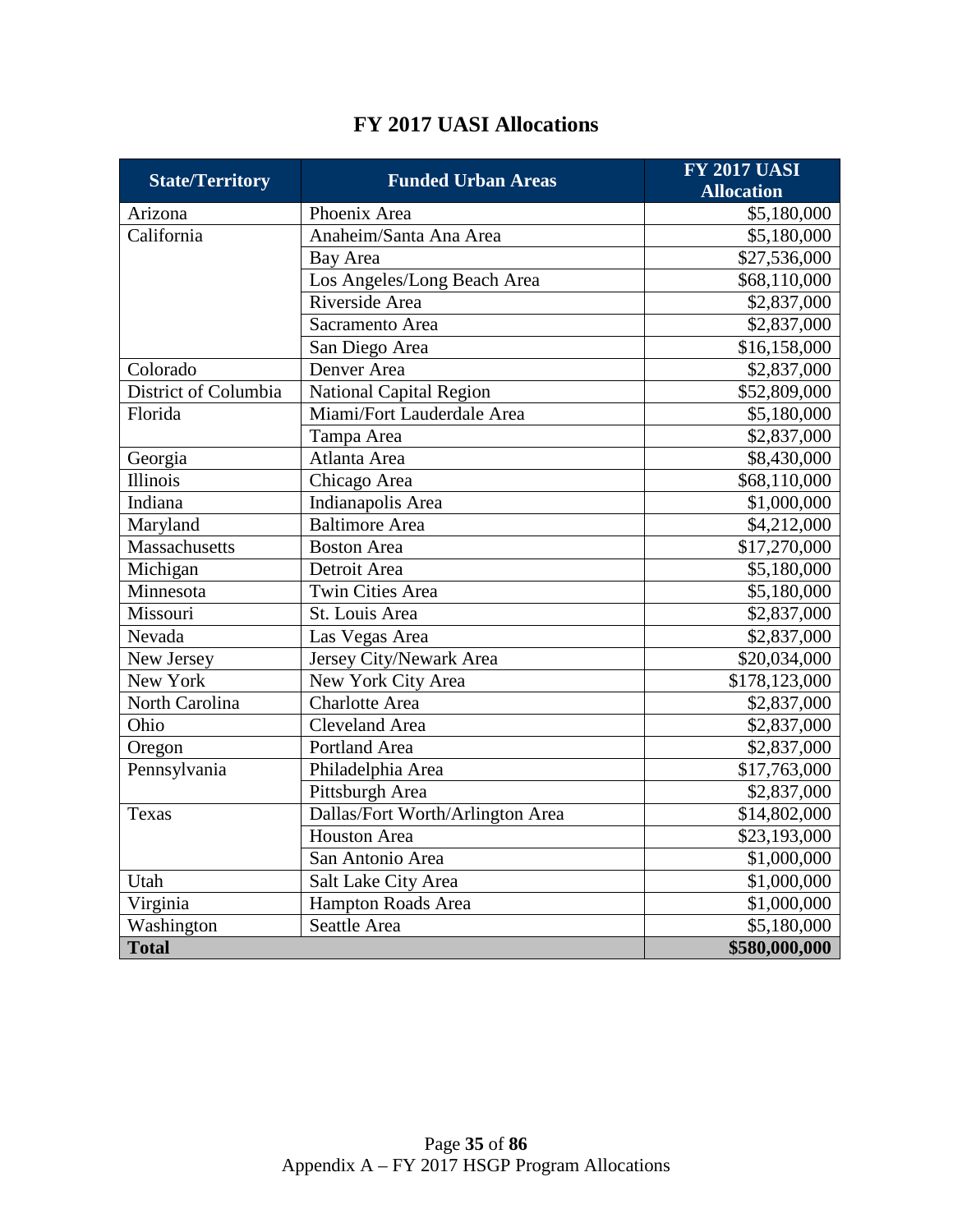# FY 2017 UASI Allocations

| State/Territory | Funded Urban Areas | FY 2017 UASI Allocation |
|---|---|---|
| Arizona | Phoenix Area | $5,180,000 |
| California | Anaheim/Santa Ana Area | $5,180,000 |
| | Bay Area | $27,536,000 |
| | Los Angeles/Long Beach Area | $68,110,000 |
| | Riverside Area | $2,837,000 |
| | Sacramento Area | $2,837,000 |
| | San Diego Area | $16,158,000 |
| Colorado | Denver Area | $2,837,000 |
| District of Columbia | National Capital Region | $52,809,000 |
| Florida | Miami/Fort Lauderdale Area | $5,180,000 |
| | Tampa Area | $2,837,000 |
| Georgia | Atlanta Area | $8,430,000 |
| Illinois | Chicago Area | $68,110,000 |
| Indiana | Indianapolis Area | $1,000,000 |
| Maryland | Baltimore Area | $4,212,000 |
| Massachusetts | Boston Area | $17,270,000 |
| Michigan | Detroit Area | $5,180,000 |
| Minnesota | Twin Cities Area | $5,180,000 |
| Missouri | St. Louis Area | $2,837,000 |
| Nevada | Las Vegas Area | $2,837,000 |
| New Jersey | Jersey City/Newark Area | $20,034,000 |
| New York | New York City Area | $178,123,000 |
| North Carolina | Charlotte Area | $2,837,000 |
| Ohio | Cleveland Area | $2,837,000 |
| Oregon | Portland Area | $2,837,000 |
| Pennsylvania | Philadelphia Area | $17,763,000 |
| | Pittsburgh Area | $2,837,000 |
| Texas | Dallas/Fort Worth/Arlington Area | $14,802,000 |
| | Houston Area | $23,193,000 |
| | San Antonio Area | $1,000,000 |
| Utah | Salt Lake City Area | $1,000,000 |
| Virginia | Hampton Roads Area | $1,000,000 |
| Washington | Seattle Area | $5,180,000 |
| **Total** | | **$580,000,000** |

Appendix A – FY 2017 HSGP Program Allocations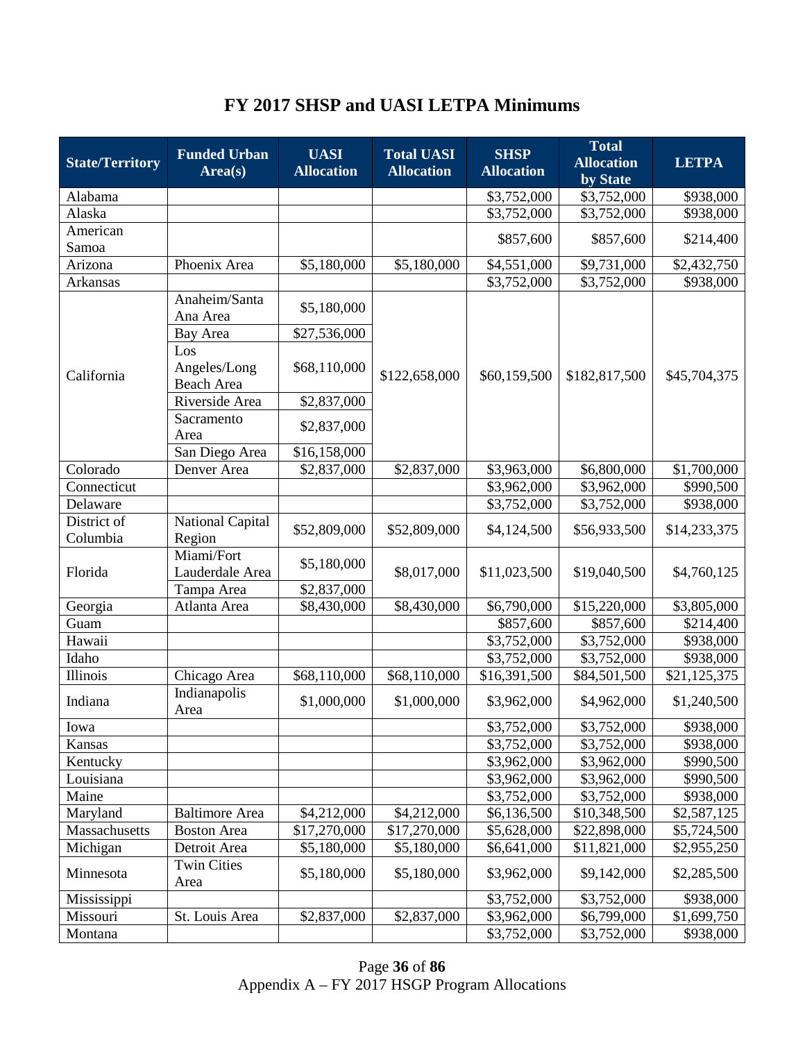## FY 2017 SHSP and UASI LETPA Minimums

| State/Territory | Funded Urban Area(s) | UASI Allocation | Total UASI Allocation | SHSP Allocation | Total Allocation by State | LETPA |
|---|---|---|---|---|---|---|
| Alabama | | | | $3,752,000 | $3,752,000 | $938,000 |
| Alaska | | | | $3,752,000 | $3,752,000 | $938,000 |
| American Samoa | | | | $857,600 | $857,600 | $214,400 |
| Arizona | Phoenix Area | $5,180,000 | $5,180,000 | $4,551,000 | $9,731,000 | $2,432,750 |
| Arkansas | | | | $3,752,000 | $3,752,000 | $938,000 |
| California | Anaheim/Santa Ana Area | $5,180,000 | $122,658,000 | $60,159,500 | $182,817,500 | $45,704,375 |
| | Bay Area | $27,536,000 | | | | |
| | Los Angeles/Long Beach Area | $68,110,000 | | | | |
| | Riverside Area | $2,837,000 | | | | |
| | Sacramento Area | $2,837,000 | | | | |
| | San Diego Area | $16,158,000 | | | | |
| Colorado | Denver Area | $2,837,000 | $2,837,000 | $3,963,000 | $6,800,000 | $1,700,000 |
| Connecticut | | | | $3,962,000 | $3,962,000 | $990,500 |
| Delaware | | | | $3,752,000 | $3,752,000 | $938,000 |
| District of Columbia | National Capital Region | $52,809,000 | $52,809,000 | $4,124,500 | $56,933,500 | $14,233,375 |
| Florida | Miami/Fort Lauderdale Area | $5,180,000 | $8,017,000 | $11,023,500 | $19,040,500 | $4,760,125 |
| | Tampa Area | $2,837,000 | | | | |
| Georgia | Atlanta Area | $8,430,000 | $8,430,000 | $6,790,000 | $15,220,000 | $3,805,000 |
| Guam | | | | $857,600 | $857,600 | $214,400 |
| Hawaii | | | | $3,752,000 | $3,752,000 | $938,000 |
| Idaho | | | | $3,752,000 | $3,752,000 | $938,000 |
| Illinois | Chicago Area | $68,110,000 | $68,110,000 | $16,391,500 | $84,501,500 | $21,125,375 |
| Indiana | Indianapolis Area | $1,000,000 | $1,000,000 | $3,962,000 | $4,962,000 | $1,240,500 |
| Iowa | | | | $3,752,000 | $3,752,000 | $938,000 |
| Kansas | | | | $3,752,000 | $3,752,000 | $938,000 |
| Kentucky | | | | $3,962,000 | $3,962,000 | $990,500 |
| Louisiana | | | | $3,962,000 | $3,962,000 | $990,500 |
| Maine | | | | $3,752,000 | $3,752,000 | $938,000 |
| Maryland | Baltimore Area | $4,212,000 | $4,212,000 | $6,136,500 | $10,348,500 | $2,587,125 |
| Massachusetts | Boston Area | $17,270,000 | $17,270,000 | $5,628,000 | $22,898,000 | $5,724,500 |
| Michigan | Detroit Area | $5,180,000 | $5,180,000 | $6,641,000 | $11,821,000 | $2,955,250 |
| Minnesota | Twin Cities Area | $5,180,000 | $5,180,000 | $3,962,000 | $9,142,000 | $2,285,500 |
| Mississippi | | | | $3,752,000 | $3,752,000 | $938,000 |
| Missouri | St. Louis Area | $2,837,000 | $2,837,000 | $3,962,000 | $6,799,000 | $1,699,750 |
| Montana | | | | $3,752,000 | $3,752,000 | $938,000 |

Appendix A – FY 2017 HSGP Program Allocations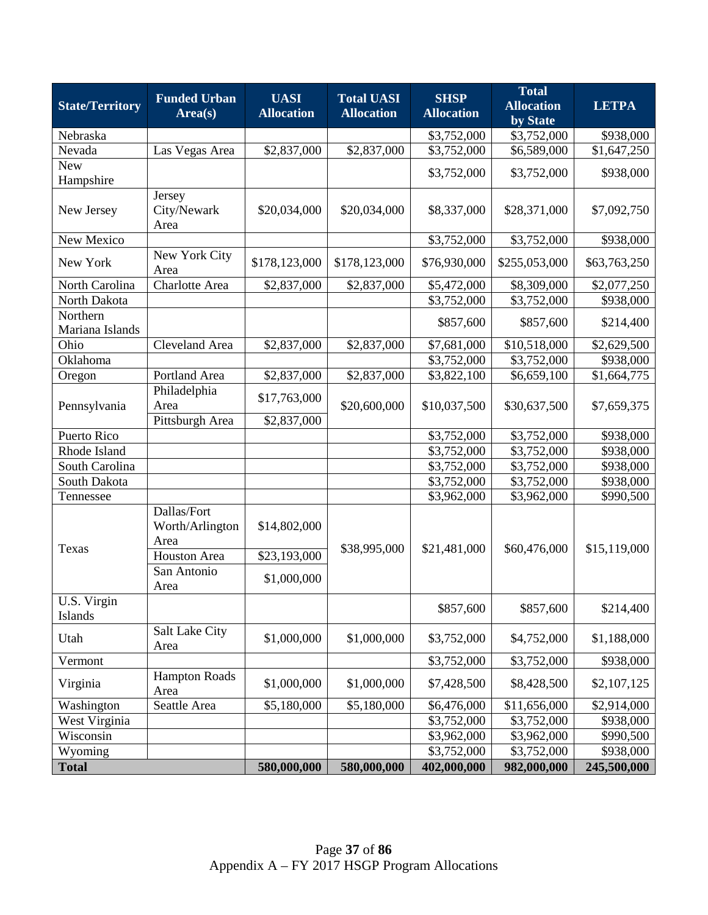| State/Territory | Funded Urban Area(s) | UASI Allocation | Total UASI Allocation | SHSP Allocation | Total Allocation by State | LETPA |
|---|---|---|---|---|---|---|
| Nebraska | | | | $3,752,000 | $3,752,000 | $938,000 |
| Nevada | Las Vegas Area | $2,837,000 | $2,837,000 | $3,752,000 | $6,589,000 | $1,647,250 |
| New Hampshire | | | | $3,752,000 | $3,752,000 | $938,000 |
| New Jersey | Jersey City/Newark Area | $20,034,000 | $20,034,000 | $8,337,000 | $28,371,000 | $7,092,750 |
| New Mexico | | | | $3,752,000 | $3,752,000 | $938,000 |
| New York | New York City Area | $178,123,000 | $178,123,000 | $76,930,000 | $255,053,000 | $63,763,250 |
| North Carolina | Charlotte Area | $2,837,000 | $2,837,000 | $5,472,000 | $8,309,000 | $2,077,250 |
| North Dakota | | | | $3,752,000 | $3,752,000 | $938,000 |
| Northern Mariana Islands | | | | $857,600 | $857,600 | $214,400 |
| Ohio | Cleveland Area | $2,837,000 | $2,837,000 | $7,681,000 | $10,518,000 | $2,629,500 |
| Oklahoma | | | | $3,752,000 | $3,752,000 | $938,000 |
| Oregon | Portland Area | $2,837,000 | $2,837,000 | $3,822,100 | $6,659,100 | $1,664,775 |
| Pennsylvania | Philadelphia Area | $17,763,000 | $20,600,000 | $10,037,500 | $30,637,500 | $7,659,375 |
| | Pittsburgh Area | $2,837,000 | | | | |
| Puerto Rico | | | | $3,752,000 | $3,752,000 | $938,000 |
| Rhode Island | | | | $3,752,000 | $3,752,000 | $938,000 |
| South Carolina | | | | $3,752,000 | $3,752,000 | $938,000 |
| South Dakota | | | | $3,752,000 | $3,752,000 | $938,000 |
| Tennessee | | | | $3,962,000 | $3,962,000 | $990,500 |
| Texas | Dallas/Fort Worth/Arlington Area | $14,802,000 | $38,995,000 | $21,481,000 | $60,476,000 | $15,119,000 |
| | Houston Area | $23,193,000 | | | | |
| | San Antonio Area | $1,000,000 | | | | |
| U.S. Virgin Islands | | | | $857,600 | $857,600 | $214,400 |
| Utah | Salt Lake City Area | $1,000,000 | $1,000,000 | $3,752,000 | $4,752,000 | $1,188,000 |
| Vermont | | | | $3,752,000 | $3,752,000 | $938,000 |
| Virginia | Hampton Roads Area | $1,000,000 | $1,000,000 | $7,428,500 | $8,428,500 | $2,107,125 |
| Washington | Seattle Area | $5,180,000 | $5,180,000 | $6,476,000 | $11,656,000 | $2,914,000 |
| West Virginia | | | | $3,752,000 | $3,752,000 | $938,000 |
| Wisconsin | | | | $3,962,000 | $3,962,000 | $990,500 |
| Wyoming | | | | $3,752,000 | $3,752,000 | $938,000 |
| **Total** | | **580,000,000** | **580,000,000** | **402,000,000** | **982,000,000** | **245,500,000** |

Appendix A – FY 2017 HSGP Program Allocations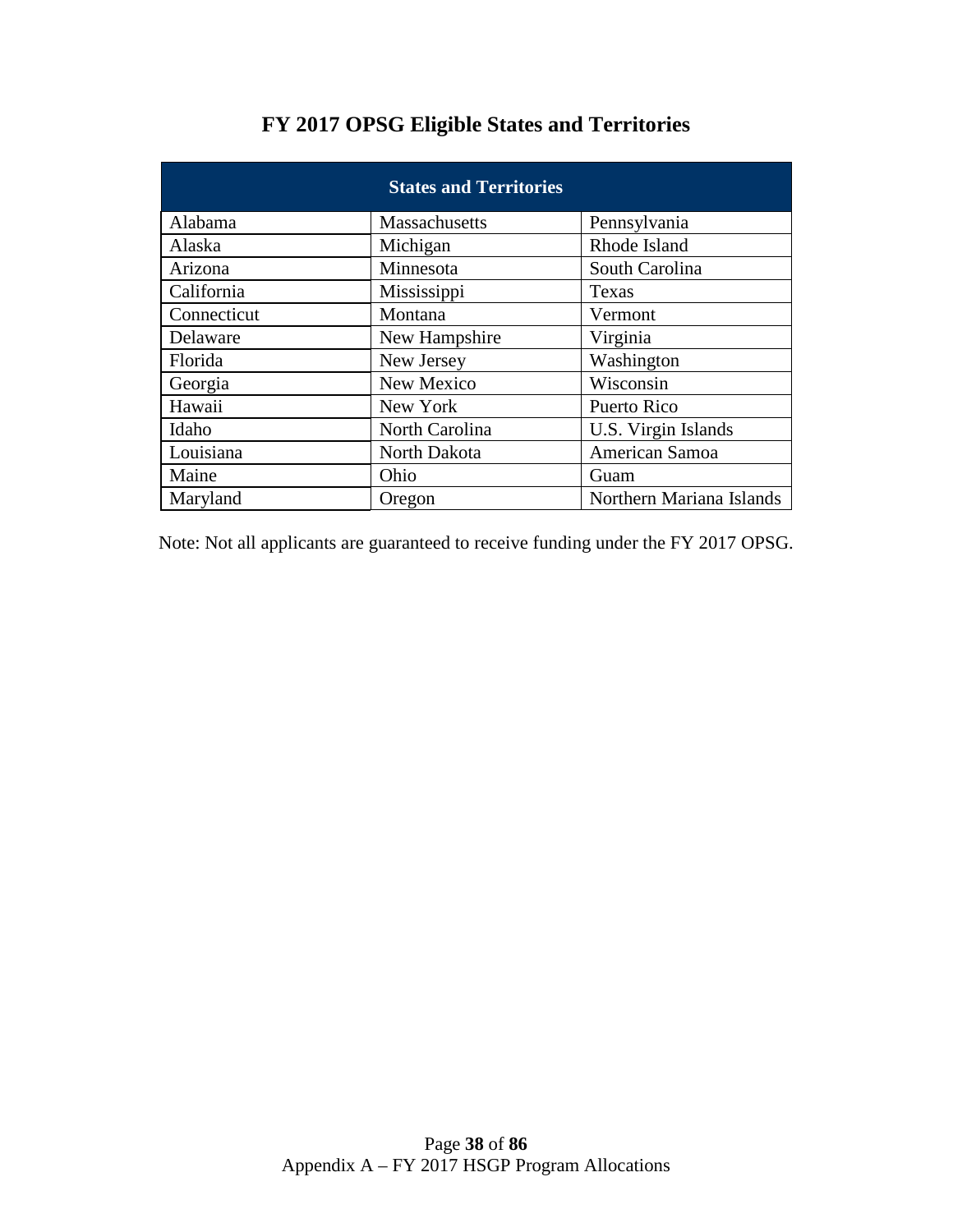# FY 2017 OPSG Eligible States and Territories

| States and Territories | | |
|---|---|---|
| Alabama | Massachusetts | Pennsylvania |
| Alaska | Michigan | Rhode Island |
| Arizona | Minnesota | South Carolina |
| California | Mississippi | Texas |
| Connecticut | Montana | Vermont |
| Delaware | New Hampshire | Virginia |
| Florida | New Jersey | Washington |
| Georgia | New Mexico | Wisconsin |
| Hawaii | New York | Puerto Rico |
| Idaho | North Carolina | U.S. Virgin Islands |
| Louisiana | North Dakota | American Samoa |
| Maine | Ohio | Guam |
| Maryland | Oregon | Northern Mariana Islands |

Note: Not all applicants are guaranteed to receive funding under the FY 2017 OPSG.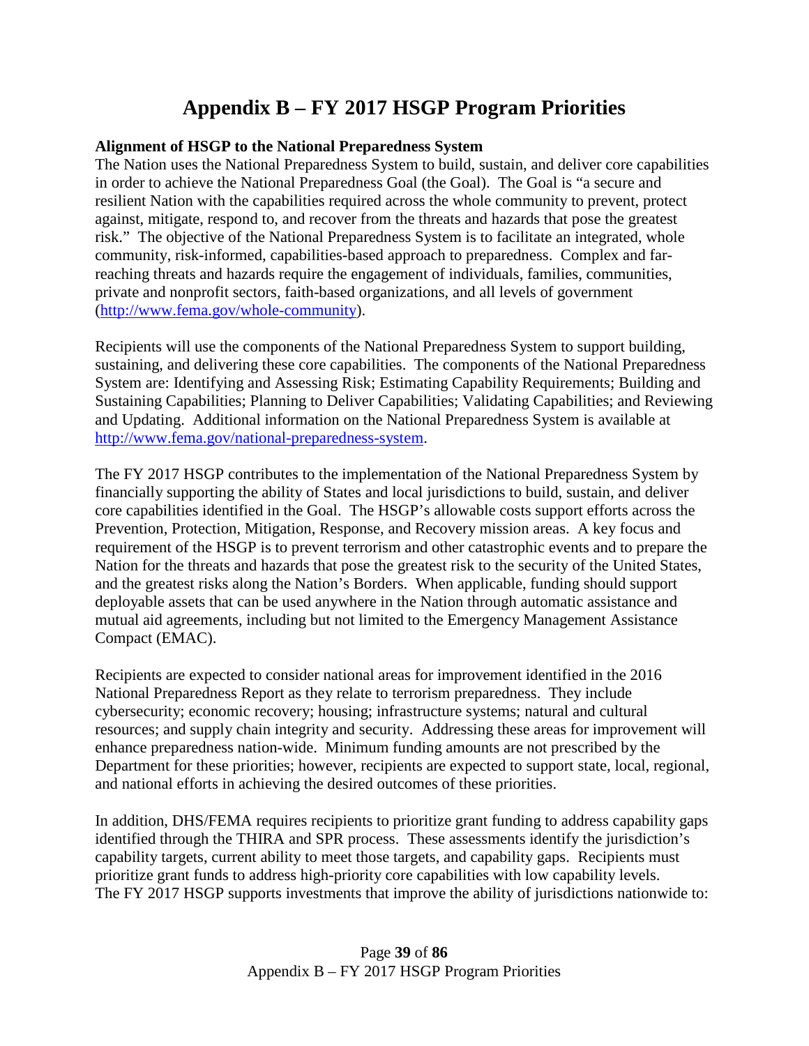# Appendix B – FY 2017 HSGP Program Priorities

**Alignment of HSGP to the National Preparedness System**

The Nation uses the National Preparedness System to build, sustain, and deliver core capabilities in order to achieve the National Preparedness Goal (the Goal). The Goal is "a secure and resilient Nation with the capabilities required across the whole community to prevent, protect against, mitigate, respond to, and recover from the threats and hazards that pose the greatest risk." The objective of the National Preparedness System is to facilitate an integrated, whole community, risk-informed, capabilities-based approach to preparedness. Complex and far-reaching threats and hazards require the engagement of individuals, families, communities, private and nonprofit sectors, faith-based organizations, and all levels of government (http://www.fema.gov/whole-community).

Recipients will use the components of the National Preparedness System to support building, sustaining, and delivering these core capabilities. The components of the National Preparedness System are: Identifying and Assessing Risk; Estimating Capability Requirements; Building and Sustaining Capabilities; Planning to Deliver Capabilities; Validating Capabilities; and Reviewing and Updating. Additional information on the National Preparedness System is available at http://www.fema.gov/national-preparedness-system.

The FY 2017 HSGP contributes to the implementation of the National Preparedness System by financially supporting the ability of States and local jurisdictions to build, sustain, and deliver core capabilities identified in the Goal. The HSGP's allowable costs support efforts across the Prevention, Protection, Mitigation, Response, and Recovery mission areas. A key focus and requirement of the HSGP is to prevent terrorism and other catastrophic events and to prepare the Nation for the threats and hazards that pose the greatest risk to the security of the United States, and the greatest risks along the Nation's Borders. When applicable, funding should support deployable assets that can be used anywhere in the Nation through automatic assistance and mutual aid agreements, including but not limited to the Emergency Management Assistance Compact (EMAC).

Recipients are expected to consider national areas for improvement identified in the 2016 National Preparedness Report as they relate to terrorism preparedness. They include cybersecurity; economic recovery; housing; infrastructure systems; natural and cultural resources; and supply chain integrity and security. Addressing these areas for improvement will enhance preparedness nation-wide. Minimum funding amounts are not prescribed by the Department for these priorities; however, recipients are expected to support state, local, regional, and national efforts in achieving the desired outcomes of these priorities.

In addition, DHS/FEMA requires recipients to prioritize grant funding to address capability gaps identified through the THIRA and SPR process. These assessments identify the jurisdiction's capability targets, current ability to meet those targets, and capability gaps. Recipients must prioritize grant funds to address high-priority core capabilities with low capability levels. The FY 2017 HSGP supports investments that improve the ability of jurisdictions nationwide to: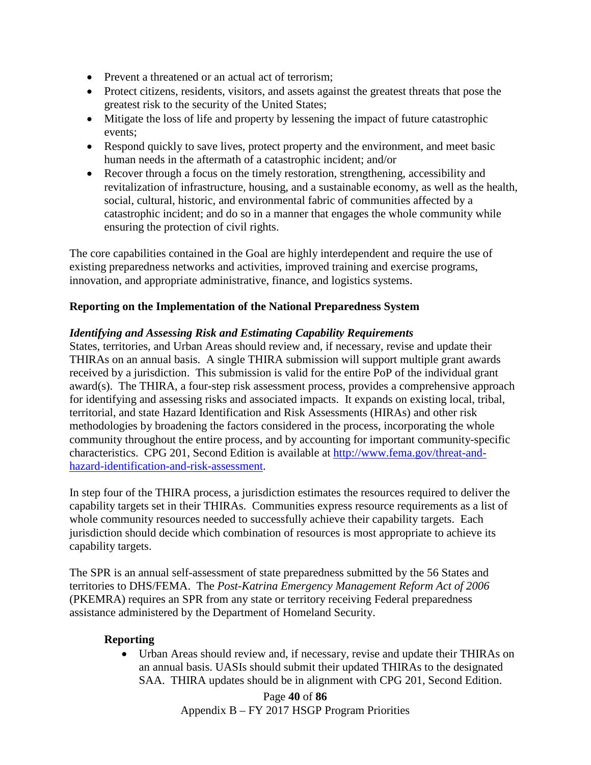- Prevent a threatened or an actual act of terrorism;
- Protect citizens, residents, visitors, and assets against the greatest threats that pose the greatest risk to the security of the United States;
- Mitigate the loss of life and property by lessening the impact of future catastrophic events;
- Respond quickly to save lives, protect property and the environment, and meet basic human needs in the aftermath of a catastrophic incident; and/or
- Recover through a focus on the timely restoration, strengthening, accessibility and revitalization of infrastructure, housing, and a sustainable economy, as well as the health, social, cultural, historic, and environmental fabric of communities affected by a catastrophic incident; and do so in a manner that engages the whole community while ensuring the protection of civil rights.

The core capabilities contained in the Goal are highly interdependent and require the use of existing preparedness networks and activities, improved training and exercise programs, innovation, and appropriate administrative, finance, and logistics systems.

**Reporting on the Implementation of the National Preparedness System**

***Identifying and Assessing Risk and Estimating Capability Requirements***

States, territories, and Urban Areas should review and, if necessary, revise and update their THIRAs on an annual basis. A single THIRA submission will support multiple grant awards received by a jurisdiction. This submission is valid for the entire PoP of the individual grant award(s). The THIRA, a four-step risk assessment process, provides a comprehensive approach for identifying and assessing risks and associated impacts. It expands on existing local, tribal, territorial, and state Hazard Identification and Risk Assessments (HIRAs) and other risk methodologies by broadening the factors considered in the process, incorporating the whole community throughout the entire process, and by accounting for important community-specific characteristics. CPG 201, Second Edition is available at [http://www.fema.gov/threat-and-hazard-identification-and-risk-assessment](http://www.fema.gov/threat-and-hazard-identification-and-risk-assessment).

In step four of the THIRA process, a jurisdiction estimates the resources required to deliver the capability targets set in their THIRAs. Communities express resource requirements as a list of whole community resources needed to successfully achieve their capability targets. Each jurisdiction should decide which combination of resources is most appropriate to achieve its capability targets.

The SPR is an annual self-assessment of state preparedness submitted by the 56 States and territories to DHS/FEMA. The *Post-Katrina Emergency Management Reform Act of 2006* (PKEMRA) requires an SPR from any state or territory receiving Federal preparedness assistance administered by the Department of Homeland Security.

**Reporting**

- Urban Areas should review and, if necessary, revise and update their THIRAs on an annual basis. UASIs should submit their updated THIRAs to the designated SAA. THIRA updates should be in alignment with CPG 201, Second Edition.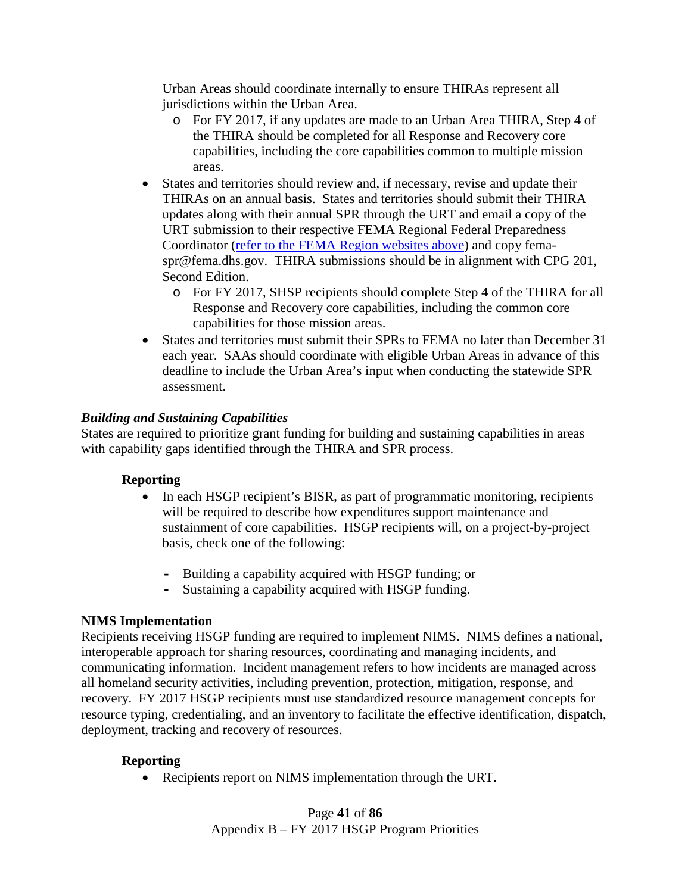Urban Areas should coordinate internally to ensure THIRAs represent all jurisdictions within the Urban Area.

  - For FY 2017, if any updates are made to an Urban Area THIRA, Step 4 of the THIRA should be completed for all Response and Recovery core capabilities, including the core capabilities common to multiple mission areas.

- States and territories should review and, if necessary, revise and update their THIRAs on an annual basis. States and territories should submit their THIRA updates along with their annual SPR through the URT and email a copy of the URT submission to their respective FEMA Regional Federal Preparedness Coordinator ([refer to the FEMA Region websites above]()) and copy fema-spr@fema.dhs.gov. THIRA submissions should be in alignment with CPG 201, Second Edition.
  - For FY 2017, SHSP recipients should complete Step 4 of the THIRA for all Response and Recovery core capabilities, including the common core capabilities for those mission areas.
- States and territories must submit their SPRs to FEMA no later than December 31 each year. SAAs should coordinate with eligible Urban Areas in advance of this deadline to include the Urban Area's input when conducting the statewide SPR assessment.

***Building and Sustaining Capabilities***

States are required to prioritize grant funding for building and sustaining capabilities in areas with capability gaps identified through the THIRA and SPR process.

**Reporting**

- In each HSGP recipient's BISR, as part of programmatic monitoring, recipients will be required to describe how expenditures support maintenance and sustainment of core capabilities. HSGP recipients will, on a project-by-project basis, check one of the following:

  - Building a capability acquired with HSGP funding; or
  - Sustaining a capability acquired with HSGP funding.

**NIMS Implementation**

Recipients receiving HSGP funding are required to implement NIMS. NIMS defines a national, interoperable approach for sharing resources, coordinating and managing incidents, and communicating information. Incident management refers to how incidents are managed across all homeland security activities, including prevention, protection, mitigation, response, and recovery. FY 2017 HSGP recipients must use standardized resource management concepts for resource typing, credentialing, and an inventory to facilitate the effective identification, dispatch, deployment, tracking and recovery of resources.

**Reporting**

- Recipients report on NIMS implementation through the URT.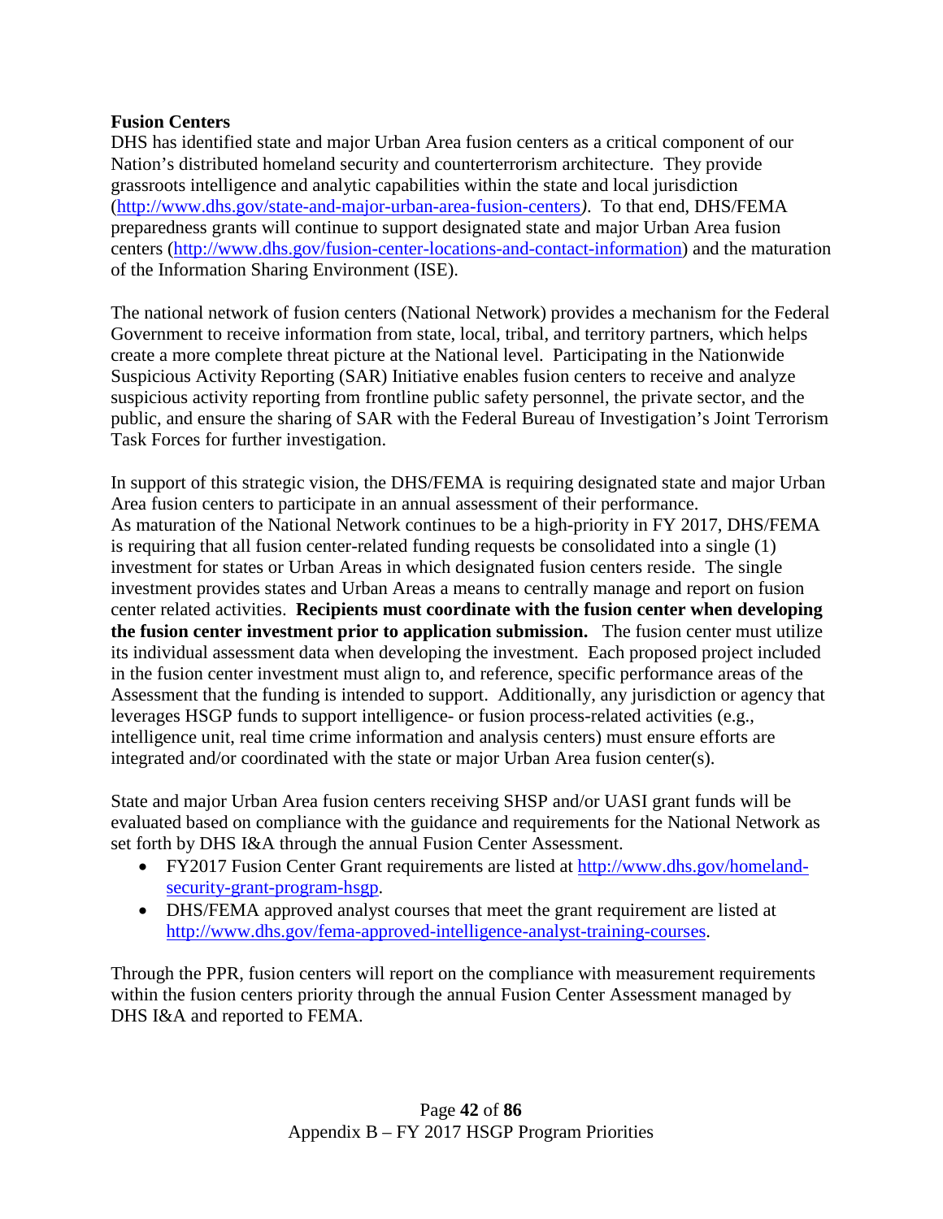**Fusion Centers**

DHS has identified state and major Urban Area fusion centers as a critical component of our Nation's distributed homeland security and counterterrorism architecture. They provide grassroots intelligence and analytic capabilities within the state and local jurisdiction (http://www.dhs.gov/state-and-major-urban-area-fusion-centers). To that end, DHS/FEMA preparedness grants will continue to support designated state and major Urban Area fusion centers (http://www.dhs.gov/fusion-center-locations-and-contact-information) and the maturation of the Information Sharing Environment (ISE).

The national network of fusion centers (National Network) provides a mechanism for the Federal Government to receive information from state, local, tribal, and territory partners, which helps create a more complete threat picture at the National level. Participating in the Nationwide Suspicious Activity Reporting (SAR) Initiative enables fusion centers to receive and analyze suspicious activity reporting from frontline public safety personnel, the private sector, and the public, and ensure the sharing of SAR with the Federal Bureau of Investigation's Joint Terrorism Task Forces for further investigation.

In support of this strategic vision, the DHS/FEMA is requiring designated state and major Urban Area fusion centers to participate in an annual assessment of their performance. As maturation of the National Network continues to be a high-priority in FY 2017, DHS/FEMA is requiring that all fusion center-related funding requests be consolidated into a single (1) investment for states or Urban Areas in which designated fusion centers reside. The single investment provides states and Urban Areas a means to centrally manage and report on fusion center related activities. **Recipients must coordinate with the fusion center when developing the fusion center investment prior to application submission.** The fusion center must utilize its individual assessment data when developing the investment. Each proposed project included in the fusion center investment must align to, and reference, specific performance areas of the Assessment that the funding is intended to support. Additionally, any jurisdiction or agency that leverages HSGP funds to support intelligence- or fusion process-related activities (e.g., intelligence unit, real time crime information and analysis centers) must ensure efforts are integrated and/or coordinated with the state or major Urban Area fusion center(s).

State and major Urban Area fusion centers receiving SHSP and/or UASI grant funds will be evaluated based on compliance with the guidance and requirements for the National Network as set forth by DHS I&A through the annual Fusion Center Assessment.

- FY2017 Fusion Center Grant requirements are listed at http://www.dhs.gov/homeland-security-grant-program-hsgp.
- DHS/FEMA approved analyst courses that meet the grant requirement are listed at http://www.dhs.gov/fema-approved-intelligence-analyst-training-courses.

Through the PPR, fusion centers will report on the compliance with measurement requirements within the fusion centers priority through the annual Fusion Center Assessment managed by DHS I&A and reported to FEMA.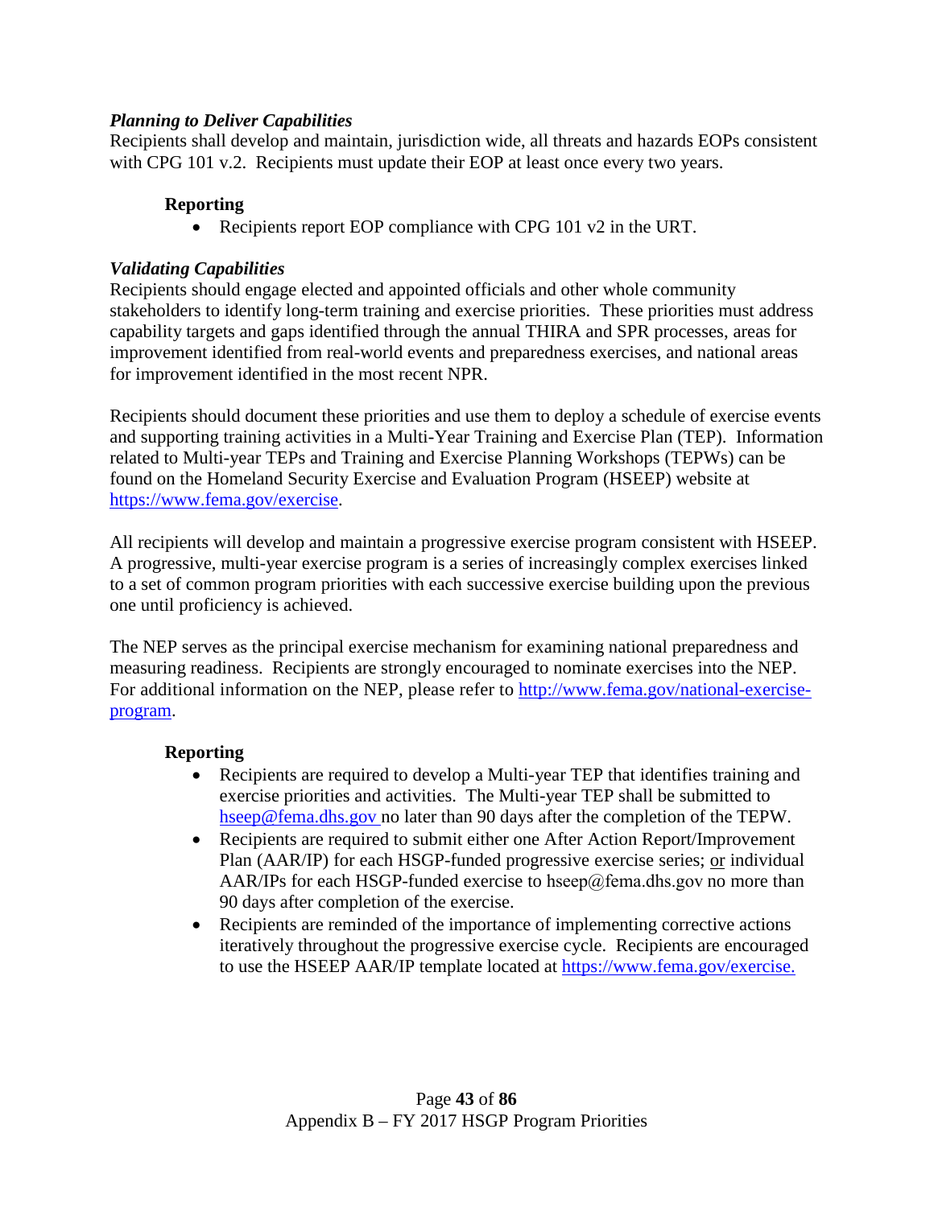***Planning to Deliver Capabilities***

Recipients shall develop and maintain, jurisdiction wide, all threats and hazards EOPs consistent with CPG 101 v.2. Recipients must update their EOP at least once every two years.

**Reporting**

- Recipients report EOP compliance with CPG 101 v2 in the URT.

***Validating Capabilities***

Recipients should engage elected and appointed officials and other whole community stakeholders to identify long-term training and exercise priorities. These priorities must address capability targets and gaps identified through the annual THIRA and SPR processes, areas for improvement identified from real-world events and preparedness exercises, and national areas for improvement identified in the most recent NPR.

Recipients should document these priorities and use them to deploy a schedule of exercise events and supporting training activities in a Multi-Year Training and Exercise Plan (TEP). Information related to Multi-year TEPs and Training and Exercise Planning Workshops (TEPWs) can be found on the Homeland Security Exercise and Evaluation Program (HSEEP) website at https://www.fema.gov/exercise.

All recipients will develop and maintain a progressive exercise program consistent with HSEEP. A progressive, multi-year exercise program is a series of increasingly complex exercises linked to a set of common program priorities with each successive exercise building upon the previous one until proficiency is achieved.

The NEP serves as the principal exercise mechanism for examining national preparedness and measuring readiness. Recipients are strongly encouraged to nominate exercises into the NEP. For additional information on the NEP, please refer to http://www.fema.gov/national-exercise-program.

**Reporting**

- Recipients are required to develop a Multi-year TEP that identifies training and exercise priorities and activities. The Multi-year TEP shall be submitted to hseep@fema.dhs.gov no later than 90 days after the completion of the TEPW.
- Recipients are required to submit either one After Action Report/Improvement Plan (AAR/IP) for each HSGP-funded progressive exercise series; <u>or</u> individual AAR/IPs for each HSGP-funded exercise to hseep@fema.dhs.gov no more than 90 days after completion of the exercise.
- Recipients are reminded of the importance of implementing corrective actions iteratively throughout the progressive exercise cycle. Recipients are encouraged to use the HSEEP AAR/IP template located at https://www.fema.gov/exercise.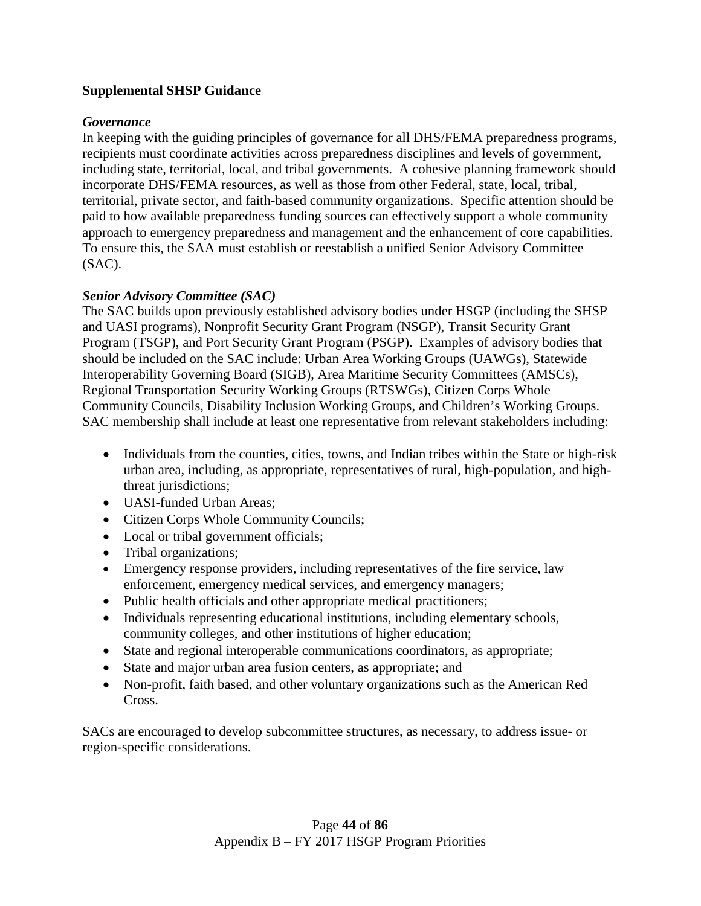**Supplemental SHSP Guidance**

***Governance***

In keeping with the guiding principles of governance for all DHS/FEMA preparedness programs, recipients must coordinate activities across preparedness disciplines and levels of government, including state, territorial, local, and tribal governments. A cohesive planning framework should incorporate DHS/FEMA resources, as well as those from other Federal, state, local, tribal, territorial, private sector, and faith-based community organizations. Specific attention should be paid to how available preparedness funding sources can effectively support a whole community approach to emergency preparedness and management and the enhancement of core capabilities. To ensure this, the SAA must establish or reestablish a unified Senior Advisory Committee (SAC).

***Senior Advisory Committee (SAC)***

The SAC builds upon previously established advisory bodies under HSGP (including the SHSP and UASI programs), Nonprofit Security Grant Program (NSGP), Transit Security Grant Program (TSGP), and Port Security Grant Program (PSGP). Examples of advisory bodies that should be included on the SAC include: Urban Area Working Groups (UAWGs), Statewide Interoperability Governing Board (SIGB), Area Maritime Security Committees (AMSCs), Regional Transportation Security Working Groups (RTSWGs), Citizen Corps Whole Community Councils, Disability Inclusion Working Groups, and Children's Working Groups. SAC membership shall include at least one representative from relevant stakeholders including:

- Individuals from the counties, cities, towns, and Indian tribes within the State or high-risk urban area, including, as appropriate, representatives of rural, high-population, and high-threat jurisdictions;
- UASI-funded Urban Areas;
- Citizen Corps Whole Community Councils;
- Local or tribal government officials;
- Tribal organizations;
- Emergency response providers, including representatives of the fire service, law enforcement, emergency medical services, and emergency managers;
- Public health officials and other appropriate medical practitioners;
- Individuals representing educational institutions, including elementary schools, community colleges, and other institutions of higher education;
- State and regional interoperable communications coordinators, as appropriate;
- State and major urban area fusion centers, as appropriate; and
- Non-profit, faith based, and other voluntary organizations such as the American Red Cross.

SACs are encouraged to develop subcommittee structures, as necessary, to address issue- or region-specific considerations.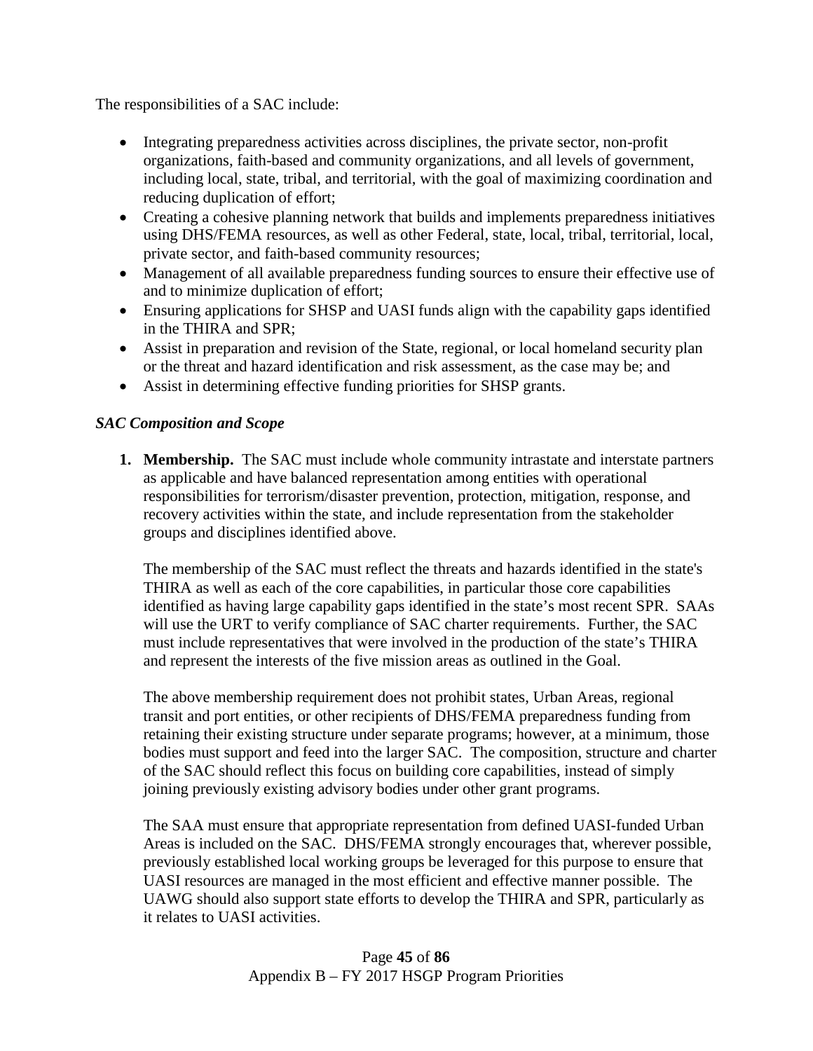The responsibilities of a SAC include:

- Integrating preparedness activities across disciplines, the private sector, non-profit organizations, faith-based and community organizations, and all levels of government, including local, state, tribal, and territorial, with the goal of maximizing coordination and reducing duplication of effort;
- Creating a cohesive planning network that builds and implements preparedness initiatives using DHS/FEMA resources, as well as other Federal, state, local, tribal, territorial, local, private sector, and faith-based community resources;
- Management of all available preparedness funding sources to ensure their effective use of and to minimize duplication of effort;
- Ensuring applications for SHSP and UASI funds align with the capability gaps identified in the THIRA and SPR;
- Assist in preparation and revision of the State, regional, or local homeland security plan or the threat and hazard identification and risk assessment, as the case may be; and
- Assist in determining effective funding priorities for SHSP grants.

*SAC Composition and Scope*

1. **Membership.** The SAC must include whole community intrastate and interstate partners as applicable and have balanced representation among entities with operational responsibilities for terrorism/disaster prevention, protection, mitigation, response, and recovery activities within the state, and include representation from the stakeholder groups and disciplines identified above.

   The membership of the SAC must reflect the threats and hazards identified in the state's THIRA as well as each of the core capabilities, in particular those core capabilities identified as having large capability gaps identified in the state's most recent SPR. SAAs will use the URT to verify compliance of SAC charter requirements. Further, the SAC must include representatives that were involved in the production of the state's THIRA and represent the interests of the five mission areas as outlined in the Goal.

   The above membership requirement does not prohibit states, Urban Areas, regional transit and port entities, or other recipients of DHS/FEMA preparedness funding from retaining their existing structure under separate programs; however, at a minimum, those bodies must support and feed into the larger SAC. The composition, structure and charter of the SAC should reflect this focus on building core capabilities, instead of simply joining previously existing advisory bodies under other grant programs.

   The SAA must ensure that appropriate representation from defined UASI-funded Urban Areas is included on the SAC. DHS/FEMA strongly encourages that, wherever possible, previously established local working groups be leveraged for this purpose to ensure that UASI resources are managed in the most efficient and effective manner possible. The UAWG should also support state efforts to develop the THIRA and SPR, particularly as it relates to UASI activities.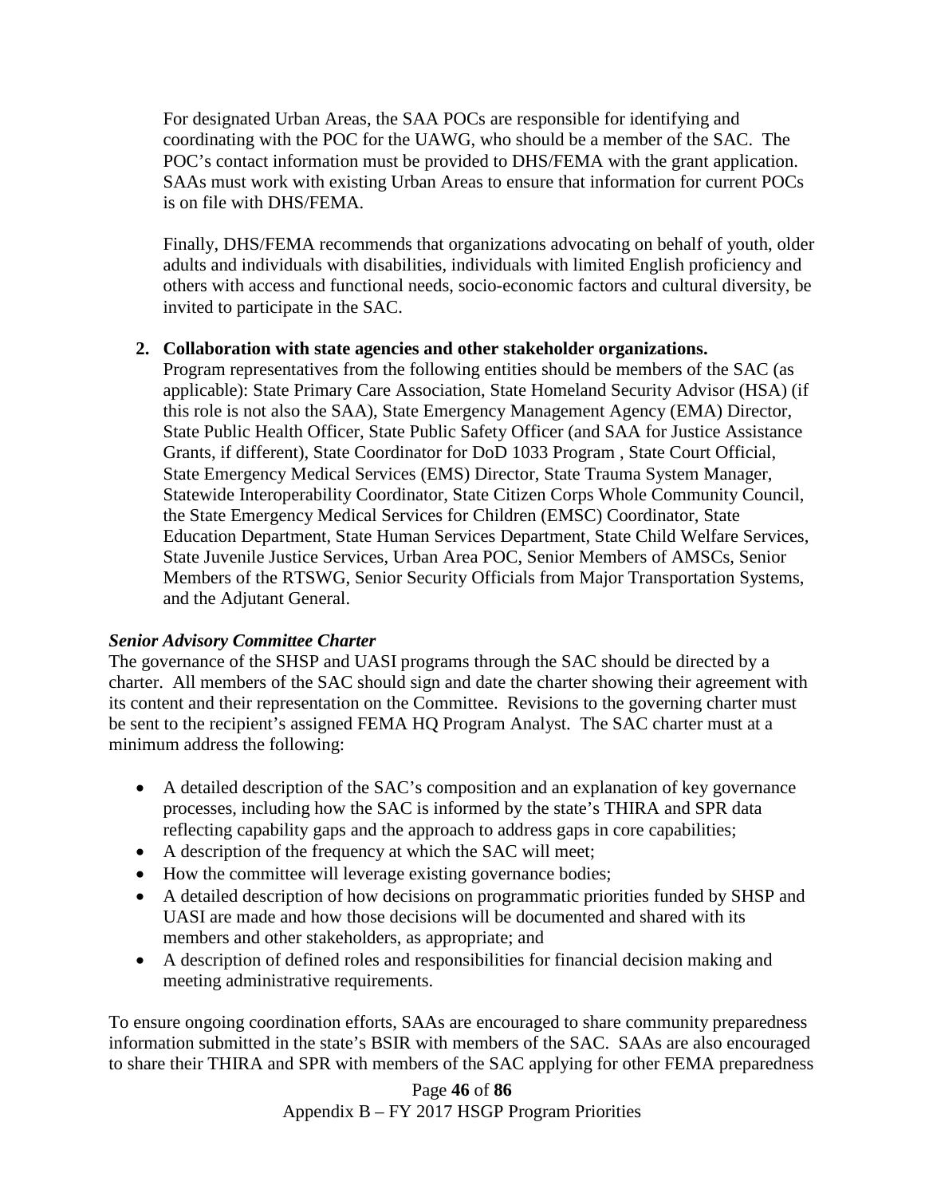For designated Urban Areas, the SAA POCs are responsible for identifying and coordinating with the POC for the UAWG, who should be a member of the SAC. The POC's contact information must be provided to DHS/FEMA with the grant application. SAAs must work with existing Urban Areas to ensure that information for current POCs is on file with DHS/FEMA.

Finally, DHS/FEMA recommends that organizations advocating on behalf of youth, older adults and individuals with disabilities, individuals with limited English proficiency and others with access and functional needs, socio-economic factors and cultural diversity, be invited to participate in the SAC.

2. **Collaboration with state agencies and other stakeholder organizations.** Program representatives from the following entities should be members of the SAC (as applicable): State Primary Care Association, State Homeland Security Advisor (HSA) (if this role is not also the SAA), State Emergency Management Agency (EMA) Director, State Public Health Officer, State Public Safety Officer (and SAA for Justice Assistance Grants, if different), State Coordinator for DoD 1033 Program , State Court Official, State Emergency Medical Services (EMS) Director, State Trauma System Manager, Statewide Interoperability Coordinator, State Citizen Corps Whole Community Council, the State Emergency Medical Services for Children (EMSC) Coordinator, State Education Department, State Human Services Department, State Child Welfare Services, State Juvenile Justice Services, Urban Area POC, Senior Members of AMSCs, Senior Members of the RTSWG, Senior Security Officials from Major Transportation Systems, and the Adjutant General.

***Senior Advisory Committee Charter***

The governance of the SHSP and UASI programs through the SAC should be directed by a charter. All members of the SAC should sign and date the charter showing their agreement with its content and their representation on the Committee. Revisions to the governing charter must be sent to the recipient's assigned FEMA HQ Program Analyst. The SAC charter must at a minimum address the following:

- A detailed description of the SAC's composition and an explanation of key governance processes, including how the SAC is informed by the state's THIRA and SPR data reflecting capability gaps and the approach to address gaps in core capabilities;
- A description of the frequency at which the SAC will meet;
- How the committee will leverage existing governance bodies;
- A detailed description of how decisions on programmatic priorities funded by SHSP and UASI are made and how those decisions will be documented and shared with its members and other stakeholders, as appropriate; and
- A description of defined roles and responsibilities for financial decision making and meeting administrative requirements.

To ensure ongoing coordination efforts, SAAs are encouraged to share community preparedness information submitted in the state's BSIR with members of the SAC. SAAs are also encouraged to share their THIRA and SPR with members of the SAC applying for other FEMA preparedness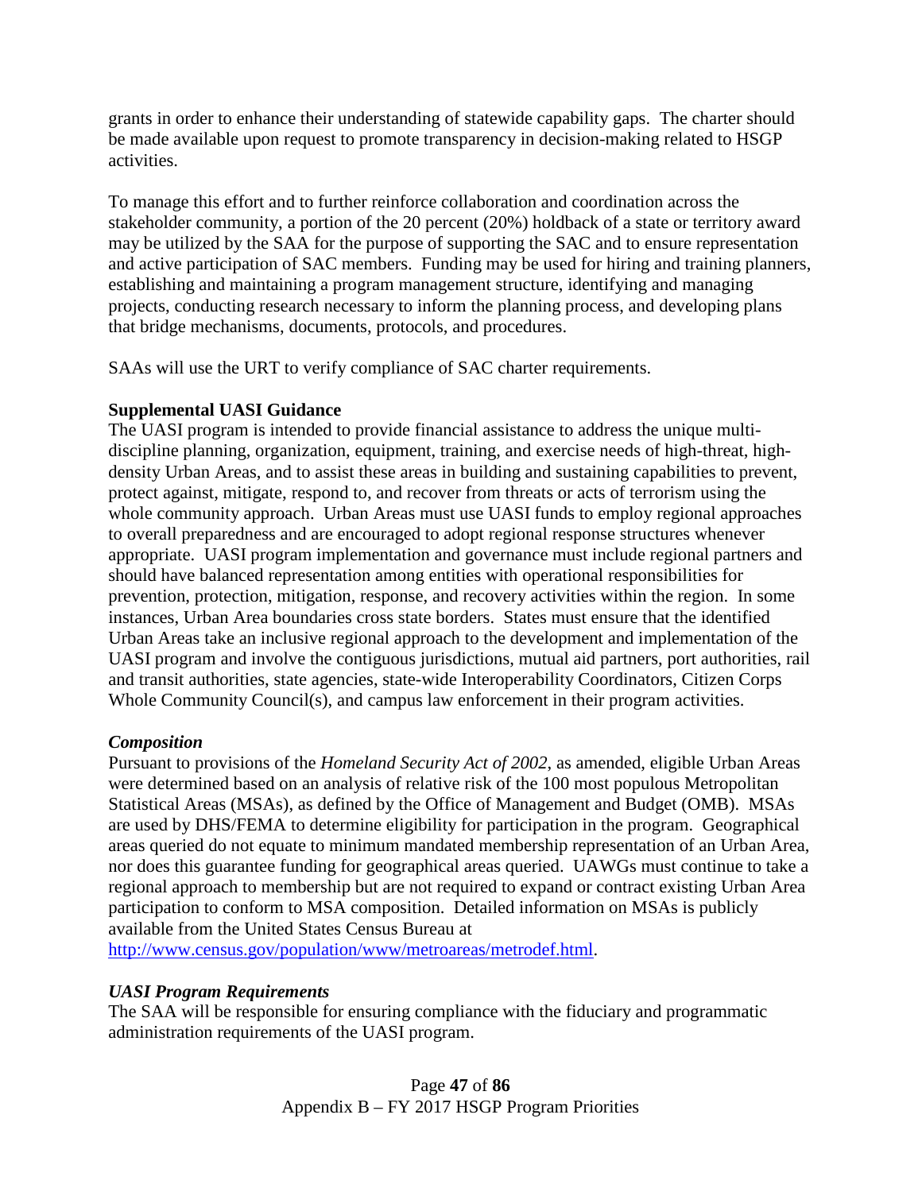grants in order to enhance their understanding of statewide capability gaps. The charter should be made available upon request to promote transparency in decision-making related to HSGP activities.

To manage this effort and to further reinforce collaboration and coordination across the stakeholder community, a portion of the 20 percent (20%) holdback of a state or territory award may be utilized by the SAA for the purpose of supporting the SAC and to ensure representation and active participation of SAC members. Funding may be used for hiring and training planners, establishing and maintaining a program management structure, identifying and managing projects, conducting research necessary to inform the planning process, and developing plans that bridge mechanisms, documents, protocols, and procedures.

SAAs will use the URT to verify compliance of SAC charter requirements.

**Supplemental UASI Guidance**

The UASI program is intended to provide financial assistance to address the unique multi-discipline planning, organization, equipment, training, and exercise needs of high-threat, high-density Urban Areas, and to assist these areas in building and sustaining capabilities to prevent, protect against, mitigate, respond to, and recover from threats or acts of terrorism using the whole community approach. Urban Areas must use UASI funds to employ regional approaches to overall preparedness and are encouraged to adopt regional response structures whenever appropriate. UASI program implementation and governance must include regional partners and should have balanced representation among entities with operational responsibilities for prevention, protection, mitigation, response, and recovery activities within the region. In some instances, Urban Area boundaries cross state borders. States must ensure that the identified Urban Areas take an inclusive regional approach to the development and implementation of the UASI program and involve the contiguous jurisdictions, mutual aid partners, port authorities, rail and transit authorities, state agencies, state-wide Interoperability Coordinators, Citizen Corps Whole Community Council(s), and campus law enforcement in their program activities.

***Composition***

Pursuant to provisions of the *Homeland Security Act of 2002*, as amended, eligible Urban Areas were determined based on an analysis of relative risk of the 100 most populous Metropolitan Statistical Areas (MSAs), as defined by the Office of Management and Budget (OMB). MSAs are used by DHS/FEMA to determine eligibility for participation in the program. Geographical areas queried do not equate to minimum mandated membership representation of an Urban Area, nor does this guarantee funding for geographical areas queried. UAWGs must continue to take a regional approach to membership but are not required to expand or contract existing Urban Area participation to conform to MSA composition. Detailed information on MSAs is publicly available from the United States Census Bureau at http://www.census.gov/population/www/metroareas/metrodef.html.

***UASI Program Requirements***

The SAA will be responsible for ensuring compliance with the fiduciary and programmatic administration requirements of the UASI program.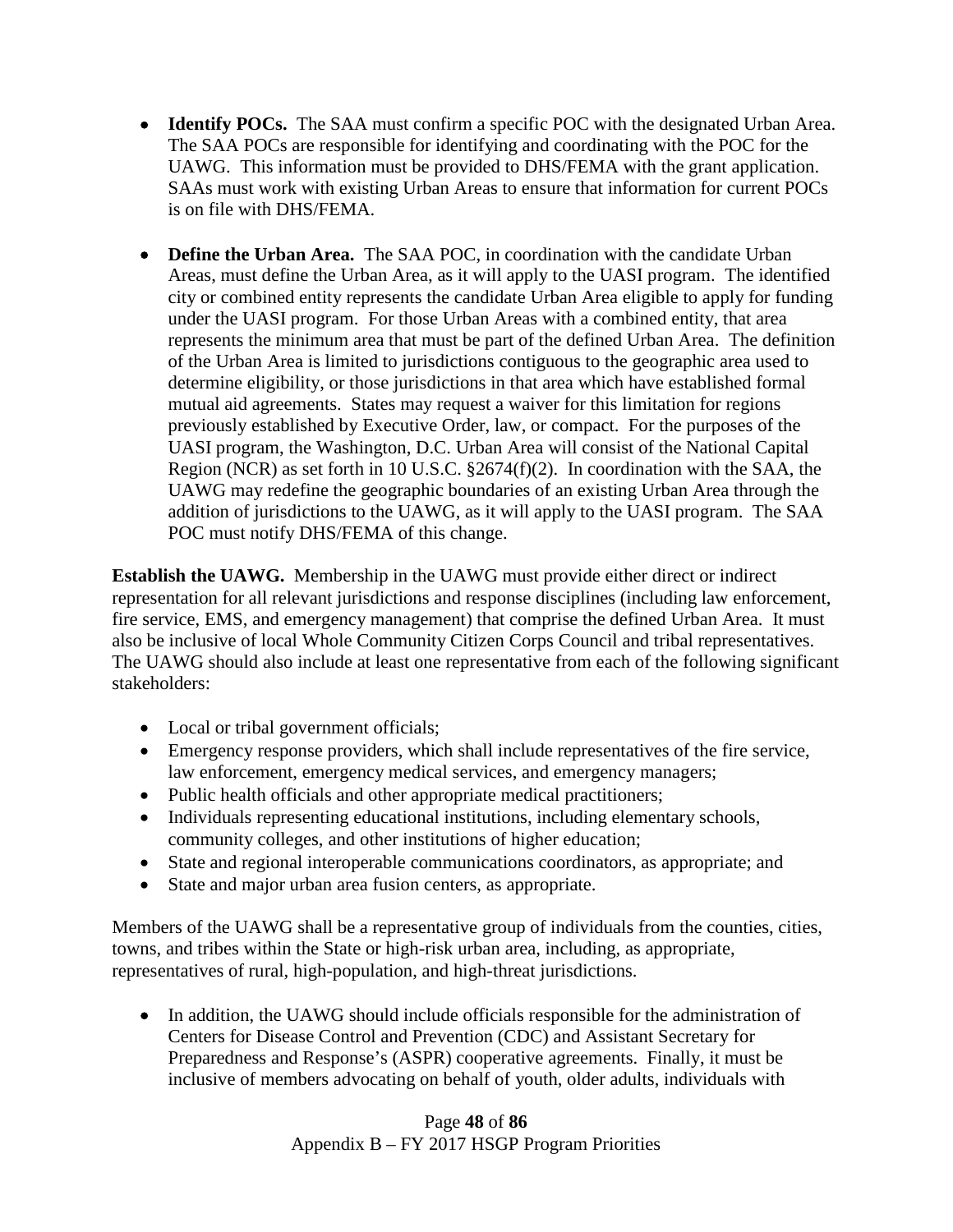- **Identify POCs.** The SAA must confirm a specific POC with the designated Urban Area. The SAA POCs are responsible for identifying and coordinating with the POC for the UAWG. This information must be provided to DHS/FEMA with the grant application. SAAs must work with existing Urban Areas to ensure that information for current POCs is on file with DHS/FEMA.

- **Define the Urban Area.** The SAA POC, in coordination with the candidate Urban Areas, must define the Urban Area, as it will apply to the UASI program. The identified city or combined entity represents the candidate Urban Area eligible to apply for funding under the UASI program. For those Urban Areas with a combined entity, that area represents the minimum area that must be part of the defined Urban Area. The definition of the Urban Area is limited to jurisdictions contiguous to the geographic area used to determine eligibility, or those jurisdictions in that area which have established formal mutual aid agreements. States may request a waiver for this limitation for regions previously established by Executive Order, law, or compact. For the purposes of the UASI program, the Washington, D.C. Urban Area will consist of the National Capital Region (NCR) as set forth in 10 U.S.C. §2674(f)(2). In coordination with the SAA, the UAWG may redefine the geographic boundaries of an existing Urban Area through the addition of jurisdictions to the UAWG, as it will apply to the UASI program. The SAA POC must notify DHS/FEMA of this change.

**Establish the UAWG.** Membership in the UAWG must provide either direct or indirect representation for all relevant jurisdictions and response disciplines (including law enforcement, fire service, EMS, and emergency management) that comprise the defined Urban Area. It must also be inclusive of local Whole Community Citizen Corps Council and tribal representatives. The UAWG should also include at least one representative from each of the following significant stakeholders:

- Local or tribal government officials;
- Emergency response providers, which shall include representatives of the fire service, law enforcement, emergency medical services, and emergency managers;
- Public health officials and other appropriate medical practitioners;
- Individuals representing educational institutions, including elementary schools, community colleges, and other institutions of higher education;
- State and regional interoperable communications coordinators, as appropriate; and
- State and major urban area fusion centers, as appropriate.

Members of the UAWG shall be a representative group of individuals from the counties, cities, towns, and tribes within the State or high-risk urban area, including, as appropriate, representatives of rural, high-population, and high-threat jurisdictions.

- In addition, the UAWG should include officials responsible for the administration of Centers for Disease Control and Prevention (CDC) and Assistant Secretary for Preparedness and Response's (ASPR) cooperative agreements. Finally, it must be inclusive of members advocating on behalf of youth, older adults, individuals with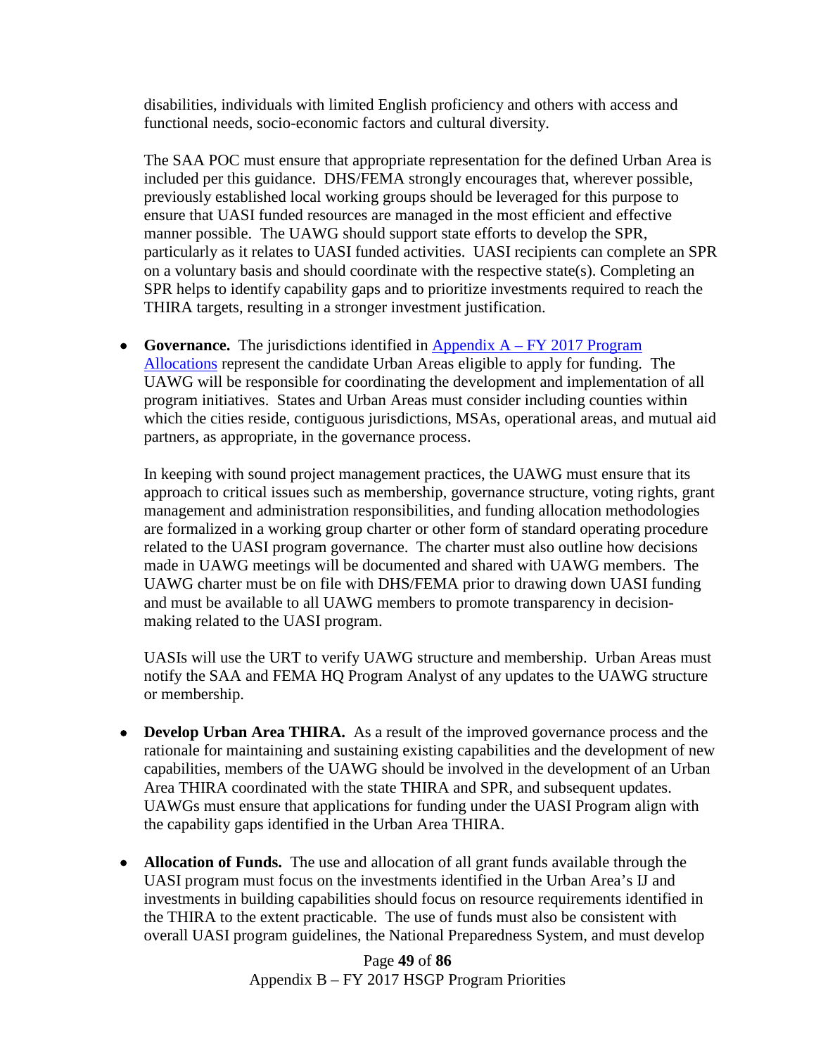disabilities, individuals with limited English proficiency and others with access and functional needs, socio-economic factors and cultural diversity.

The SAA POC must ensure that appropriate representation for the defined Urban Area is included per this guidance. DHS/FEMA strongly encourages that, wherever possible, previously established local working groups should be leveraged for this purpose to ensure that UASI funded resources are managed in the most efficient and effective manner possible. The UAWG should support state efforts to develop the SPR, particularly as it relates to UASI funded activities. UASI recipients can complete an SPR on a voluntary basis and should coordinate with the respective state(s). Completing an SPR helps to identify capability gaps and to prioritize investments required to reach the THIRA targets, resulting in a stronger investment justification.

- **Governance.** The jurisdictions identified in Appendix A – FY 2017 Program Allocations represent the candidate Urban Areas eligible to apply for funding. The UAWG will be responsible for coordinating the development and implementation of all program initiatives. States and Urban Areas must consider including counties within which the cities reside, contiguous jurisdictions, MSAs, operational areas, and mutual aid partners, as appropriate, in the governance process.

  In keeping with sound project management practices, the UAWG must ensure that its approach to critical issues such as membership, governance structure, voting rights, grant management and administration responsibilities, and funding allocation methodologies are formalized in a working group charter or other form of standard operating procedure related to the UASI program governance. The charter must also outline how decisions made in UAWG meetings will be documented and shared with UAWG members. The UAWG charter must be on file with DHS/FEMA prior to drawing down UASI funding and must be available to all UAWG members to promote transparency in decision-making related to the UASI program.

  UASIs will use the URT to verify UAWG structure and membership. Urban Areas must notify the SAA and FEMA HQ Program Analyst of any updates to the UAWG structure or membership.

- **Develop Urban Area THIRA.** As a result of the improved governance process and the rationale for maintaining and sustaining existing capabilities and the development of new capabilities, members of the UAWG should be involved in the development of an Urban Area THIRA coordinated with the state THIRA and SPR, and subsequent updates. UAWGs must ensure that applications for funding under the UASI Program align with the capability gaps identified in the Urban Area THIRA.

- **Allocation of Funds.** The use and allocation of all grant funds available through the UASI program must focus on the investments identified in the Urban Area's IJ and investments in building capabilities should focus on resource requirements identified in the THIRA to the extent practicable. The use of funds must also be consistent with overall UASI program guidelines, the National Preparedness System, and must develop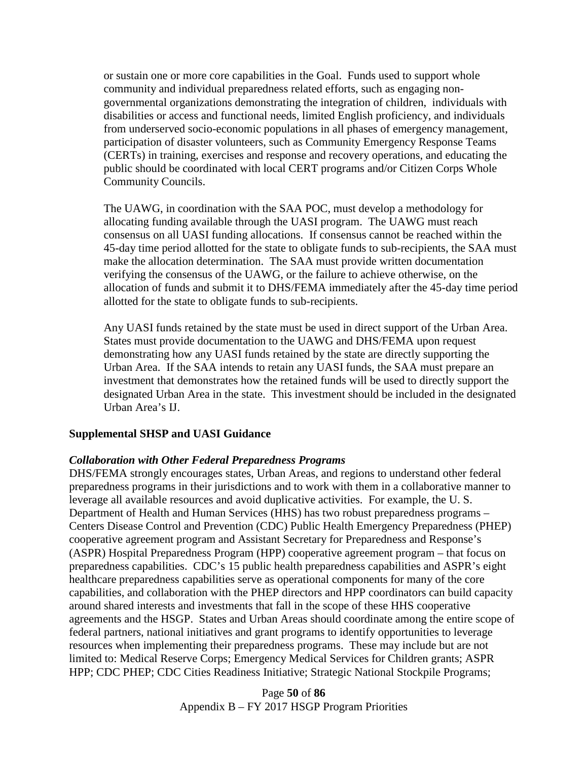or sustain one or more core capabilities in the Goal. Funds used to support whole community and individual preparedness related efforts, such as engaging non-governmental organizations demonstrating the integration of children, individuals with disabilities or access and functional needs, limited English proficiency, and individuals from underserved socio-economic populations in all phases of emergency management, participation of disaster volunteers, such as Community Emergency Response Teams (CERTs) in training, exercises and response and recovery operations, and educating the public should be coordinated with local CERT programs and/or Citizen Corps Whole Community Councils.

The UAWG, in coordination with the SAA POC, must develop a methodology for allocating funding available through the UASI program. The UAWG must reach consensus on all UASI funding allocations. If consensus cannot be reached within the 45-day time period allotted for the state to obligate funds to sub-recipients, the SAA must make the allocation determination. The SAA must provide written documentation verifying the consensus of the UAWG, or the failure to achieve otherwise, on the allocation of funds and submit it to DHS/FEMA immediately after the 45-day time period allotted for the state to obligate funds to sub-recipients.

Any UASI funds retained by the state must be used in direct support of the Urban Area. States must provide documentation to the UAWG and DHS/FEMA upon request demonstrating how any UASI funds retained by the state are directly supporting the Urban Area. If the SAA intends to retain any UASI funds, the SAA must prepare an investment that demonstrates how the retained funds will be used to directly support the designated Urban Area in the state. This investment should be included in the designated Urban Area's IJ.

**Supplemental SHSP and UASI Guidance**

***Collaboration with Other Federal Preparedness Programs***

DHS/FEMA strongly encourages states, Urban Areas, and regions to understand other federal preparedness programs in their jurisdictions and to work with them in a collaborative manner to leverage all available resources and avoid duplicative activities. For example, the U. S. Department of Health and Human Services (HHS) has two robust preparedness programs – Centers Disease Control and Prevention (CDC) Public Health Emergency Preparedness (PHEP) cooperative agreement program and Assistant Secretary for Preparedness and Response's (ASPR) Hospital Preparedness Program (HPP) cooperative agreement program – that focus on preparedness capabilities. CDC's 15 public health preparedness capabilities and ASPR's eight healthcare preparedness capabilities serve as operational components for many of the core capabilities, and collaboration with the PHEP directors and HPP coordinators can build capacity around shared interests and investments that fall in the scope of these HHS cooperative agreements and the HSGP. States and Urban Areas should coordinate among the entire scope of federal partners, national initiatives and grant programs to identify opportunities to leverage resources when implementing their preparedness programs. These may include but are not limited to: Medical Reserve Corps; Emergency Medical Services for Children grants; ASPR HPP; CDC PHEP; CDC Cities Readiness Initiative; Strategic National Stockpile Programs;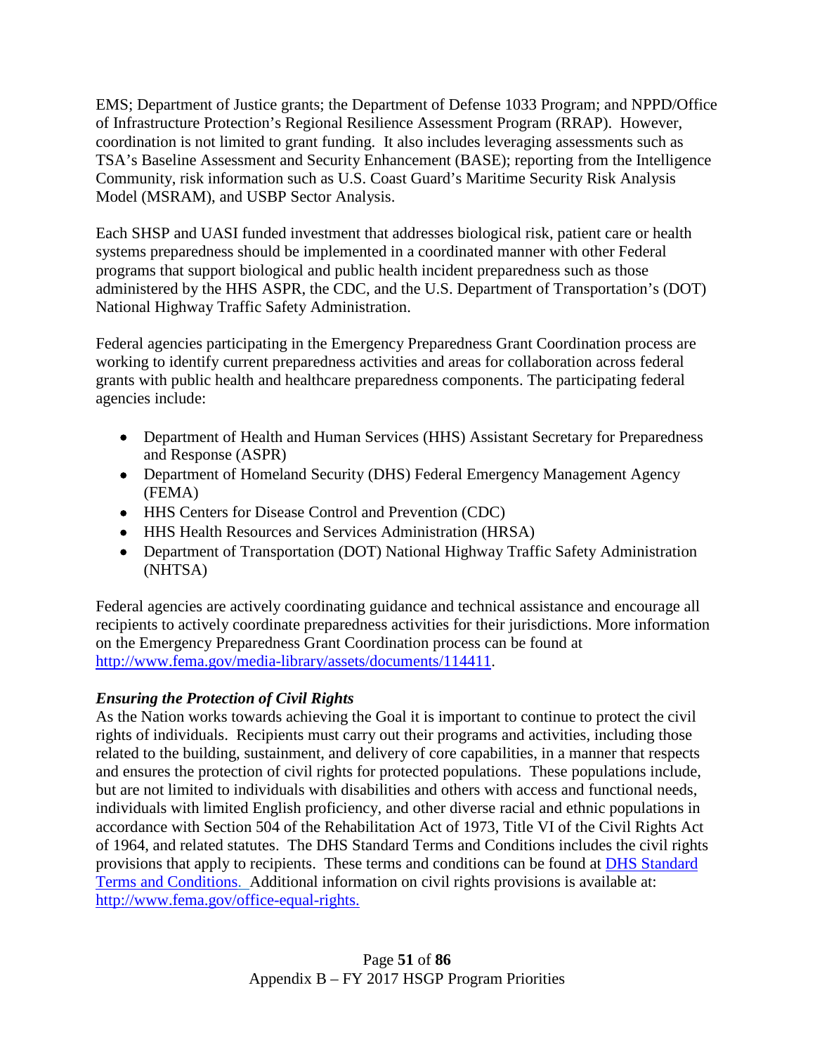EMS; Department of Justice grants; the Department of Defense 1033 Program; and NPPD/Office of Infrastructure Protection's Regional Resilience Assessment Program (RRAP). However, coordination is not limited to grant funding. It also includes leveraging assessments such as TSA's Baseline Assessment and Security Enhancement (BASE); reporting from the Intelligence Community, risk information such as U.S. Coast Guard's Maritime Security Risk Analysis Model (MSRAM), and USBP Sector Analysis.

Each SHSP and UASI funded investment that addresses biological risk, patient care or health systems preparedness should be implemented in a coordinated manner with other Federal programs that support biological and public health incident preparedness such as those administered by the HHS ASPR, the CDC, and the U.S. Department of Transportation's (DOT) National Highway Traffic Safety Administration.

Federal agencies participating in the Emergency Preparedness Grant Coordination process are working to identify current preparedness activities and areas for collaboration across federal grants with public health and healthcare preparedness components. The participating federal agencies include:

- Department of Health and Human Services (HHS) Assistant Secretary for Preparedness and Response (ASPR)
- Department of Homeland Security (DHS) Federal Emergency Management Agency (FEMA)
- HHS Centers for Disease Control and Prevention (CDC)
- HHS Health Resources and Services Administration (HRSA)
- Department of Transportation (DOT) National Highway Traffic Safety Administration (NHTSA)

Federal agencies are actively coordinating guidance and technical assistance and encourage all recipients to actively coordinate preparedness activities for their jurisdictions. More information on the Emergency Preparedness Grant Coordination process can be found at [http://www.fema.gov/media-library/assets/documents/114411](http://www.fema.gov/media-library/assets/documents/114411).

### *Ensuring the Protection of Civil Rights*

As the Nation works towards achieving the Goal it is important to continue to protect the civil rights of individuals. Recipients must carry out their programs and activities, including those related to the building, sustainment, and delivery of core capabilities, in a manner that respects and ensures the protection of civil rights for protected populations. These populations include, but are not limited to individuals with disabilities and others with access and functional needs, individuals with limited English proficiency, and other diverse racial and ethnic populations in accordance with Section 504 of the Rehabilitation Act of 1973, Title VI of the Civil Rights Act of 1964, and related statutes. The DHS Standard Terms and Conditions includes the civil rights provisions that apply to recipients. These terms and conditions can be found at DHS Standard Terms and Conditions. Additional information on civil rights provisions is available at: [http://www.fema.gov/office-equal-rights.](http://www.fema.gov/office-equal-rights)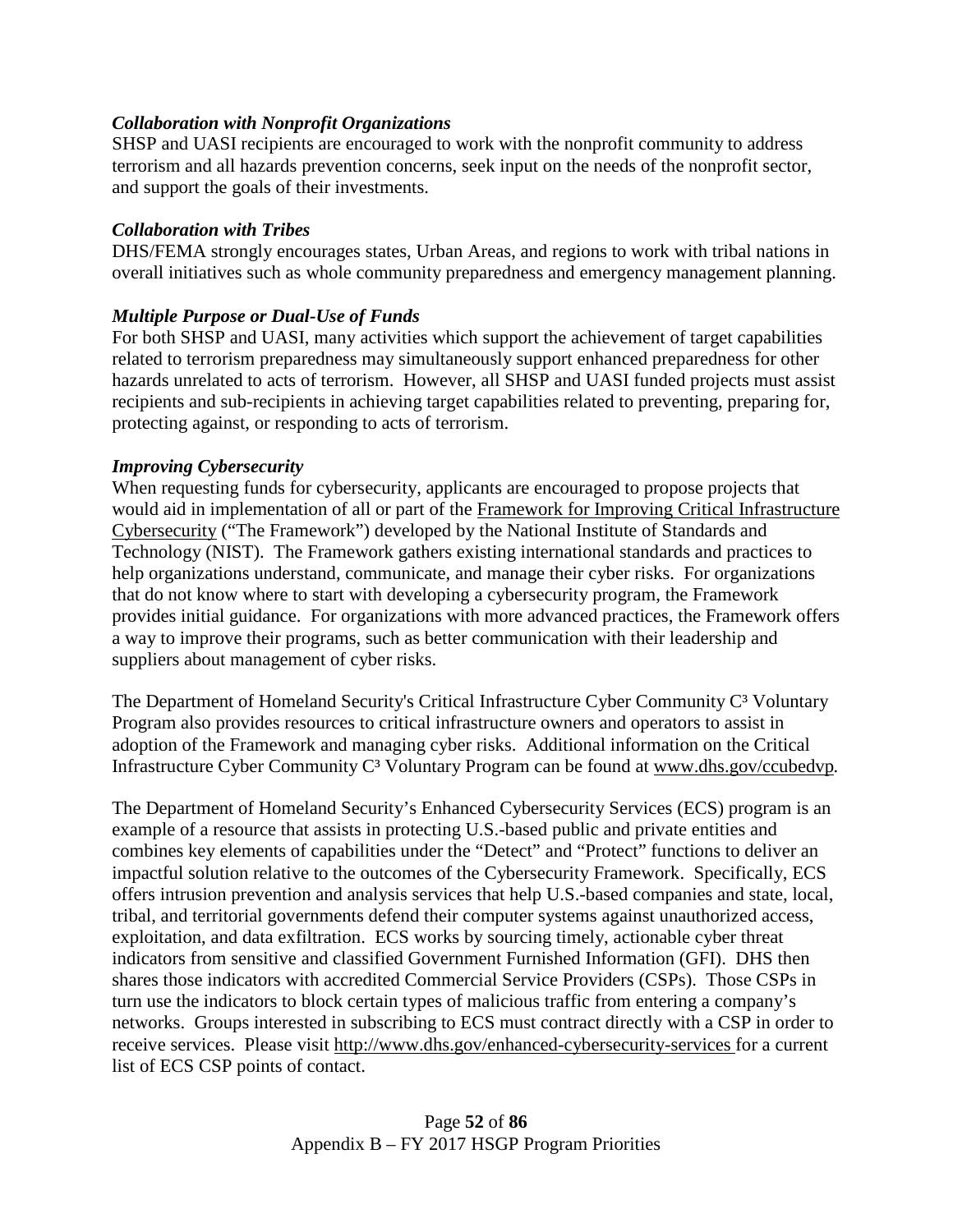### *Collaboration with Nonprofit Organizations*

SHSP and UASI recipients are encouraged to work with the nonprofit community to address terrorism and all hazards prevention concerns, seek input on the needs of the nonprofit sector, and support the goals of their investments.

### *Collaboration with Tribes*

DHS/FEMA strongly encourages states, Urban Areas, and regions to work with tribal nations in overall initiatives such as whole community preparedness and emergency management planning.

### *Multiple Purpose or Dual-Use of Funds*

For both SHSP and UASI, many activities which support the achievement of target capabilities related to terrorism preparedness may simultaneously support enhanced preparedness for other hazards unrelated to acts of terrorism. However, all SHSP and UASI funded projects must assist recipients and sub-recipients in achieving target capabilities related to preventing, preparing for, protecting against, or responding to acts of terrorism.

### *Improving Cybersecurity*

When requesting funds for cybersecurity, applicants are encouraged to propose projects that would aid in implementation of all or part of the Framework for Improving Critical Infrastructure Cybersecurity ("The Framework") developed by the National Institute of Standards and Technology (NIST). The Framework gathers existing international standards and practices to help organizations understand, communicate, and manage their cyber risks. For organizations that do not know where to start with developing a cybersecurity program, the Framework provides initial guidance. For organizations with more advanced practices, the Framework offers a way to improve their programs, such as better communication with their leadership and suppliers about management of cyber risks.

The Department of Homeland Security's Critical Infrastructure Cyber Community C³ Voluntary Program also provides resources to critical infrastructure owners and operators to assist in adoption of the Framework and managing cyber risks. Additional information on the Critical Infrastructure Cyber Community C³ Voluntary Program can be found at www.dhs.gov/ccubedvp.

The Department of Homeland Security's Enhanced Cybersecurity Services (ECS) program is an example of a resource that assists in protecting U.S.-based public and private entities and combines key elements of capabilities under the "Detect" and "Protect" functions to deliver an impactful solution relative to the outcomes of the Cybersecurity Framework. Specifically, ECS offers intrusion prevention and analysis services that help U.S.-based companies and state, local, tribal, and territorial governments defend their computer systems against unauthorized access, exploitation, and data exfiltration. ECS works by sourcing timely, actionable cyber threat indicators from sensitive and classified Government Furnished Information (GFI). DHS then shares those indicators with accredited Commercial Service Providers (CSPs). Those CSPs in turn use the indicators to block certain types of malicious traffic from entering a company's networks. Groups interested in subscribing to ECS must contract directly with a CSP in order to receive services. Please visit http://www.dhs.gov/enhanced-cybersecurity-services for a current list of ECS CSP points of contact.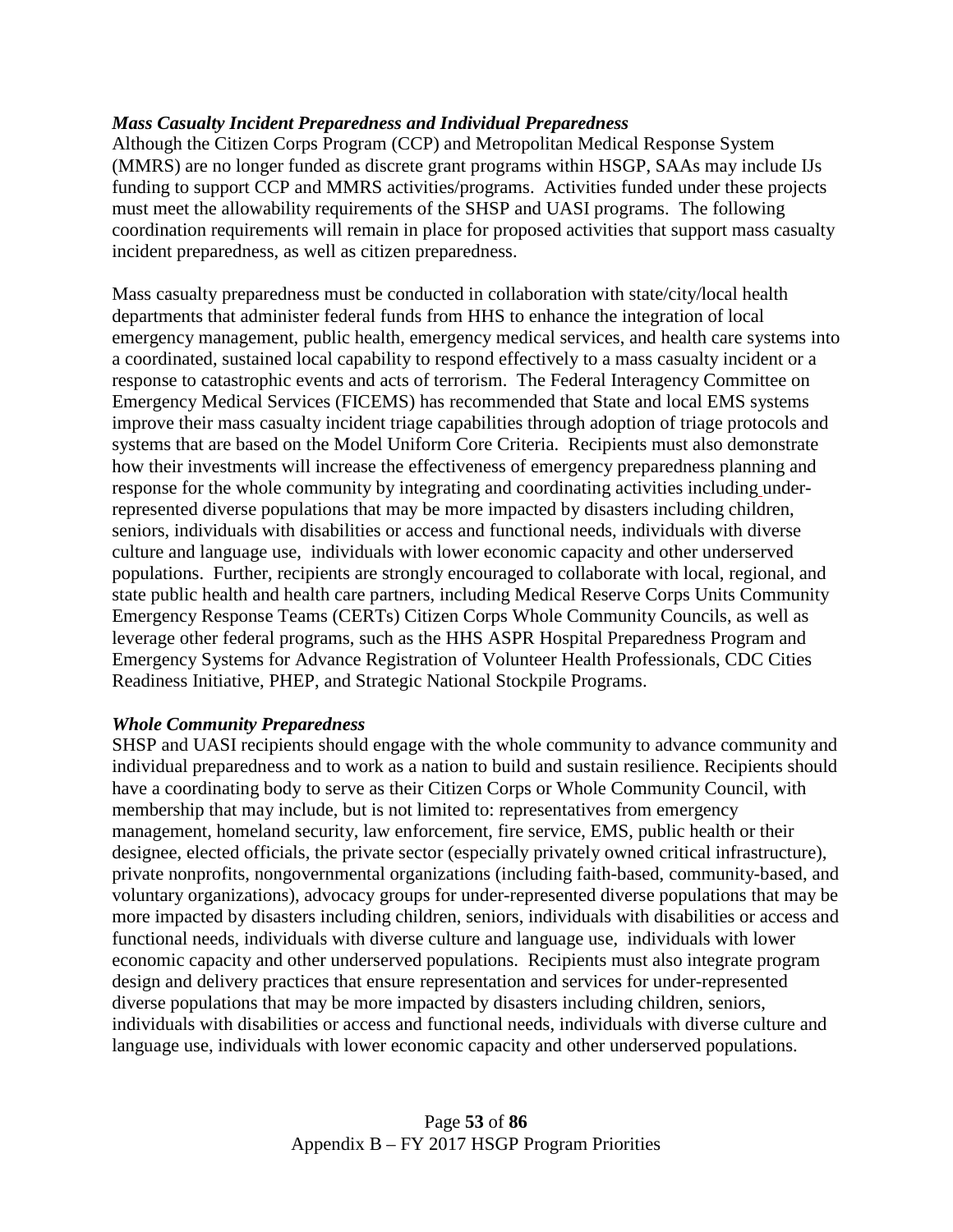***Mass Casualty Incident Preparedness and Individual Preparedness***

Although the Citizen Corps Program (CCP) and Metropolitan Medical Response System (MMRS) are no longer funded as discrete grant programs within HSGP, SAAs may include IJs funding to support CCP and MMRS activities/programs. Activities funded under these projects must meet the allowability requirements of the SHSP and UASI programs. The following coordination requirements will remain in place for proposed activities that support mass casualty incident preparedness, as well as citizen preparedness.

Mass casualty preparedness must be conducted in collaboration with state/city/local health departments that administer federal funds from HHS to enhance the integration of local emergency management, public health, emergency medical services, and health care systems into a coordinated, sustained local capability to respond effectively to a mass casualty incident or a response to catastrophic events and acts of terrorism. The Federal Interagency Committee on Emergency Medical Services (FICEMS) has recommended that State and local EMS systems improve their mass casualty incident triage capabilities through adoption of triage protocols and systems that are based on the Model Uniform Core Criteria. Recipients must also demonstrate how their investments will increase the effectiveness of emergency preparedness planning and response for the whole community by integrating and coordinating activities including under-represented diverse populations that may be more impacted by disasters including children, seniors, individuals with disabilities or access and functional needs, individuals with diverse culture and language use, individuals with lower economic capacity and other underserved populations. Further, recipients are strongly encouraged to collaborate with local, regional, and state public health and health care partners, including Medical Reserve Corps Units Community Emergency Response Teams (CERTs) Citizen Corps Whole Community Councils, as well as leverage other federal programs, such as the HHS ASPR Hospital Preparedness Program and Emergency Systems for Advance Registration of Volunteer Health Professionals, CDC Cities Readiness Initiative, PHEP, and Strategic National Stockpile Programs.

***Whole Community Preparedness***

SHSP and UASI recipients should engage with the whole community to advance community and individual preparedness and to work as a nation to build and sustain resilience. Recipients should have a coordinating body to serve as their Citizen Corps or Whole Community Council, with membership that may include, but is not limited to: representatives from emergency management, homeland security, law enforcement, fire service, EMS, public health or their designee, elected officials, the private sector (especially privately owned critical infrastructure), private nonprofits, nongovernmental organizations (including faith-based, community-based, and voluntary organizations), advocacy groups for under-represented diverse populations that may be more impacted by disasters including children, seniors, individuals with disabilities or access and functional needs, individuals with diverse culture and language use, individuals with lower economic capacity and other underserved populations. Recipients must also integrate program design and delivery practices that ensure representation and services for under-represented diverse populations that may be more impacted by disasters including children, seniors, individuals with disabilities or access and functional needs, individuals with diverse culture and language use, individuals with lower economic capacity and other underserved populations.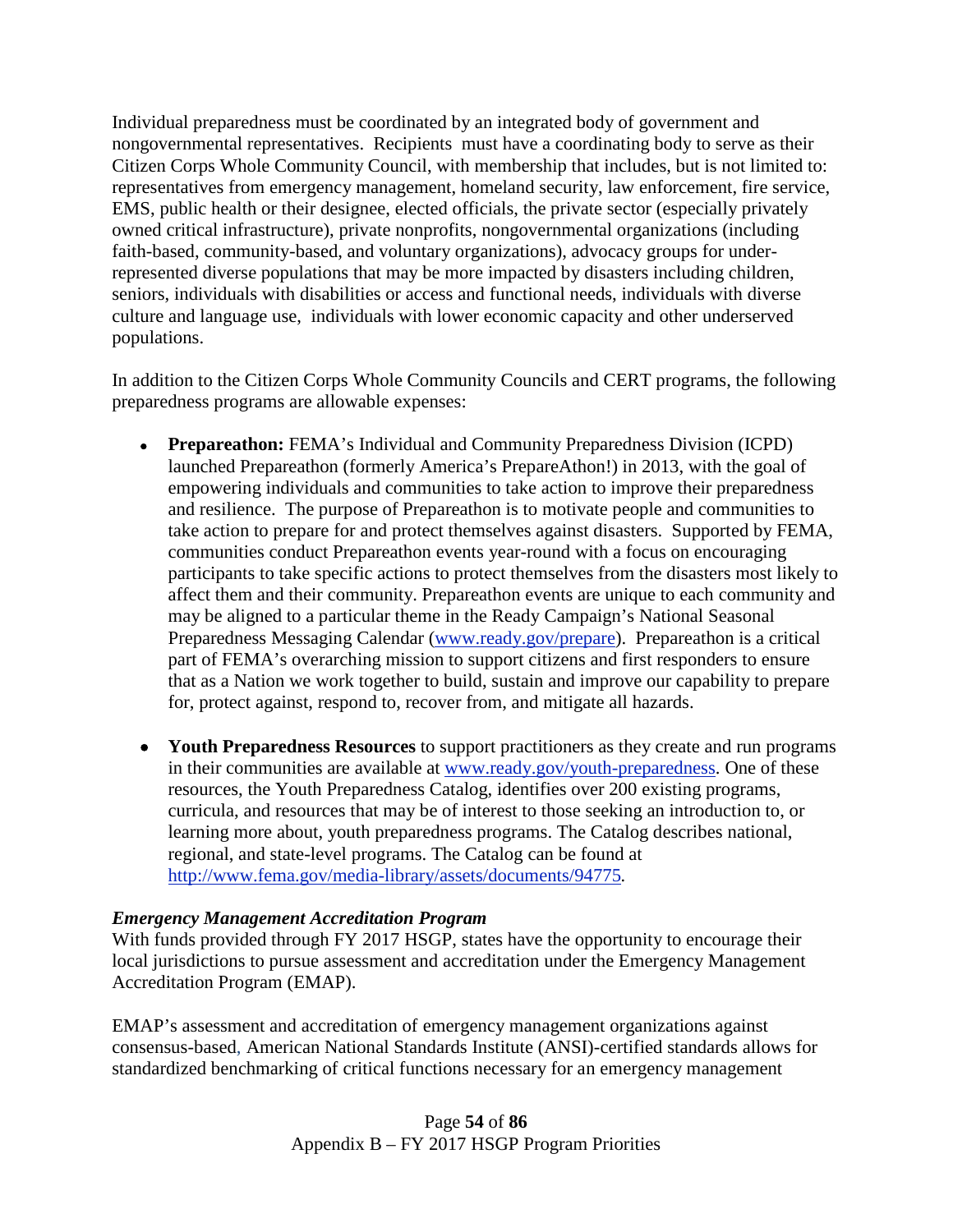Individual preparedness must be coordinated by an integrated body of government and nongovernmental representatives. Recipients must have a coordinating body to serve as their Citizen Corps Whole Community Council, with membership that includes, but is not limited to: representatives from emergency management, homeland security, law enforcement, fire service, EMS, public health or their designee, elected officials, the private sector (especially privately owned critical infrastructure), private nonprofits, nongovernmental organizations (including faith-based, community-based, and voluntary organizations), advocacy groups for under-represented diverse populations that may be more impacted by disasters including children, seniors, individuals with disabilities or access and functional needs, individuals with diverse culture and language use, individuals with lower economic capacity and other underserved populations.

In addition to the Citizen Corps Whole Community Councils and CERT programs, the following preparedness programs are allowable expenses:

- **Prepareathon:** FEMA's Individual and Community Preparedness Division (ICPD) launched Prepareathon (formerly America's PrepareAthon!) in 2013, with the goal of empowering individuals and communities to take action to improve their preparedness and resilience. The purpose of Prepareathon is to motivate people and communities to take action to prepare for and protect themselves against disasters. Supported by FEMA, communities conduct Prepareathon events year-round with a focus on encouraging participants to take specific actions to protect themselves from the disasters most likely to affect them and their community. Prepareathon events are unique to each community and may be aligned to a particular theme in the Ready Campaign's National Seasonal Preparedness Messaging Calendar ([www.ready.gov/prepare](http://www.ready.gov/prepare)). Prepareathon is a critical part of FEMA's overarching mission to support citizens and first responders to ensure that as a Nation we work together to build, sustain and improve our capability to prepare for, protect against, respond to, recover from, and mitigate all hazards.

- **Youth Preparedness Resources** to support practitioners as they create and run programs in their communities are available at [www.ready.gov/youth-preparedness](http://www.ready.gov/youth-preparedness). One of these resources, the Youth Preparedness Catalog, identifies over 200 existing programs, curricula, and resources that may be of interest to those seeking an introduction to, or learning more about, youth preparedness programs. The Catalog describes national, regional, and state-level programs. The Catalog can be found at [http://www.fema.gov/media-library/assets/documents/94775](http://www.fema.gov/media-library/assets/documents/94775).

***Emergency Management Accreditation Program***

With funds provided through FY 2017 HSGP, states have the opportunity to encourage their local jurisdictions to pursue assessment and accreditation under the Emergency Management Accreditation Program (EMAP).

EMAP's assessment and accreditation of emergency management organizations against consensus-based, American National Standards Institute (ANSI)-certified standards allows for standardized benchmarking of critical functions necessary for an emergency management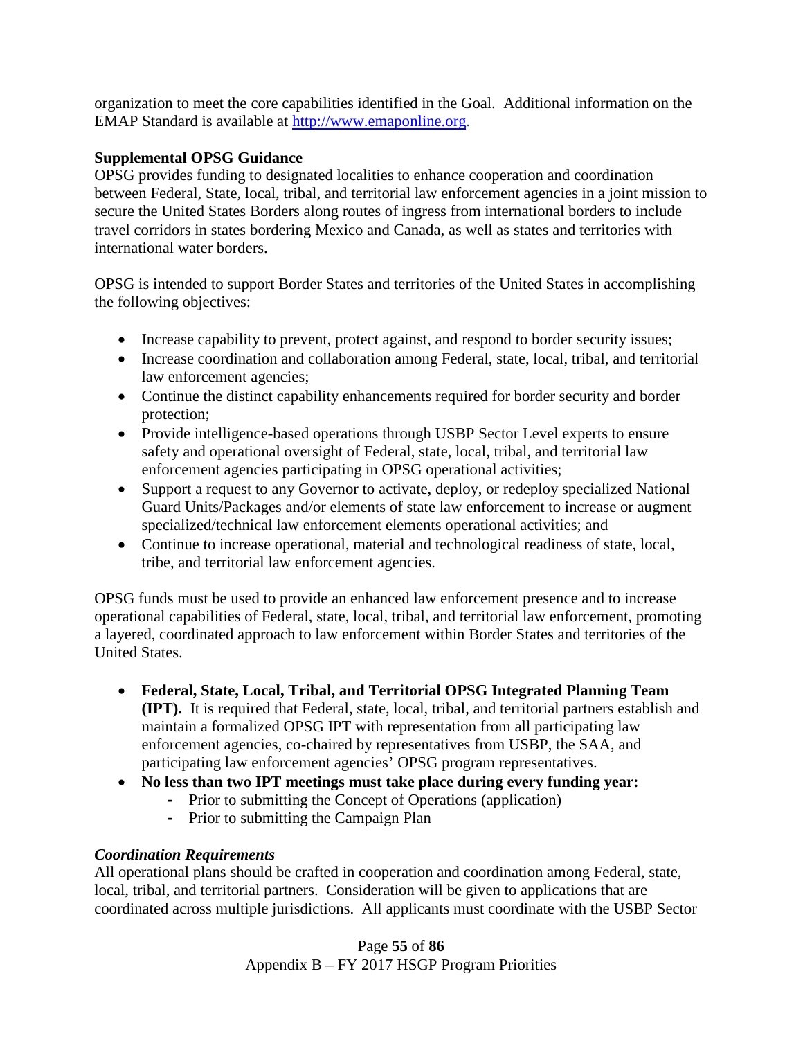organization to meet the core capabilities identified in the Goal. Additional information on the EMAP Standard is available at http://www.emaponline.org.

**Supplemental OPSG Guidance**

OPSG provides funding to designated localities to enhance cooperation and coordination between Federal, State, local, tribal, and territorial law enforcement agencies in a joint mission to secure the United States Borders along routes of ingress from international borders to include travel corridors in states bordering Mexico and Canada, as well as states and territories with international water borders.

OPSG is intended to support Border States and territories of the United States in accomplishing the following objectives:

- Increase capability to prevent, protect against, and respond to border security issues;
- Increase coordination and collaboration among Federal, state, local, tribal, and territorial law enforcement agencies;
- Continue the distinct capability enhancements required for border security and border protection;
- Provide intelligence-based operations through USBP Sector Level experts to ensure safety and operational oversight of Federal, state, local, tribal, and territorial law enforcement agencies participating in OPSG operational activities;
- Support a request to any Governor to activate, deploy, or redeploy specialized National Guard Units/Packages and/or elements of state law enforcement to increase or augment specialized/technical law enforcement elements operational activities; and
- Continue to increase operational, material and technological readiness of state, local, tribe, and territorial law enforcement agencies.

OPSG funds must be used to provide an enhanced law enforcement presence and to increase operational capabilities of Federal, state, local, tribal, and territorial law enforcement, promoting a layered, coordinated approach to law enforcement within Border States and territories of the United States.

- **Federal, State, Local, Tribal, and Territorial OPSG Integrated Planning Team (IPT).** It is required that Federal, state, local, tribal, and territorial partners establish and maintain a formalized OPSG IPT with representation from all participating law enforcement agencies, co-chaired by representatives from USBP, the SAA, and participating law enforcement agencies' OPSG program representatives.
- **No less than two IPT meetings must take place during every funding year:**
    - Prior to submitting the Concept of Operations (application)
    - Prior to submitting the Campaign Plan

***Coordination Requirements***

All operational plans should be crafted in cooperation and coordination among Federal, state, local, tribal, and territorial partners. Consideration will be given to applications that are coordinated across multiple jurisdictions. All applicants must coordinate with the USBP Sector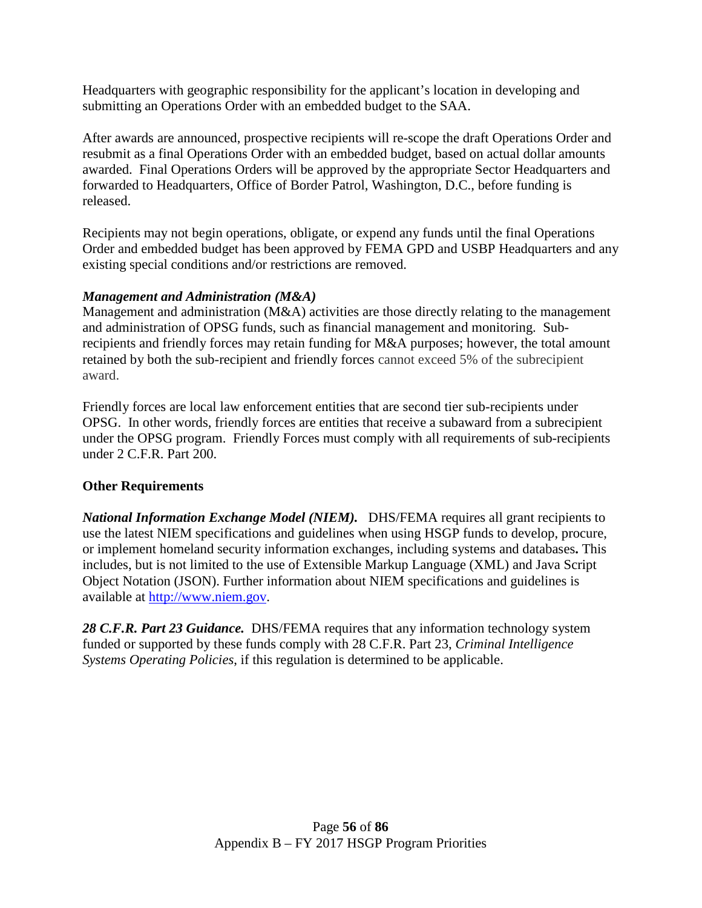Headquarters with geographic responsibility for the applicant's location in developing and submitting an Operations Order with an embedded budget to the SAA.

After awards are announced, prospective recipients will re-scope the draft Operations Order and resubmit as a final Operations Order with an embedded budget, based on actual dollar amounts awarded. Final Operations Orders will be approved by the appropriate Sector Headquarters and forwarded to Headquarters, Office of Border Patrol, Washington, D.C., before funding is released.

Recipients may not begin operations, obligate, or expend any funds until the final Operations Order and embedded budget has been approved by FEMA GPD and USBP Headquarters and any existing special conditions and/or restrictions are removed.

***Management and Administration (M&A)***

Management and administration (M&A) activities are those directly relating to the management and administration of OPSG funds, such as financial management and monitoring. Sub-recipients and friendly forces may retain funding for M&A purposes; however, the total amount retained by both the sub-recipient and friendly forces cannot exceed 5% of the subrecipient award.

Friendly forces are local law enforcement entities that are second tier sub-recipients under OPSG. In other words, friendly forces are entities that receive a subaward from a subrecipient under the OPSG program. Friendly Forces must comply with all requirements of sub-recipients under 2 C.F.R. Part 200.

**Other Requirements**

***National Information Exchange Model (NIEM).*** DHS/FEMA requires all grant recipients to use the latest NIEM specifications and guidelines when using HSGP funds to develop, procure, or implement homeland security information exchanges, including systems and databases**.** This includes, but is not limited to the use of Extensible Markup Language (XML) and Java Script Object Notation (JSON). Further information about NIEM specifications and guidelines is available at [http://www.niem.gov](http://www.niem.gov).

***28 C.F.R. Part 23 Guidance.*** DHS/FEMA requires that any information technology system funded or supported by these funds comply with 28 C.F.R. Part 23, *Criminal Intelligence Systems Operating Policies*, if this regulation is determined to be applicable.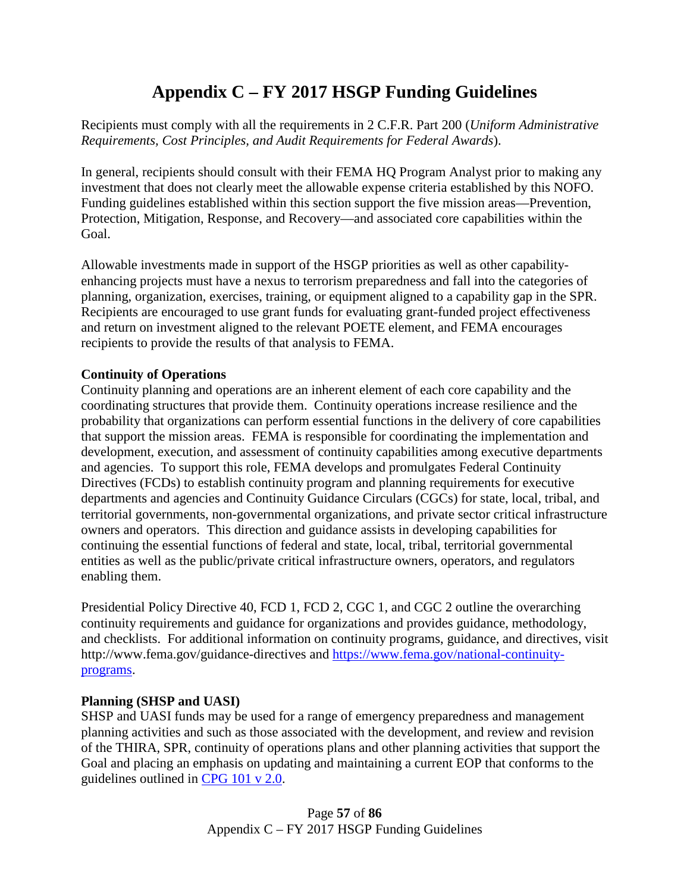# Appendix C – FY 2017 HSGP Funding Guidelines

Recipients must comply with all the requirements in 2 C.F.R. Part 200 (*Uniform Administrative Requirements, Cost Principles, and Audit Requirements for Federal Awards*).

In general, recipients should consult with their FEMA HQ Program Analyst prior to making any investment that does not clearly meet the allowable expense criteria established by this NOFO. Funding guidelines established within this section support the five mission areas—Prevention, Protection, Mitigation, Response, and Recovery—and associated core capabilities within the Goal.

Allowable investments made in support of the HSGP priorities as well as other capability-enhancing projects must have a nexus to terrorism preparedness and fall into the categories of planning, organization, exercises, training, or equipment aligned to a capability gap in the SPR. Recipients are encouraged to use grant funds for evaluating grant-funded project effectiveness and return on investment aligned to the relevant POETE element, and FEMA encourages recipients to provide the results of that analysis to FEMA.

**Continuity of Operations**

Continuity planning and operations are an inherent element of each core capability and the coordinating structures that provide them. Continuity operations increase resilience and the probability that organizations can perform essential functions in the delivery of core capabilities that support the mission areas. FEMA is responsible for coordinating the implementation and development, execution, and assessment of continuity capabilities among executive departments and agencies. To support this role, FEMA develops and promulgates Federal Continuity Directives (FCDs) to establish continuity program and planning requirements for executive departments and agencies and Continuity Guidance Circulars (CGCs) for state, local, tribal, and territorial governments, non-governmental organizations, and private sector critical infrastructure owners and operators. This direction and guidance assists in developing capabilities for continuing the essential functions of federal and state, local, tribal, territorial governmental entities as well as the public/private critical infrastructure owners, operators, and regulators enabling them.

Presidential Policy Directive 40, FCD 1, FCD 2, CGC 1, and CGC 2 outline the overarching continuity requirements and guidance for organizations and provides guidance, methodology, and checklists. For additional information on continuity programs, guidance, and directives, visit http://www.fema.gov/guidance-directives and [https://www.fema.gov/national-continuity-programs](https://www.fema.gov/national-continuity-programs).

**Planning (SHSP and UASI)**

SHSP and UASI funds may be used for a range of emergency preparedness and management planning activities and such as those associated with the development, and review and revision of the THIRA, SPR, continuity of operations plans and other planning activities that support the Goal and placing an emphasis on updating and maintaining a current EOP that conforms to the guidelines outlined in CPG 101 v 2.0.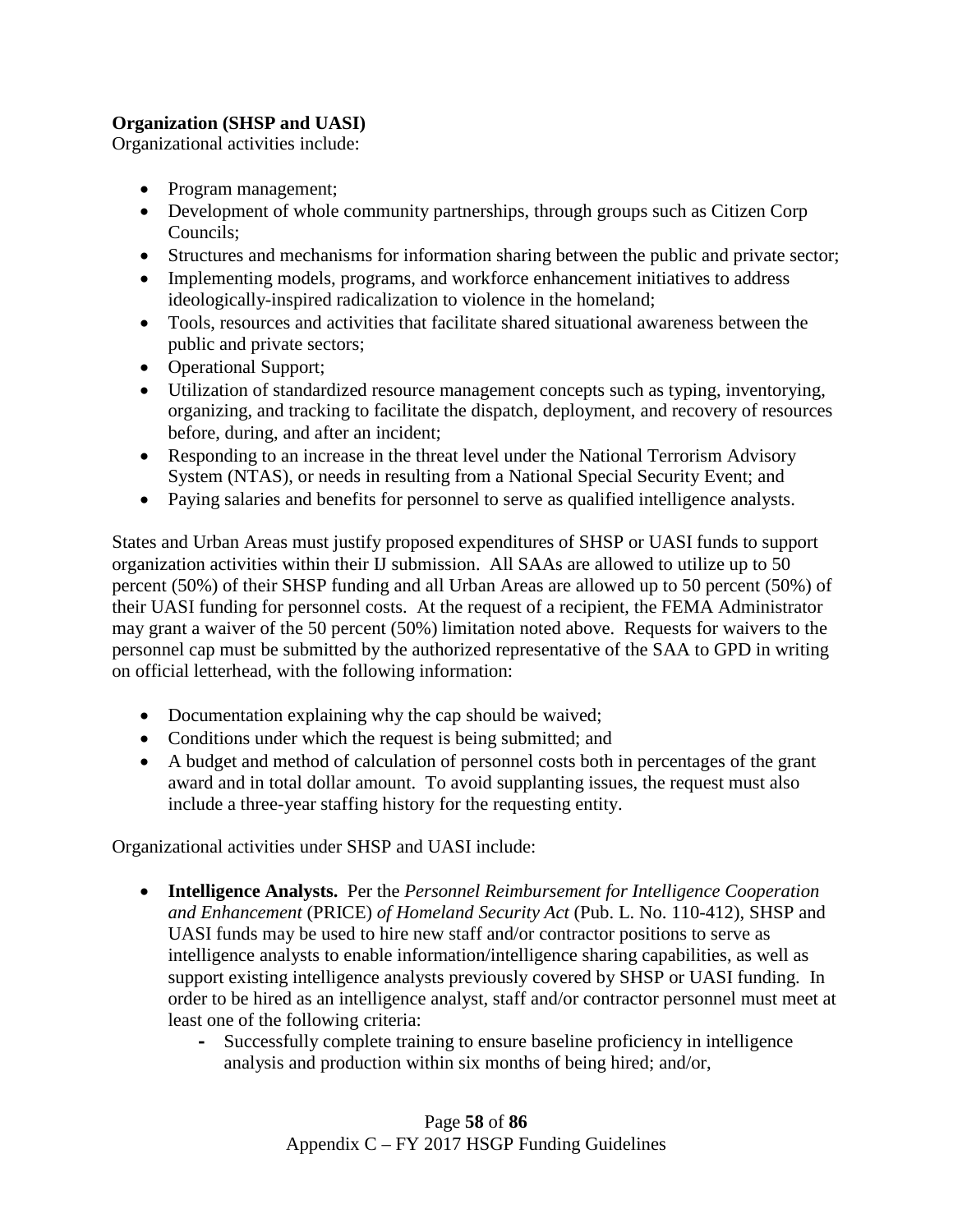**Organization (SHSP and UASI)**
Organizational activities include:

- Program management;
- Development of whole community partnerships, through groups such as Citizen Corp Councils;
- Structures and mechanisms for information sharing between the public and private sector;
- Implementing models, programs, and workforce enhancement initiatives to address ideologically-inspired radicalization to violence in the homeland;
- Tools, resources and activities that facilitate shared situational awareness between the public and private sectors;
- Operational Support;
- Utilization of standardized resource management concepts such as typing, inventorying, organizing, and tracking to facilitate the dispatch, deployment, and recovery of resources before, during, and after an incident;
- Responding to an increase in the threat level under the National Terrorism Advisory System (NTAS), or needs in resulting from a National Special Security Event; and
- Paying salaries and benefits for personnel to serve as qualified intelligence analysts.

States and Urban Areas must justify proposed expenditures of SHSP or UASI funds to support organization activities within their IJ submission. All SAAs are allowed to utilize up to 50 percent (50%) of their SHSP funding and all Urban Areas are allowed up to 50 percent (50%) of their UASI funding for personnel costs. At the request of a recipient, the FEMA Administrator may grant a waiver of the 50 percent (50%) limitation noted above. Requests for waivers to the personnel cap must be submitted by the authorized representative of the SAA to GPD in writing on official letterhead, with the following information:

- Documentation explaining why the cap should be waived;
- Conditions under which the request is being submitted; and
- A budget and method of calculation of personnel costs both in percentages of the grant award and in total dollar amount. To avoid supplanting issues, the request must also include a three-year staffing history for the requesting entity.

Organizational activities under SHSP and UASI include:

- **Intelligence Analysts.** Per the *Personnel Reimbursement for Intelligence Cooperation and Enhancement* (PRICE) *of Homeland Security Act* (Pub. L. No. 110-412), SHSP and UASI funds may be used to hire new staff and/or contractor positions to serve as intelligence analysts to enable information/intelligence sharing capabilities, as well as support existing intelligence analysts previously covered by SHSP or UASI funding. In order to be hired as an intelligence analyst, staff and/or contractor personnel must meet at least one of the following criteria:
    - Successfully complete training to ensure baseline proficiency in intelligence analysis and production within six months of being hired; and/or,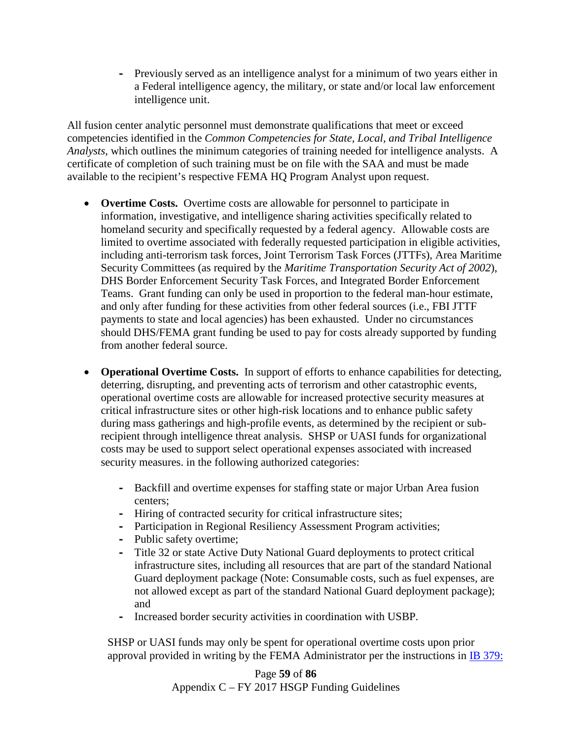- Previously served as an intelligence analyst for a minimum of two years either in a Federal intelligence agency, the military, or state and/or local law enforcement intelligence unit.

All fusion center analytic personnel must demonstrate qualifications that meet or exceed competencies identified in the *Common Competencies for State, Local, and Tribal Intelligence Analysts*, which outlines the minimum categories of training needed for intelligence analysts. A certificate of completion of such training must be on file with the SAA and must be made available to the recipient's respective FEMA HQ Program Analyst upon request.

- **Overtime Costs.** Overtime costs are allowable for personnel to participate in information, investigative, and intelligence sharing activities specifically related to homeland security and specifically requested by a federal agency. Allowable costs are limited to overtime associated with federally requested participation in eligible activities, including anti-terrorism task forces, Joint Terrorism Task Forces (JTTFs), Area Maritime Security Committees (as required by the *Maritime Transportation Security Act of 2002*), DHS Border Enforcement Security Task Forces, and Integrated Border Enforcement Teams. Grant funding can only be used in proportion to the federal man-hour estimate, and only after funding for these activities from other federal sources (i.e., FBI JTTF payments to state and local agencies) has been exhausted. Under no circumstances should DHS/FEMA grant funding be used to pay for costs already supported by funding from another federal source.

- **Operational Overtime Costs.** In support of efforts to enhance capabilities for detecting, deterring, disrupting, and preventing acts of terrorism and other catastrophic events, operational overtime costs are allowable for increased protective security measures at critical infrastructure sites or other high-risk locations and to enhance public safety during mass gatherings and high-profile events, as determined by the recipient or sub-recipient through intelligence threat analysis. SHSP or UASI funds for organizational costs may be used to support select operational expenses associated with increased security measures. in the following authorized categories:
  - Backfill and overtime expenses for staffing state or major Urban Area fusion centers;
  - Hiring of contracted security for critical infrastructure sites;
  - Participation in Regional Resiliency Assessment Program activities;
  - Public safety overtime;
  - Title 32 or state Active Duty National Guard deployments to protect critical infrastructure sites, including all resources that are part of the standard National Guard deployment package (Note: Consumable costs, such as fuel expenses, are not allowed except as part of the standard National Guard deployment package); and
  - Increased border security activities in coordination with USBP.

  SHSP or UASI funds may only be spent for operational overtime costs upon prior approval provided in writing by the FEMA Administrator per the instructions in IB 379: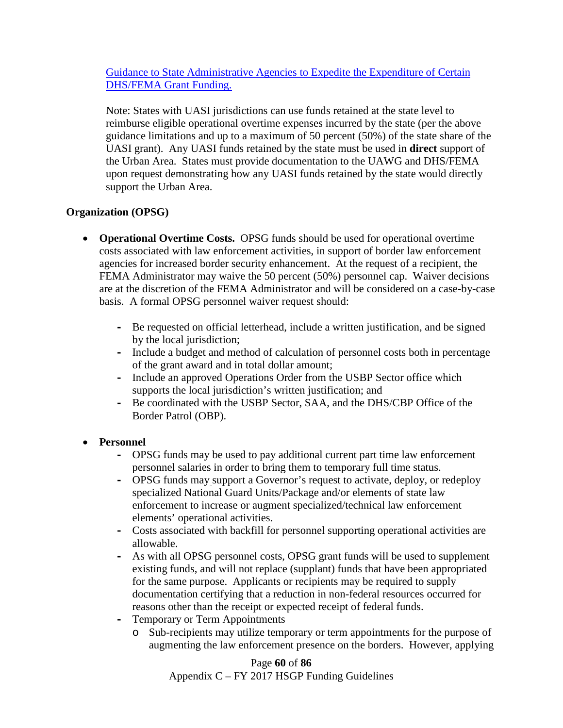[Guidance to State Administrative Agencies to Expedite the Expenditure of Certain DHS/FEMA Grant Funding.](#)

Note: States with UASI jurisdictions can use funds retained at the state level to reimburse eligible operational overtime expenses incurred by the state (per the above guidance limitations and up to a maximum of 50 percent (50%) of the state share of the UASI grant). Any UASI funds retained by the state must be used in **direct** support of the Urban Area. States must provide documentation to the UAWG and DHS/FEMA upon request demonstrating how any UASI funds retained by the state would directly support the Urban Area.

**Organization (OPSG)**

- **Operational Overtime Costs.** OPSG funds should be used for operational overtime costs associated with law enforcement activities, in support of border law enforcement agencies for increased border security enhancement. At the request of a recipient, the FEMA Administrator may waive the 50 percent (50%) personnel cap. Waiver decisions are at the discretion of the FEMA Administrator and will be considered on a case-by-case basis. A formal OPSG personnel waiver request should:
  - Be requested on official letterhead, include a written justification, and be signed by the local jurisdiction;
  - Include a budget and method of calculation of personnel costs both in percentage of the grant award and in total dollar amount;
  - Include an approved Operations Order from the USBP Sector office which supports the local jurisdiction's written justification; and
  - Be coordinated with the USBP Sector, SAA, and the DHS/CBP Office of the Border Patrol (OBP).

- **Personnel**
  - OPSG funds may be used to pay additional current part time law enforcement personnel salaries in order to bring them to temporary full time status.
  - OPSG funds may support a Governor's request to activate, deploy, or redeploy specialized National Guard Units/Package and/or elements of state law enforcement to increase or augment specialized/technical law enforcement elements' operational activities.
  - Costs associated with backfill for personnel supporting operational activities are allowable.
  - As with all OPSG personnel costs, OPSG grant funds will be used to supplement existing funds, and will not replace (supplant) funds that have been appropriated for the same purpose. Applicants or recipients may be required to supply documentation certifying that a reduction in non-federal resources occurred for reasons other than the receipt or expected receipt of federal funds.
  - Temporary or Term Appointments
    - Sub-recipients may utilize temporary or term appointments for the purpose of augmenting the law enforcement presence on the borders. However, applying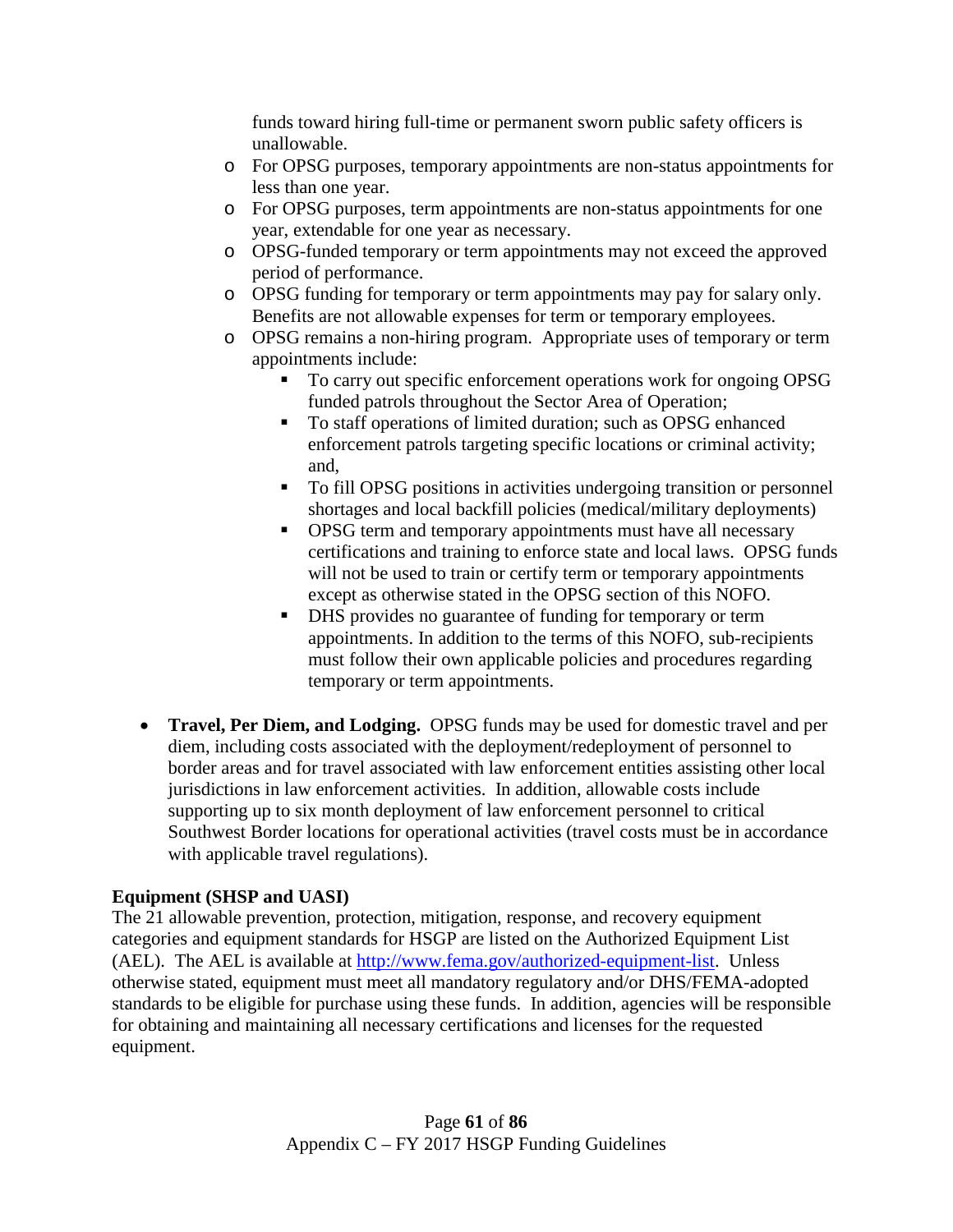funds toward hiring full-time or permanent sworn public safety officers is unallowable.

  - For OPSG purposes, temporary appointments are non-status appointments for less than one year.
  - For OPSG purposes, term appointments are non-status appointments for one year, extendable for one year as necessary.
  - OPSG-funded temporary or term appointments may not exceed the approved period of performance.
  - OPSG funding for temporary or term appointments may pay for salary only. Benefits are not allowable expenses for term or temporary employees.
  - OPSG remains a non-hiring program. Appropriate uses of temporary or term appointments include:
    - To carry out specific enforcement operations work for ongoing OPSG funded patrols throughout the Sector Area of Operation;
    - To staff operations of limited duration; such as OPSG enhanced enforcement patrols targeting specific locations or criminal activity; and,
    - To fill OPSG positions in activities undergoing transition or personnel shortages and local backfill policies (medical/military deployments)
    - OPSG term and temporary appointments must have all necessary certifications and training to enforce state and local laws. OPSG funds will not be used to train or certify term or temporary appointments except as otherwise stated in the OPSG section of this NOFO.
    - DHS provides no guarantee of funding for temporary or term appointments. In addition to the terms of this NOFO, sub-recipients must follow their own applicable policies and procedures regarding temporary or term appointments.

- **Travel, Per Diem, and Lodging.** OPSG funds may be used for domestic travel and per diem, including costs associated with the deployment/redeployment of personnel to border areas and for travel associated with law enforcement entities assisting other local jurisdictions in law enforcement activities. In addition, allowable costs include supporting up to six month deployment of law enforcement personnel to critical Southwest Border locations for operational activities (travel costs must be in accordance with applicable travel regulations).

**Equipment (SHSP and UASI)**

The 21 allowable prevention, protection, mitigation, response, and recovery equipment categories and equipment standards for HSGP are listed on the Authorized Equipment List (AEL). The AEL is available at [http://www.fema.gov/authorized-equipment-list](http://www.fema.gov/authorized-equipment-list). Unless otherwise stated, equipment must meet all mandatory regulatory and/or DHS/FEMA-adopted standards to be eligible for purchase using these funds. In addition, agencies will be responsible for obtaining and maintaining all necessary certifications and licenses for the requested equipment.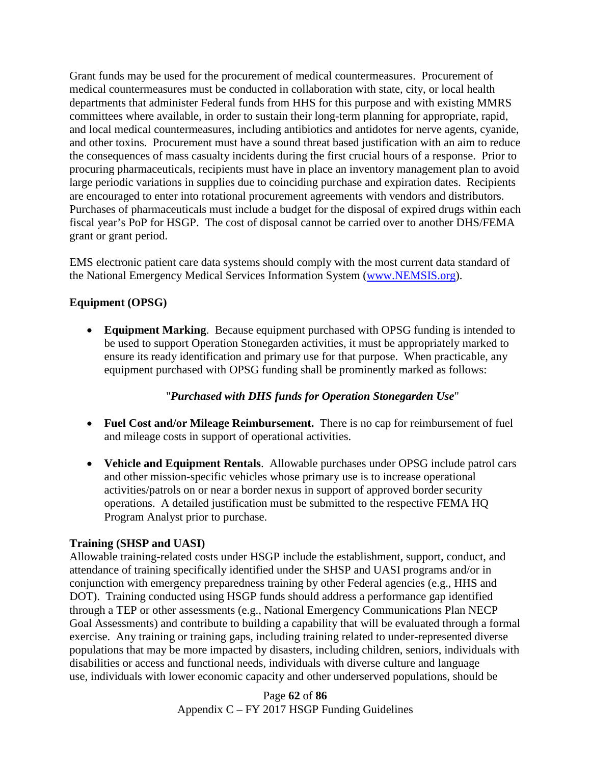Grant funds may be used for the procurement of medical countermeasures. Procurement of medical countermeasures must be conducted in collaboration with state, city, or local health departments that administer Federal funds from HHS for this purpose and with existing MMRS committees where available, in order to sustain their long-term planning for appropriate, rapid, and local medical countermeasures, including antibiotics and antidotes for nerve agents, cyanide, and other toxins. Procurement must have a sound threat based justification with an aim to reduce the consequences of mass casualty incidents during the first crucial hours of a response. Prior to procuring pharmaceuticals, recipients must have in place an inventory management plan to avoid large periodic variations in supplies due to coinciding purchase and expiration dates. Recipients are encouraged to enter into rotational procurement agreements with vendors and distributors. Purchases of pharmaceuticals must include a budget for the disposal of expired drugs within each fiscal year's PoP for HSGP. The cost of disposal cannot be carried over to another DHS/FEMA grant or grant period.

EMS electronic patient care data systems should comply with the most current data standard of the National Emergency Medical Services Information System ([www.NEMSIS.org](http://www.NEMSIS.org)).

**Equipment (OPSG)**

- **Equipment Marking**. Because equipment purchased with OPSG funding is intended to be used to support Operation Stonegarden activities, it must be appropriately marked to ensure its ready identification and primary use for that purpose. When practicable, any equipment purchased with OPSG funding shall be prominently marked as follows:

  "***Purchased with DHS funds for Operation Stonegarden Use***"

- **Fuel Cost and/or Mileage Reimbursement.** There is no cap for reimbursement of fuel and mileage costs in support of operational activities.

- **Vehicle and Equipment Rentals**. Allowable purchases under OPSG include patrol cars and other mission-specific vehicles whose primary use is to increase operational activities/patrols on or near a border nexus in support of approved border security operations. A detailed justification must be submitted to the respective FEMA HQ Program Analyst prior to purchase.

**Training (SHSP and UASI)**

Allowable training-related costs under HSGP include the establishment, support, conduct, and attendance of training specifically identified under the SHSP and UASI programs and/or in conjunction with emergency preparedness training by other Federal agencies (e.g., HHS and DOT). Training conducted using HSGP funds should address a performance gap identified through a TEP or other assessments (e.g., National Emergency Communications Plan NECP Goal Assessments) and contribute to building a capability that will be evaluated through a formal exercise. Any training or training gaps, including training related to under-represented diverse populations that may be more impacted by disasters, including children, seniors, individuals with disabilities or access and functional needs, individuals with diverse culture and language use, individuals with lower economic capacity and other underserved populations, should be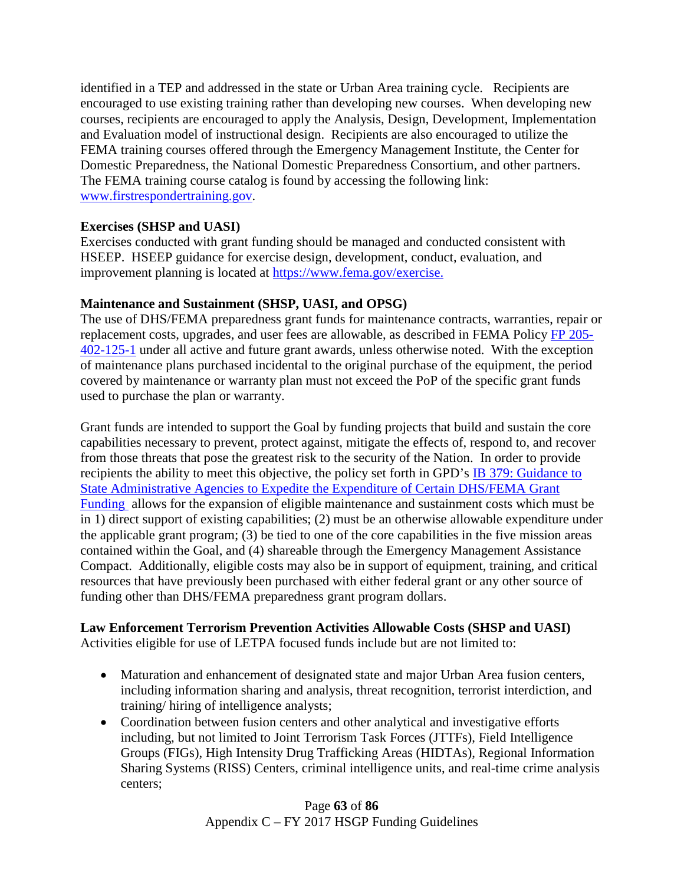identified in a TEP and addressed in the state or Urban Area training cycle. Recipients are encouraged to use existing training rather than developing new courses. When developing new courses, recipients are encouraged to apply the Analysis, Design, Development, Implementation and Evaluation model of instructional design. Recipients are also encouraged to utilize the FEMA training courses offered through the Emergency Management Institute, the Center for Domestic Preparedness, the National Domestic Preparedness Consortium, and other partners. The FEMA training course catalog is found by accessing the following link: [www.firstrespondertraining.gov](www.firstrespondertraining.gov).

**Exercises (SHSP and UASI)**

Exercises conducted with grant funding should be managed and conducted consistent with HSEEP. HSEEP guidance for exercise design, development, conduct, evaluation, and improvement planning is located at [https://www.fema.gov/exercise.](https://www.fema.gov/exercise)

**Maintenance and Sustainment (SHSP, UASI, and OPSG)**

The use of DHS/FEMA preparedness grant funds for maintenance contracts, warranties, repair or replacement costs, upgrades, and user fees are allowable, as described in FEMA Policy FP 205-402-125-1 under all active and future grant awards, unless otherwise noted. With the exception of maintenance plans purchased incidental to the original purchase of the equipment, the period covered by maintenance or warranty plan must not exceed the PoP of the specific grant funds used to purchase the plan or warranty.

Grant funds are intended to support the Goal by funding projects that build and sustain the core capabilities necessary to prevent, protect against, mitigate the effects of, respond to, and recover from those threats that pose the greatest risk to the security of the Nation. In order to provide recipients the ability to meet this objective, the policy set forth in GPD's IB 379: Guidance to State Administrative Agencies to Expedite the Expenditure of Certain DHS/FEMA Grant Funding allows for the expansion of eligible maintenance and sustainment costs which must be in 1) direct support of existing capabilities; (2) must be an otherwise allowable expenditure under the applicable grant program; (3) be tied to one of the core capabilities in the five mission areas contained within the Goal, and (4) shareable through the Emergency Management Assistance Compact. Additionally, eligible costs may also be in support of equipment, training, and critical resources that have previously been purchased with either federal grant or any other source of funding other than DHS/FEMA preparedness grant program dollars.

**Law Enforcement Terrorism Prevention Activities Allowable Costs (SHSP and UASI)**

Activities eligible for use of LETPA focused funds include but are not limited to:

- Maturation and enhancement of designated state and major Urban Area fusion centers, including information sharing and analysis, threat recognition, terrorist interdiction, and training/ hiring of intelligence analysts;
- Coordination between fusion centers and other analytical and investigative efforts including, but not limited to Joint Terrorism Task Forces (JTTFs), Field Intelligence Groups (FIGs), High Intensity Drug Trafficking Areas (HIDTAs), Regional Information Sharing Systems (RISS) Centers, criminal intelligence units, and real-time crime analysis centers;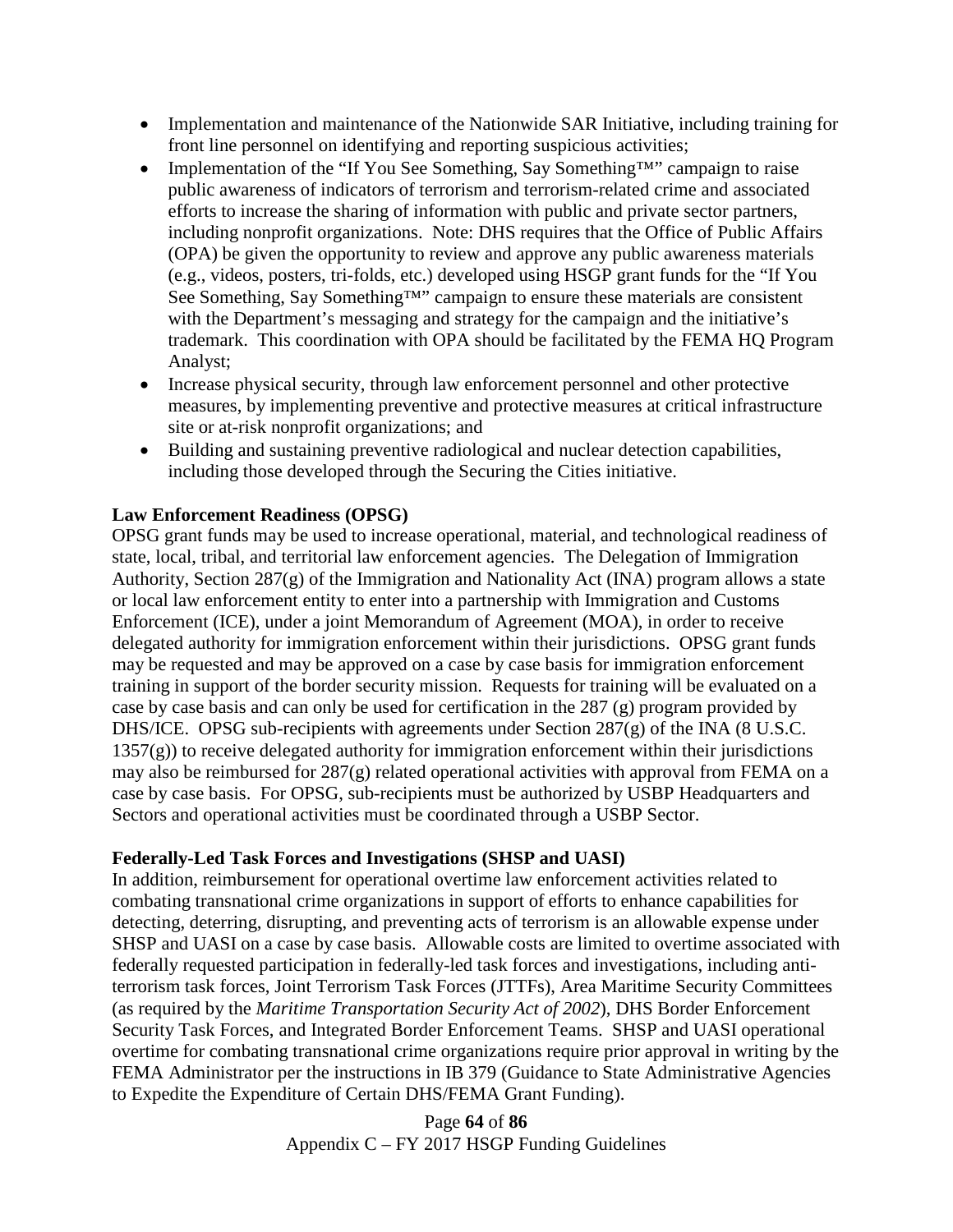- Implementation and maintenance of the Nationwide SAR Initiative, including training for front line personnel on identifying and reporting suspicious activities;
- Implementation of the "If You See Something, Say Something™" campaign to raise public awareness of indicators of terrorism and terrorism-related crime and associated efforts to increase the sharing of information with public and private sector partners, including nonprofit organizations. Note: DHS requires that the Office of Public Affairs (OPA) be given the opportunity to review and approve any public awareness materials (e.g., videos, posters, tri-folds, etc.) developed using HSGP grant funds for the "If You See Something, Say Something™" campaign to ensure these materials are consistent with the Department's messaging and strategy for the campaign and the initiative's trademark. This coordination with OPA should be facilitated by the FEMA HQ Program Analyst;
- Increase physical security, through law enforcement personnel and other protective measures, by implementing preventive and protective measures at critical infrastructure site or at-risk nonprofit organizations; and
- Building and sustaining preventive radiological and nuclear detection capabilities, including those developed through the Securing the Cities initiative.

**Law Enforcement Readiness (OPSG)**

OPSG grant funds may be used to increase operational, material, and technological readiness of state, local, tribal, and territorial law enforcement agencies. The Delegation of Immigration Authority, Section 287(g) of the Immigration and Nationality Act (INA) program allows a state or local law enforcement entity to enter into a partnership with Immigration and Customs Enforcement (ICE), under a joint Memorandum of Agreement (MOA), in order to receive delegated authority for immigration enforcement within their jurisdictions. OPSG grant funds may be requested and may be approved on a case by case basis for immigration enforcement training in support of the border security mission. Requests for training will be evaluated on a case by case basis and can only be used for certification in the 287 (g) program provided by DHS/ICE. OPSG sub-recipients with agreements under Section 287(g) of the INA (8 U.S.C. 1357(g)) to receive delegated authority for immigration enforcement within their jurisdictions may also be reimbursed for 287(g) related operational activities with approval from FEMA on a case by case basis. For OPSG, sub-recipients must be authorized by USBP Headquarters and Sectors and operational activities must be coordinated through a USBP Sector.

**Federally-Led Task Forces and Investigations (SHSP and UASI)**

In addition, reimbursement for operational overtime law enforcement activities related to combating transnational crime organizations in support of efforts to enhance capabilities for detecting, deterring, disrupting, and preventing acts of terrorism is an allowable expense under SHSP and UASI on a case by case basis. Allowable costs are limited to overtime associated with federally requested participation in federally-led task forces and investigations, including anti-terrorism task forces, Joint Terrorism Task Forces (JTTFs), Area Maritime Security Committees (as required by the *Maritime Transportation Security Act of 2002*), DHS Border Enforcement Security Task Forces, and Integrated Border Enforcement Teams. SHSP and UASI operational overtime for combating transnational crime organizations require prior approval in writing by the FEMA Administrator per the instructions in IB 379 (Guidance to State Administrative Agencies to Expedite the Expenditure of Certain DHS/FEMA Grant Funding).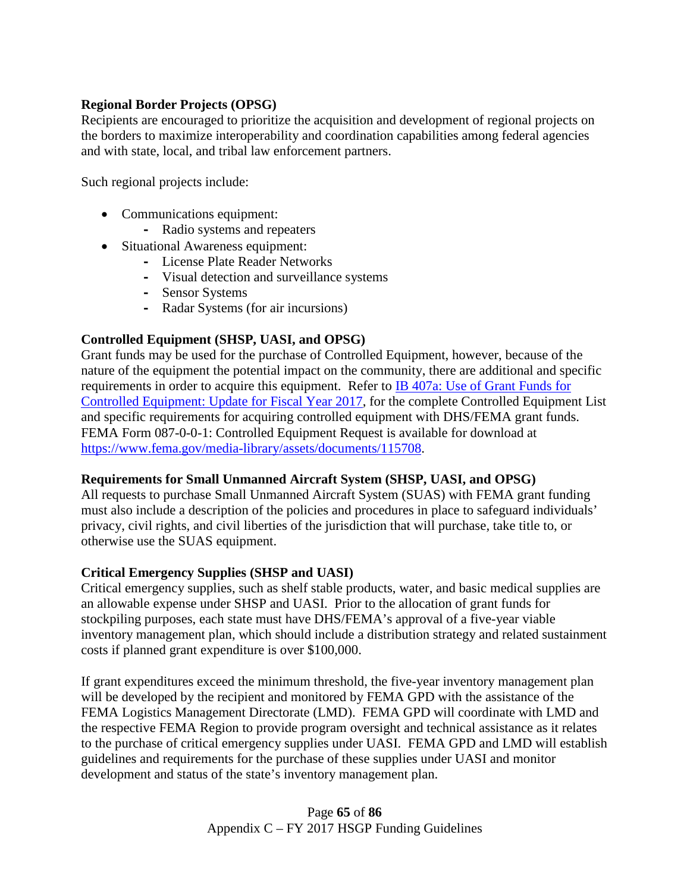**Regional Border Projects (OPSG)**

Recipients are encouraged to prioritize the acquisition and development of regional projects on the borders to maximize interoperability and coordination capabilities among federal agencies and with state, local, and tribal law enforcement partners.

Such regional projects include:

- Communications equipment:
  - Radio systems and repeaters
- Situational Awareness equipment:
  - License Plate Reader Networks
  - Visual detection and surveillance systems
  - Sensor Systems
  - Radar Systems (for air incursions)

**Controlled Equipment (SHSP, UASI, and OPSG)**

Grant funds may be used for the purchase of Controlled Equipment, however, because of the nature of the equipment the potential impact on the community, there are additional and specific requirements in order to acquire this equipment. Refer to [IB 407a: Use of Grant Funds for Controlled Equipment: Update for Fiscal Year 2017](), for the complete Controlled Equipment List and specific requirements for acquiring controlled equipment with DHS/FEMA grant funds. FEMA Form 087-0-0-1: Controlled Equipment Request is available for download at https://www.fema.gov/media-library/assets/documents/115708.

**Requirements for Small Unmanned Aircraft System (SHSP, UASI, and OPSG)**

All requests to purchase Small Unmanned Aircraft System (SUAS) with FEMA grant funding must also include a description of the policies and procedures in place to safeguard individuals' privacy, civil rights, and civil liberties of the jurisdiction that will purchase, take title to, or otherwise use the SUAS equipment.

**Critical Emergency Supplies (SHSP and UASI)**

Critical emergency supplies, such as shelf stable products, water, and basic medical supplies are an allowable expense under SHSP and UASI. Prior to the allocation of grant funds for stockpiling purposes, each state must have DHS/FEMA's approval of a five-year viable inventory management plan, which should include a distribution strategy and related sustainment costs if planned grant expenditure is over $100,000.

If grant expenditures exceed the minimum threshold, the five-year inventory management plan will be developed by the recipient and monitored by FEMA GPD with the assistance of the FEMA Logistics Management Directorate (LMD). FEMA GPD will coordinate with LMD and the respective FEMA Region to provide program oversight and technical assistance as it relates to the purchase of critical emergency supplies under UASI. FEMA GPD and LMD will establish guidelines and requirements for the purchase of these supplies under UASI and monitor development and status of the state's inventory management plan.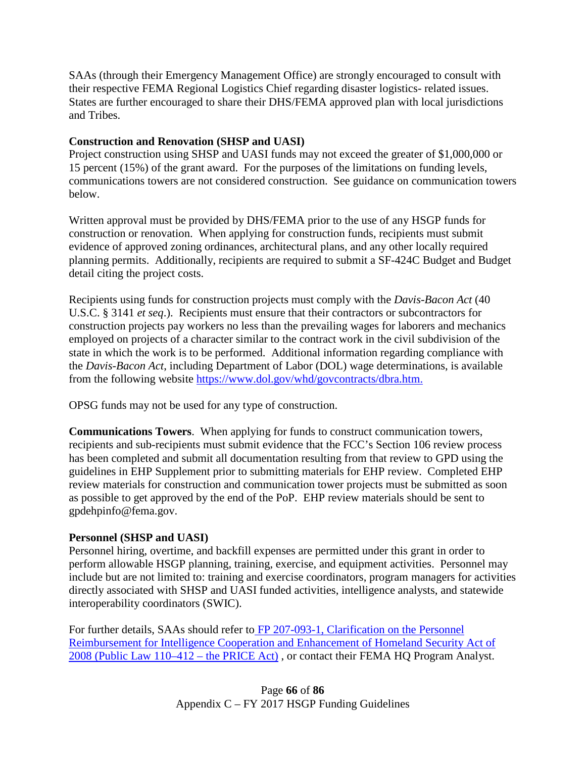SAAs (through their Emergency Management Office) are strongly encouraged to consult with their respective FEMA Regional Logistics Chief regarding disaster logistics- related issues. States are further encouraged to share their DHS/FEMA approved plan with local jurisdictions and Tribes.

**Construction and Renovation (SHSP and UASI)**
Project construction using SHSP and UASI funds may not exceed the greater of $1,000,000 or 15 percent (15%) of the grant award. For the purposes of the limitations on funding levels, communications towers are not considered construction. See guidance on communication towers below.

Written approval must be provided by DHS/FEMA prior to the use of any HSGP funds for construction or renovation. When applying for construction funds, recipients must submit evidence of approved zoning ordinances, architectural plans, and any other locally required planning permits. Additionally, recipients are required to submit a SF-424C Budget and Budget detail citing the project costs.

Recipients using funds for construction projects must comply with the *Davis-Bacon Act* (40 U.S.C. § 3141 *et seq*.). Recipients must ensure that their contractors or subcontractors for construction projects pay workers no less than the prevailing wages for laborers and mechanics employed on projects of a character similar to the contract work in the civil subdivision of the state in which the work is to be performed. Additional information regarding compliance with the *Davis-Bacon Act*, including Department of Labor (DOL) wage determinations, is available from the following website [https://www.dol.gov/whd/govcontracts/dbra.htm.](https://www.dol.gov/whd/govcontracts/dbra.htm)

OPSG funds may not be used for any type of construction.

**Communications Towers**. When applying for funds to construct communication towers, recipients and sub-recipients must submit evidence that the FCC's Section 106 review process has been completed and submit all documentation resulting from that review to GPD using the guidelines in EHP Supplement prior to submitting materials for EHP review. Completed EHP review materials for construction and communication tower projects must be submitted as soon as possible to get approved by the end of the PoP. EHP review materials should be sent to gpdehpinfo@fema.gov.

**Personnel (SHSP and UASI)**
Personnel hiring, overtime, and backfill expenses are permitted under this grant in order to perform allowable HSGP planning, training, exercise, and equipment activities. Personnel may include but are not limited to: training and exercise coordinators, program managers for activities directly associated with SHSP and UASI funded activities, intelligence analysts, and statewide interoperability coordinators (SWIC).

For further details, SAAs should refer to FP 207-093-1, Clarification on the Personnel Reimbursement for Intelligence Cooperation and Enhancement of Homeland Security Act of 2008 (Public Law 110–412 – the PRICE Act) , or contact their FEMA HQ Program Analyst.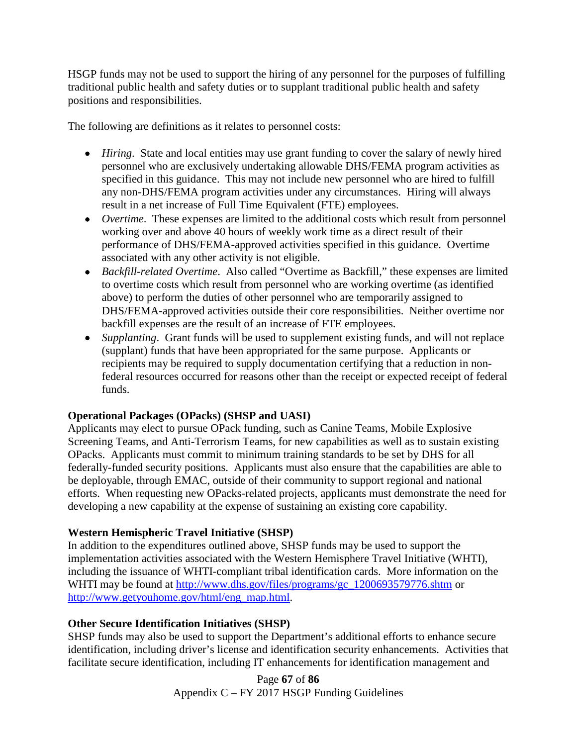HSGP funds may not be used to support the hiring of any personnel for the purposes of fulfilling traditional public health and safety duties or to supplant traditional public health and safety positions and responsibilities.

The following are definitions as it relates to personnel costs:

- *Hiring*. State and local entities may use grant funding to cover the salary of newly hired personnel who are exclusively undertaking allowable DHS/FEMA program activities as specified in this guidance. This may not include new personnel who are hired to fulfill any non-DHS/FEMA program activities under any circumstances. Hiring will always result in a net increase of Full Time Equivalent (FTE) employees.
- *Overtime*. These expenses are limited to the additional costs which result from personnel working over and above 40 hours of weekly work time as a direct result of their performance of DHS/FEMA-approved activities specified in this guidance. Overtime associated with any other activity is not eligible.
- *Backfill-related Overtime*. Also called "Overtime as Backfill," these expenses are limited to overtime costs which result from personnel who are working overtime (as identified above) to perform the duties of other personnel who are temporarily assigned to DHS/FEMA-approved activities outside their core responsibilities. Neither overtime nor backfill expenses are the result of an increase of FTE employees.
- *Supplanting*. Grant funds will be used to supplement existing funds, and will not replace (supplant) funds that have been appropriated for the same purpose. Applicants or recipients may be required to supply documentation certifying that a reduction in non-federal resources occurred for reasons other than the receipt or expected receipt of federal funds.

**Operational Packages (OPacks) (SHSP and UASI)**

Applicants may elect to pursue OPack funding, such as Canine Teams, Mobile Explosive Screening Teams, and Anti-Terrorism Teams, for new capabilities as well as to sustain existing OPacks. Applicants must commit to minimum training standards to be set by DHS for all federally-funded security positions. Applicants must also ensure that the capabilities are able to be deployable, through EMAC, outside of their community to support regional and national efforts. When requesting new OPacks-related projects, applicants must demonstrate the need for developing a new capability at the expense of sustaining an existing core capability.

**Western Hemispheric Travel Initiative (SHSP)**

In addition to the expenditures outlined above, SHSP funds may be used to support the implementation activities associated with the Western Hemisphere Travel Initiative (WHTI), including the issuance of WHTI-compliant tribal identification cards. More information on the WHTI may be found at [http://www.dhs.gov/files/programs/gc_1200693579776.shtm](http://www.dhs.gov/files/programs/gc_1200693579776.shtm) or [http://www.getyouhome.gov/html/eng_map.html](http://www.getyouhome.gov/html/eng_map.html).

**Other Secure Identification Initiatives (SHSP)**

SHSP funds may also be used to support the Department's additional efforts to enhance secure identification, including driver's license and identification security enhancements. Activities that facilitate secure identification, including IT enhancements for identification management and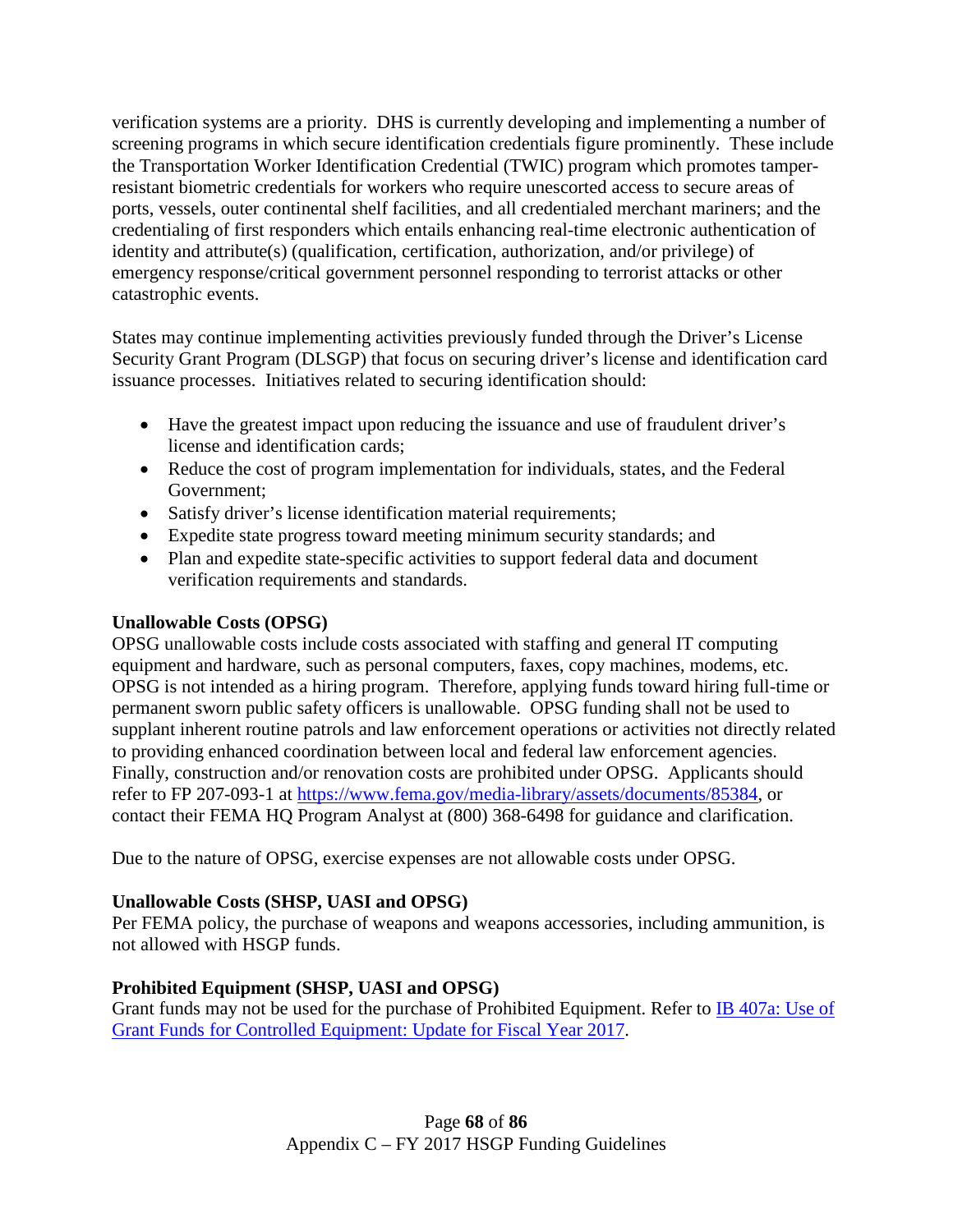verification systems are a priority. DHS is currently developing and implementing a number of screening programs in which secure identification credentials figure prominently. These include the Transportation Worker Identification Credential (TWIC) program which promotes tamper-resistant biometric credentials for workers who require unescorted access to secure areas of ports, vessels, outer continental shelf facilities, and all credentialed merchant mariners; and the credentialing of first responders which entails enhancing real-time electronic authentication of identity and attribute(s) (qualification, certification, authorization, and/or privilege) of emergency response/critical government personnel responding to terrorist attacks or other catastrophic events.

States may continue implementing activities previously funded through the Driver's License Security Grant Program (DLSGP) that focus on securing driver's license and identification card issuance processes. Initiatives related to securing identification should:

- Have the greatest impact upon reducing the issuance and use of fraudulent driver's license and identification cards;
- Reduce the cost of program implementation for individuals, states, and the Federal Government;
- Satisfy driver's license identification material requirements;
- Expedite state progress toward meeting minimum security standards; and
- Plan and expedite state-specific activities to support federal data and document verification requirements and standards.

**Unallowable Costs (OPSG)**
OPSG unallowable costs include costs associated with staffing and general IT computing equipment and hardware, such as personal computers, faxes, copy machines, modems, etc. OPSG is not intended as a hiring program. Therefore, applying funds toward hiring full-time or permanent sworn public safety officers is unallowable. OPSG funding shall not be used to supplant inherent routine patrols and law enforcement operations or activities not directly related to providing enhanced coordination between local and federal law enforcement agencies. Finally, construction and/or renovation costs are prohibited under OPSG. Applicants should refer to FP 207-093-1 at https://www.fema.gov/media-library/assets/documents/85384, or contact their FEMA HQ Program Analyst at (800) 368-6498 for guidance and clarification.

Due to the nature of OPSG, exercise expenses are not allowable costs under OPSG.

**Unallowable Costs (SHSP, UASI and OPSG)**
Per FEMA policy, the purchase of weapons and weapons accessories, including ammunition, is not allowed with HSGP funds.

**Prohibited Equipment (SHSP, UASI and OPSG)**
Grant funds may not be used for the purchase of Prohibited Equipment. Refer to IB 407a: Use of Grant Funds for Controlled Equipment: Update for Fiscal Year 2017.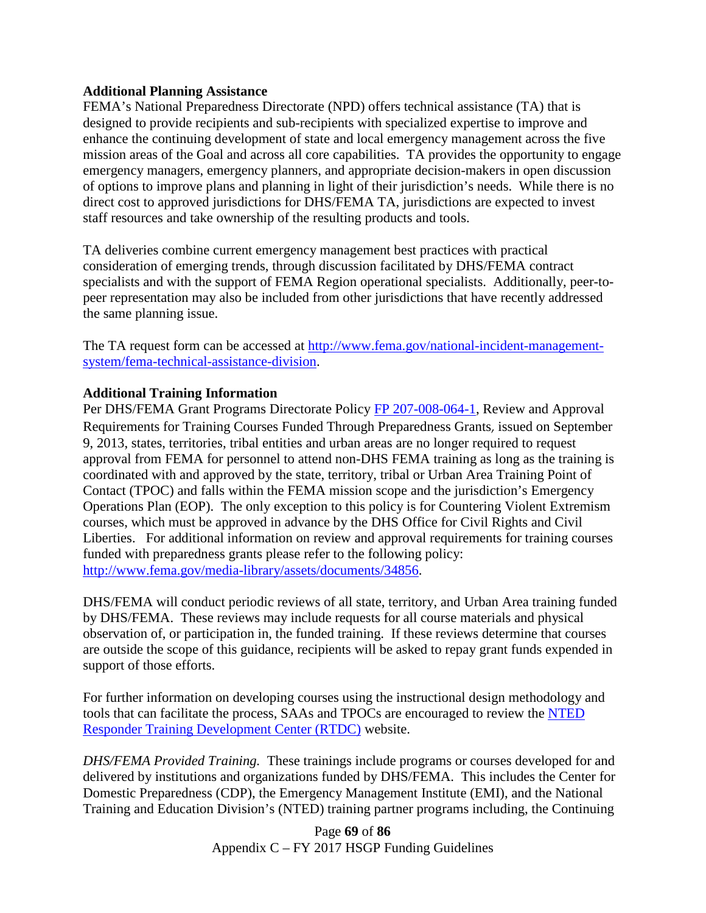**Additional Planning Assistance**

FEMA's National Preparedness Directorate (NPD) offers technical assistance (TA) that is designed to provide recipients and sub-recipients with specialized expertise to improve and enhance the continuing development of state and local emergency management across the five mission areas of the Goal and across all core capabilities. TA provides the opportunity to engage emergency managers, emergency planners, and appropriate decision-makers in open discussion of options to improve plans and planning in light of their jurisdiction's needs. While there is no direct cost to approved jurisdictions for DHS/FEMA TA, jurisdictions are expected to invest staff resources and take ownership of the resulting products and tools.

TA deliveries combine current emergency management best practices with practical consideration of emerging trends, through discussion facilitated by DHS/FEMA contract specialists and with the support of FEMA Region operational specialists. Additionally, peer-to-peer representation may also be included from other jurisdictions that have recently addressed the same planning issue.

The TA request form can be accessed at [http://www.fema.gov/national-incident-management-system/fema-technical-assistance-division](http://www.fema.gov/national-incident-management-system/fema-technical-assistance-division).

**Additional Training Information**

Per DHS/FEMA Grant Programs Directorate Policy [FP 207-008-064-1](http://www.fema.gov/media-library/assets/documents/34856), Review and Approval Requirements for Training Courses Funded Through Preparedness Grants, issued on September 9, 2013, states, territories, tribal entities and urban areas are no longer required to request approval from FEMA for personnel to attend non-DHS FEMA training as long as the training is coordinated with and approved by the state, territory, tribal or Urban Area Training Point of Contact (TPOC) and falls within the FEMA mission scope and the jurisdiction's Emergency Operations Plan (EOP). The only exception to this policy is for Countering Violent Extremism courses, which must be approved in advance by the DHS Office for Civil Rights and Civil Liberties. For additional information on review and approval requirements for training courses funded with preparedness grants please refer to the following policy: [http://www.fema.gov/media-library/assets/documents/34856](http://www.fema.gov/media-library/assets/documents/34856).

DHS/FEMA will conduct periodic reviews of all state, territory, and Urban Area training funded by DHS/FEMA. These reviews may include requests for all course materials and physical observation of, or participation in, the funded training. If these reviews determine that courses are outside the scope of this guidance, recipients will be asked to repay grant funds expended in support of those efforts.

For further information on developing courses using the instructional design methodology and tools that can facilitate the process, SAAs and TPOCs are encouraged to review the NTED Responder Training Development Center (RTDC) website.

*DHS/FEMA Provided Training.* These trainings include programs or courses developed for and delivered by institutions and organizations funded by DHS/FEMA. This includes the Center for Domestic Preparedness (CDP), the Emergency Management Institute (EMI), and the National Training and Education Division's (NTED) training partner programs including, the Continuing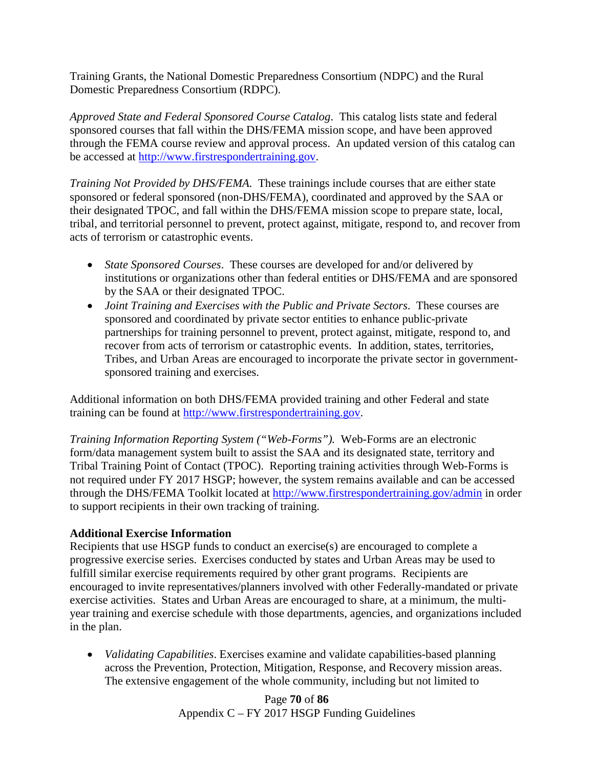Training Grants, the National Domestic Preparedness Consortium (NDPC) and the Rural Domestic Preparedness Consortium (RDPC).

*Approved State and Federal Sponsored Course Catalog*. This catalog lists state and federal sponsored courses that fall within the DHS/FEMA mission scope, and have been approved through the FEMA course review and approval process. An updated version of this catalog can be accessed at [http://www.firstrespondertraining.gov](http://www.firstrespondertraining.gov).

*Training Not Provided by DHS/FEMA*. These trainings include courses that are either state sponsored or federal sponsored (non-DHS/FEMA), coordinated and approved by the SAA or their designated TPOC, and fall within the DHS/FEMA mission scope to prepare state, local, tribal, and territorial personnel to prevent, protect against, mitigate, respond to, and recover from acts of terrorism or catastrophic events.

- *State Sponsored Courses*. These courses are developed for and/or delivered by institutions or organizations other than federal entities or DHS/FEMA and are sponsored by the SAA or their designated TPOC.
- *Joint Training and Exercises with the Public and Private Sectors*. These courses are sponsored and coordinated by private sector entities to enhance public-private partnerships for training personnel to prevent, protect against, mitigate, respond to, and recover from acts of terrorism or catastrophic events. In addition, states, territories, Tribes, and Urban Areas are encouraged to incorporate the private sector in government-sponsored training and exercises.

Additional information on both DHS/FEMA provided training and other Federal and state training can be found at [http://www.firstrespondertraining.gov](http://www.firstrespondertraining.gov).

*Training Information Reporting System ("Web-Forms")*. Web-Forms are an electronic form/data management system built to assist the SAA and its designated state, territory and Tribal Training Point of Contact (TPOC). Reporting training activities through Web-Forms is not required under FY 2017 HSGP; however, the system remains available and can be accessed through the DHS/FEMA Toolkit located at [http://www.firstrespondertraining.gov/admin](http://www.firstrespondertraining.gov/admin) in order to support recipients in their own tracking of training.

**Additional Exercise Information**

Recipients that use HSGP funds to conduct an exercise(s) are encouraged to complete a progressive exercise series. Exercises conducted by states and Urban Areas may be used to fulfill similar exercise requirements required by other grant programs. Recipients are encouraged to invite representatives/planners involved with other Federally-mandated or private exercise activities. States and Urban Areas are encouraged to share, at a minimum, the multi-year training and exercise schedule with those departments, agencies, and organizations included in the plan.

- *Validating Capabilities*. Exercises examine and validate capabilities-based planning across the Prevention, Protection, Mitigation, Response, and Recovery mission areas. The extensive engagement of the whole community, including but not limited to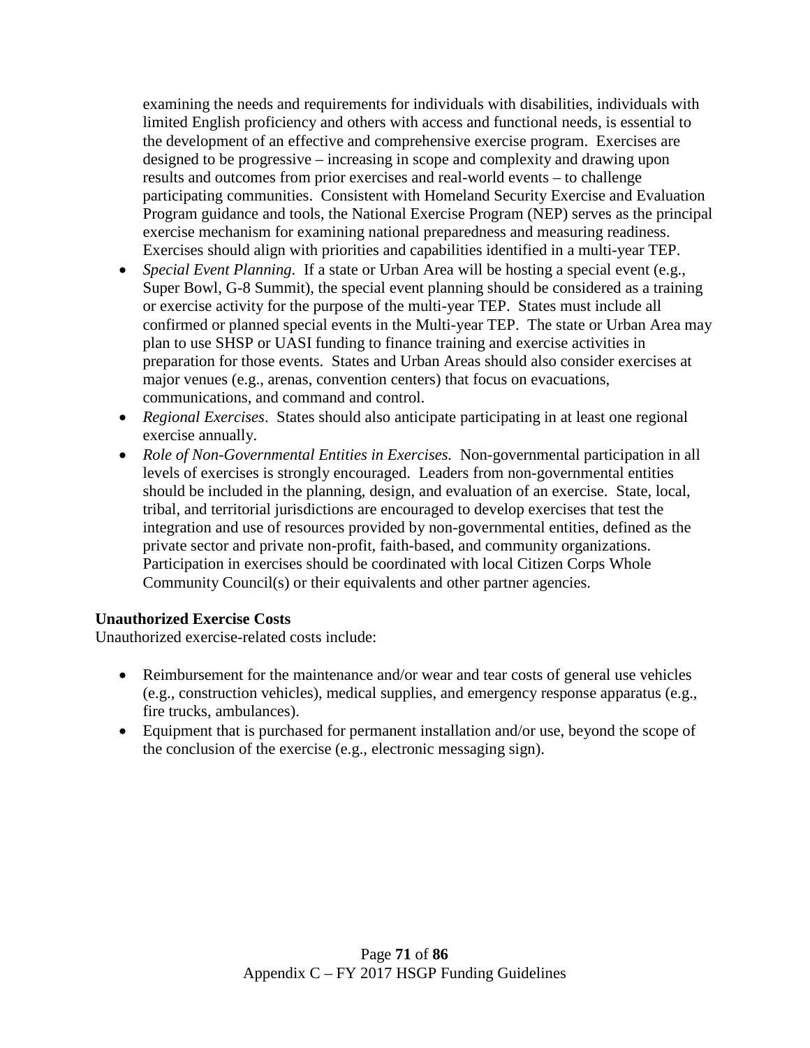examining the needs and requirements for individuals with disabilities, individuals with limited English proficiency and others with access and functional needs, is essential to the development of an effective and comprehensive exercise program. Exercises are designed to be progressive – increasing in scope and complexity and drawing upon results and outcomes from prior exercises and real-world events – to challenge participating communities. Consistent with Homeland Security Exercise and Evaluation Program guidance and tools, the National Exercise Program (NEP) serves as the principal exercise mechanism for examining national preparedness and measuring readiness. Exercises should align with priorities and capabilities identified in a multi-year TEP.

- *Special Event Planning*. If a state or Urban Area will be hosting a special event (e.g., Super Bowl, G-8 Summit), the special event planning should be considered as a training or exercise activity for the purpose of the multi-year TEP. States must include all confirmed or planned special events in the Multi-year TEP. The state or Urban Area may plan to use SHSP or UASI funding to finance training and exercise activities in preparation for those events. States and Urban Areas should also consider exercises at major venues (e.g., arenas, convention centers) that focus on evacuations, communications, and command and control.
- *Regional Exercises*. States should also anticipate participating in at least one regional exercise annually.
- *Role of Non-Governmental Entities in Exercises.* Non-governmental participation in all levels of exercises is strongly encouraged. Leaders from non-governmental entities should be included in the planning, design, and evaluation of an exercise. State, local, tribal, and territorial jurisdictions are encouraged to develop exercises that test the integration and use of resources provided by non-governmental entities, defined as the private sector and private non-profit, faith-based, and community organizations. Participation in exercises should be coordinated with local Citizen Corps Whole Community Council(s) or their equivalents and other partner agencies.

**Unauthorized Exercise Costs**

Unauthorized exercise-related costs include:

- Reimbursement for the maintenance and/or wear and tear costs of general use vehicles (e.g., construction vehicles), medical supplies, and emergency response apparatus (e.g., fire trucks, ambulances).
- Equipment that is purchased for permanent installation and/or use, beyond the scope of the conclusion of the exercise (e.g., electronic messaging sign).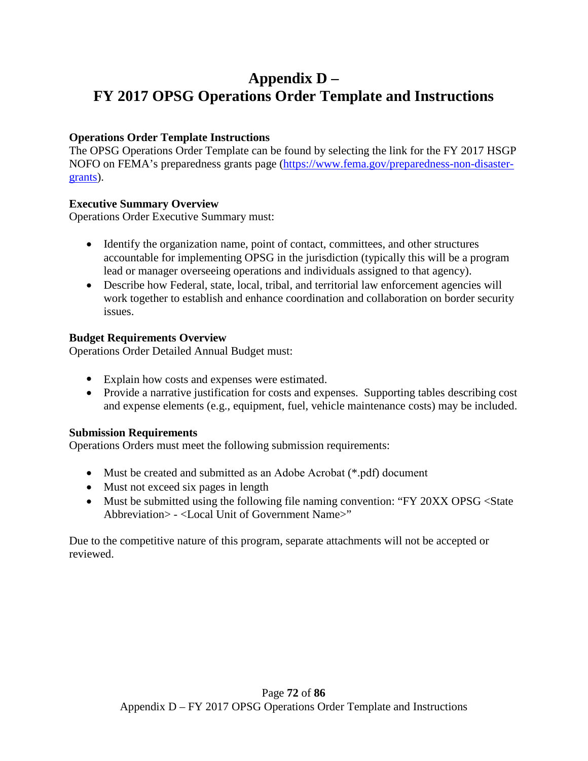# Appendix D – FY 2017 OPSG Operations Order Template and Instructions

**Operations Order Template Instructions**

The OPSG Operations Order Template can be found by selecting the link for the FY 2017 HSGP NOFO on FEMA's preparedness grants page ([https://www.fema.gov/preparedness-non-disaster-grants](https://www.fema.gov/preparedness-non-disaster-grants)).

**Executive Summary Overview**

Operations Order Executive Summary must:

- Identify the organization name, point of contact, committees, and other structures accountable for implementing OPSG in the jurisdiction (typically this will be a program lead or manager overseeing operations and individuals assigned to that agency).
- Describe how Federal, state, local, tribal, and territorial law enforcement agencies will work together to establish and enhance coordination and collaboration on border security issues.

**Budget Requirements Overview**

Operations Order Detailed Annual Budget must:

- Explain how costs and expenses were estimated.
- Provide a narrative justification for costs and expenses. Supporting tables describing cost and expense elements (e.g., equipment, fuel, vehicle maintenance costs) may be included.

**Submission Requirements**

Operations Orders must meet the following submission requirements:

- Must be created and submitted as an Adobe Acrobat (*.pdf) document
- Must not exceed six pages in length
- Must be submitted using the following file naming convention: "FY 20XX OPSG <State Abbreviation> - <Local Unit of Government Name>"

Due to the competitive nature of this program, separate attachments will not be accepted or reviewed.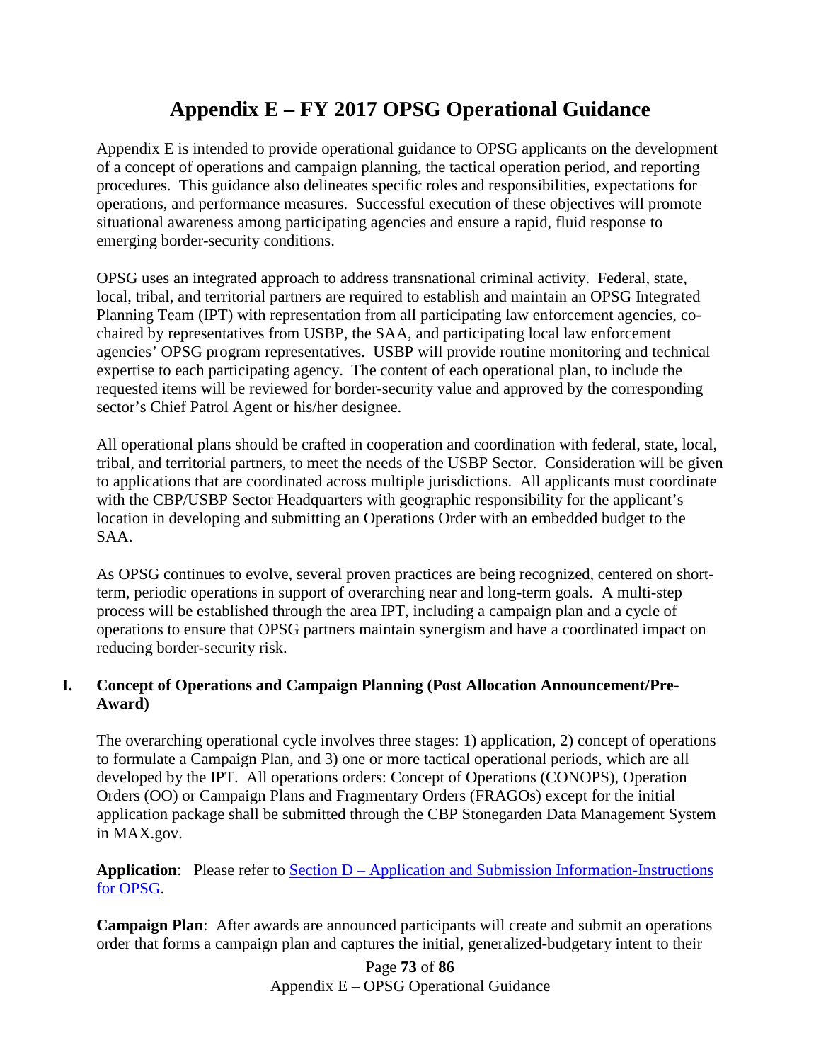# Appendix E – FY 2017 OPSG Operational Guidance

Appendix E is intended to provide operational guidance to OPSG applicants on the development of a concept of operations and campaign planning, the tactical operation period, and reporting procedures. This guidance also delineates specific roles and responsibilities, expectations for operations, and performance measures. Successful execution of these objectives will promote situational awareness among participating agencies and ensure a rapid, fluid response to emerging border-security conditions.

OPSG uses an integrated approach to address transnational criminal activity. Federal, state, local, tribal, and territorial partners are required to establish and maintain an OPSG Integrated Planning Team (IPT) with representation from all participating law enforcement agencies, co-chaired by representatives from USBP, the SAA, and participating local law enforcement agencies' OPSG program representatives. USBP will provide routine monitoring and technical expertise to each participating agency. The content of each operational plan, to include the requested items will be reviewed for border-security value and approved by the corresponding sector's Chief Patrol Agent or his/her designee.

All operational plans should be crafted in cooperation and coordination with federal, state, local, tribal, and territorial partners, to meet the needs of the USBP Sector. Consideration will be given to applications that are coordinated across multiple jurisdictions. All applicants must coordinate with the CBP/USBP Sector Headquarters with geographic responsibility for the applicant's location in developing and submitting an Operations Order with an embedded budget to the SAA.

As OPSG continues to evolve, several proven practices are being recognized, centered on short-term, periodic operations in support of overarching near and long-term goals. A multi-step process will be established through the area IPT, including a campaign plan and a cycle of operations to ensure that OPSG partners maintain synergism and have a coordinated impact on reducing border-security risk.

## I. Concept of Operations and Campaign Planning (Post Allocation Announcement/Pre-Award)

The overarching operational cycle involves three stages: 1) application, 2) concept of operations to formulate a Campaign Plan, and 3) one or more tactical operational periods, which are all developed by the IPT. All operations orders: Concept of Operations (CONOPS), Operation Orders (OO) or Campaign Plans and Fragmentary Orders (FRAGOs) except for the initial application package shall be submitted through the CBP Stonegarden Data Management System in MAX.gov.

**Application**: Please refer to Section D – Application and Submission Information-Instructions for OPSG.

**Campaign Plan**: After awards are announced participants will create and submit an operations order that forms a campaign plan and captures the initial, generalized-budgetary intent to their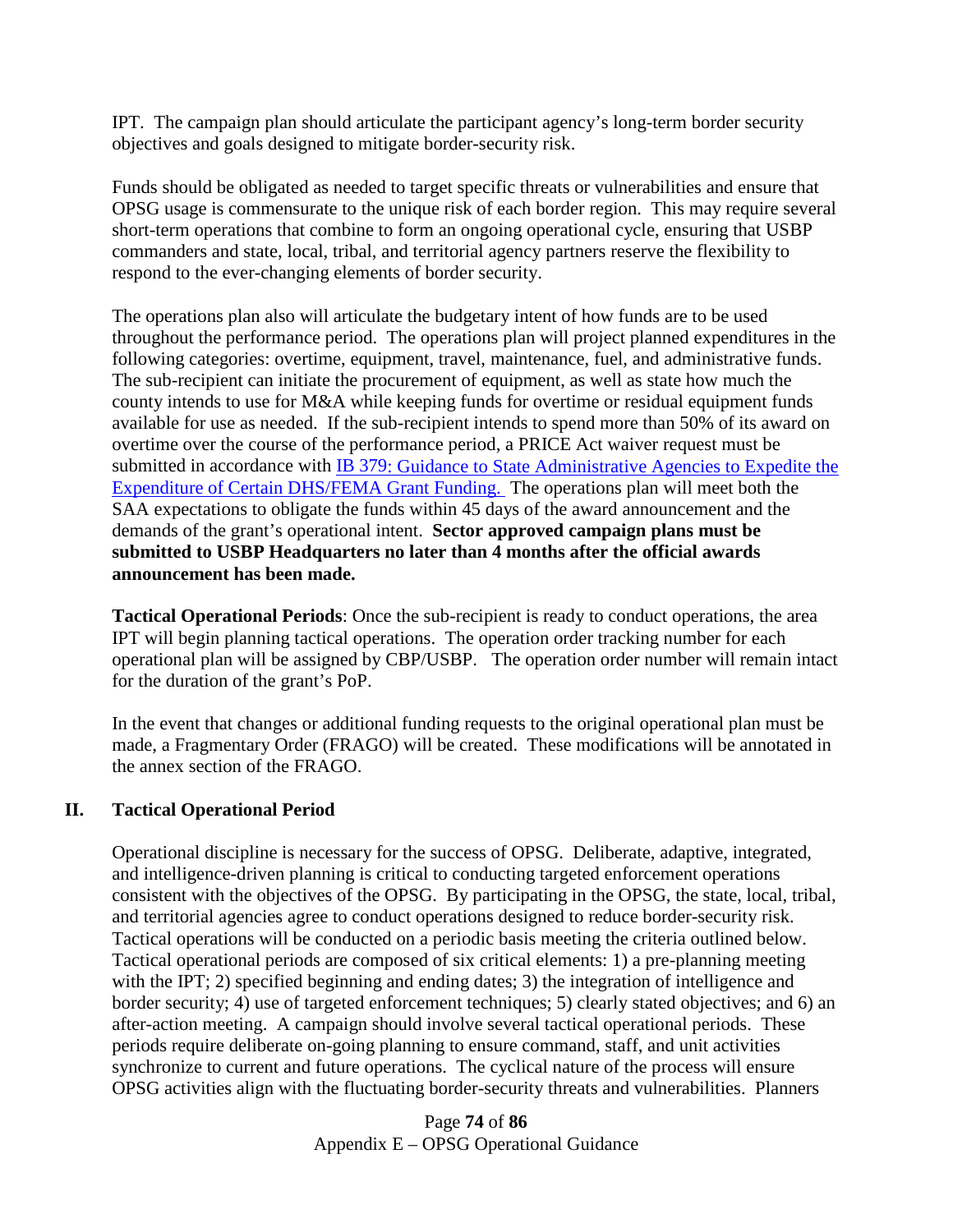IPT. The campaign plan should articulate the participant agency's long-term border security objectives and goals designed to mitigate border-security risk.

Funds should be obligated as needed to target specific threats or vulnerabilities and ensure that OPSG usage is commensurate to the unique risk of each border region. This may require several short-term operations that combine to form an ongoing operational cycle, ensuring that USBP commanders and state, local, tribal, and territorial agency partners reserve the flexibility to respond to the ever-changing elements of border security.

The operations plan also will articulate the budgetary intent of how funds are to be used throughout the performance period. The operations plan will project planned expenditures in the following categories: overtime, equipment, travel, maintenance, fuel, and administrative funds. The sub-recipient can initiate the procurement of equipment, as well as state how much the county intends to use for M&A while keeping funds for overtime or residual equipment funds available for use as needed. If the sub-recipient intends to spend more than 50% of its award on overtime over the course of the performance period, a PRICE Act waiver request must be submitted in accordance with [IB 379: Guidance to State Administrative Agencies to Expedite the Expenditure of Certain DHS/FEMA Grant Funding.](IB 379: Guidance to State Administrative Agencies to Expedite the Expenditure of Certain DHS/FEMA Grant Funding.) The operations plan will meet both the SAA expectations to obligate the funds within 45 days of the award announcement and the demands of the grant's operational intent. **Sector approved campaign plans must be submitted to USBP Headquarters no later than 4 months after the official awards announcement has been made.**

**Tactical Operational Periods**: Once the sub-recipient is ready to conduct operations, the area IPT will begin planning tactical operations. The operation order tracking number for each operational plan will be assigned by CBP/USBP. The operation order number will remain intact for the duration of the grant's PoP.

In the event that changes or additional funding requests to the original operational plan must be made, a Fragmentary Order (FRAGO) will be created. These modifications will be annotated in the annex section of the FRAGO.

## II. Tactical Operational Period

Operational discipline is necessary for the success of OPSG. Deliberate, adaptive, integrated, and intelligence-driven planning is critical to conducting targeted enforcement operations consistent with the objectives of the OPSG. By participating in the OPSG, the state, local, tribal, and territorial agencies agree to conduct operations designed to reduce border-security risk. Tactical operations will be conducted on a periodic basis meeting the criteria outlined below. Tactical operational periods are composed of six critical elements: 1) a pre-planning meeting with the IPT; 2) specified beginning and ending dates; 3) the integration of intelligence and border security; 4) use of targeted enforcement techniques; 5) clearly stated objectives; and 6) an after-action meeting. A campaign should involve several tactical operational periods. These periods require deliberate on-going planning to ensure command, staff, and unit activities synchronize to current and future operations. The cyclical nature of the process will ensure OPSG activities align with the fluctuating border-security threats and vulnerabilities. Planners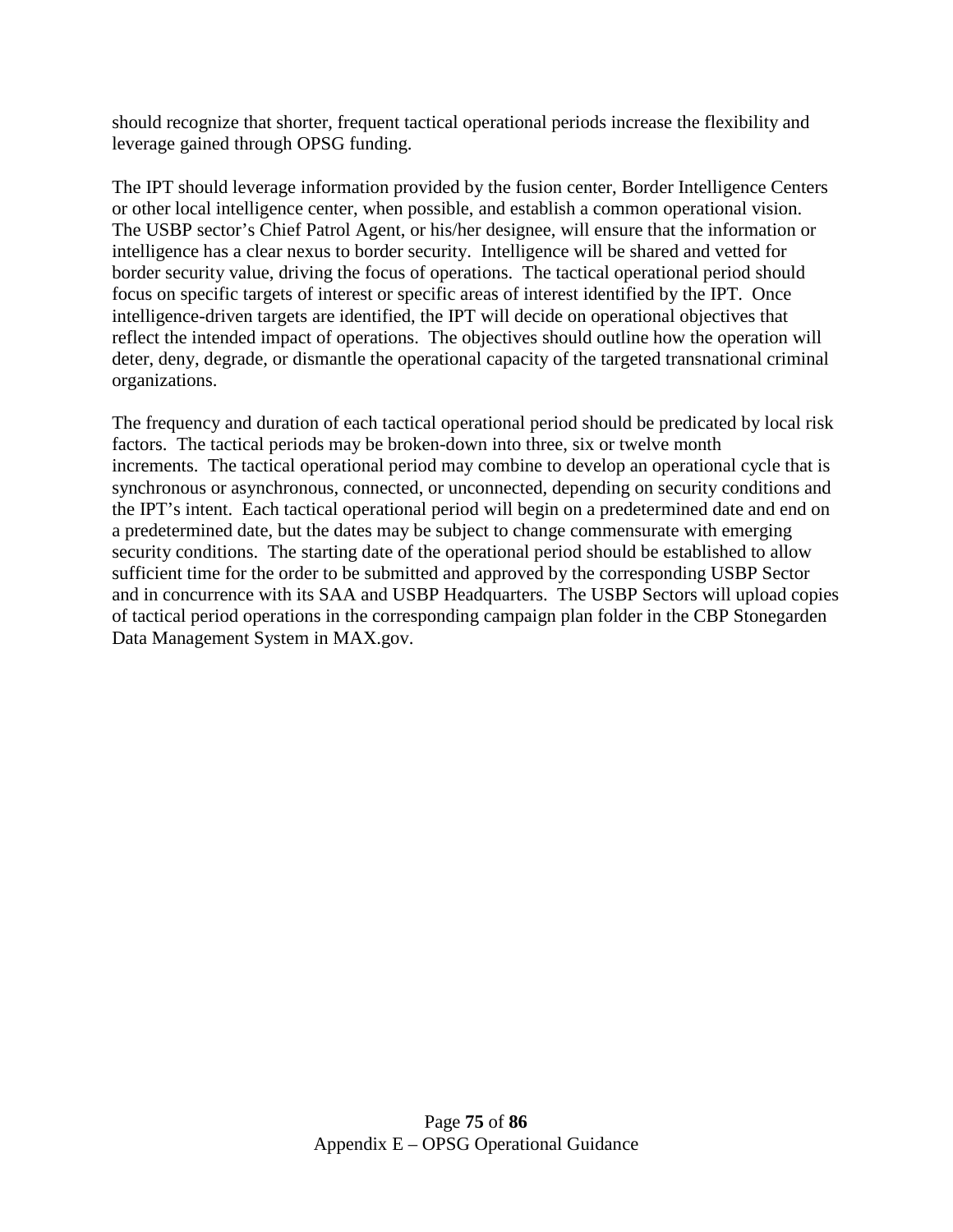should recognize that shorter, frequent tactical operational periods increase the flexibility and leverage gained through OPSG funding.

The IPT should leverage information provided by the fusion center, Border Intelligence Centers or other local intelligence center, when possible, and establish a common operational vision. The USBP sector's Chief Patrol Agent, or his/her designee, will ensure that the information or intelligence has a clear nexus to border security. Intelligence will be shared and vetted for border security value, driving the focus of operations. The tactical operational period should focus on specific targets of interest or specific areas of interest identified by the IPT. Once intelligence-driven targets are identified, the IPT will decide on operational objectives that reflect the intended impact of operations. The objectives should outline how the operation will deter, deny, degrade, or dismantle the operational capacity of the targeted transnational criminal organizations.

The frequency and duration of each tactical operational period should be predicated by local risk factors. The tactical periods may be broken-down into three, six or twelve month increments. The tactical operational period may combine to develop an operational cycle that is synchronous or asynchronous, connected, or unconnected, depending on security conditions and the IPT's intent. Each tactical operational period will begin on a predetermined date and end on a predetermined date, but the dates may be subject to change commensurate with emerging security conditions. The starting date of the operational period should be established to allow sufficient time for the order to be submitted and approved by the corresponding USBP Sector and in concurrence with its SAA and USBP Headquarters. The USBP Sectors will upload copies of tactical period operations in the corresponding campaign plan folder in the CBP Stonegarden Data Management System in MAX.gov.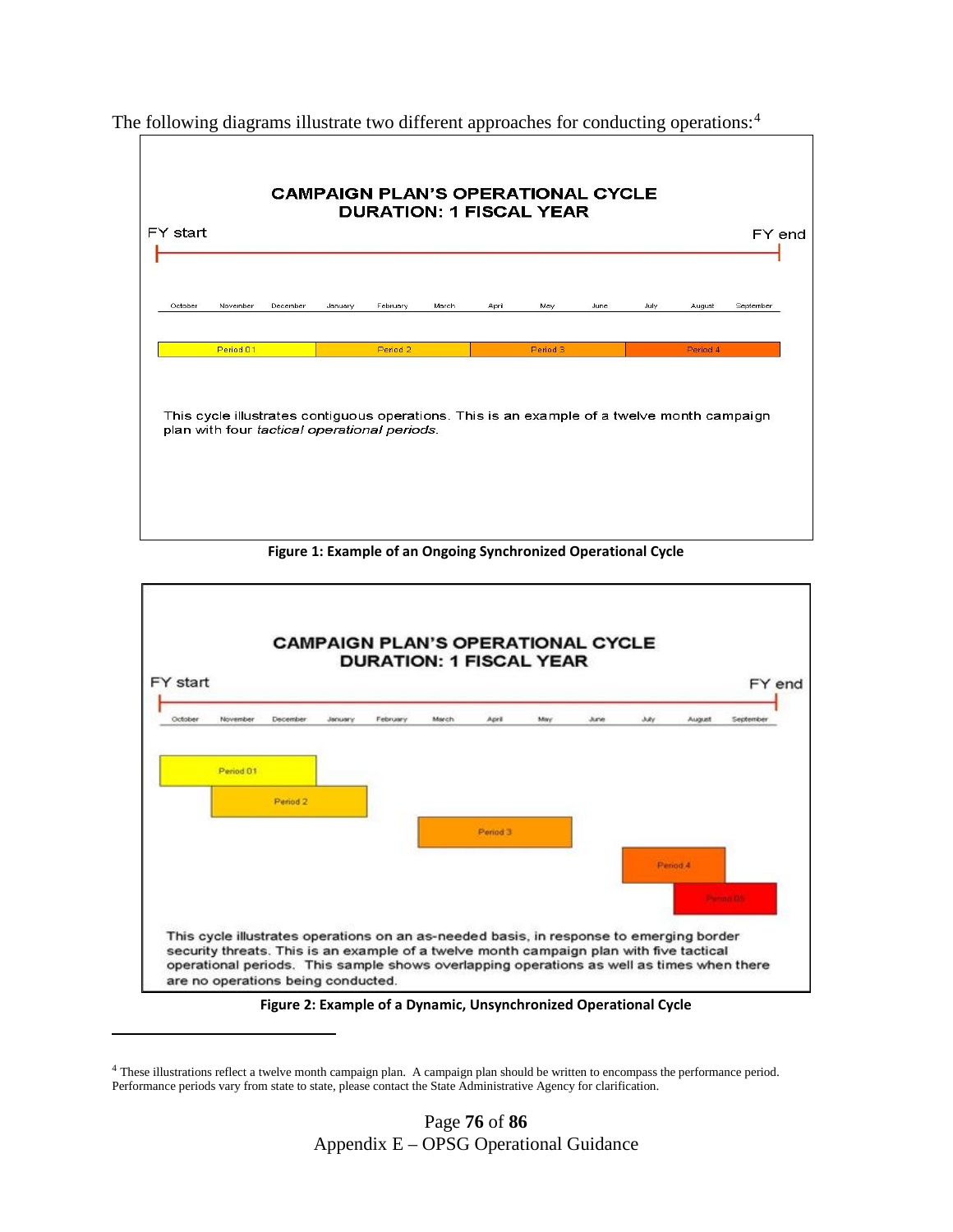The following diagrams illustrate two different approaches for conducting operations:[4]

**CAMPAIGN PLAN'S OPERATIONAL CYCLE**
**DURATION: 1 FISCAL YEAR**

FY start — FY end

October | November | December | January | February | March | April | May | June | July | August | September

Period 01 | Period 2 | Period 3 | Period 4

This cycle illustrates contiguous operations. This is an example of a twelve month campaign plan with four *tactical operational periods*.

**Figure 1: Example of an Ongoing Synchronized Operational Cycle**

**CAMPAIGN PLAN'S OPERATIONAL CYCLE**
**DURATION: 1 FISCAL YEAR**

FY start — FY end

October | November | December | January | February | March | April | May | June | July | August | September

Period 01

Period 2

Period 3

Period 4

Period 05

This cycle illustrates operations on an as-needed basis, in response to emerging border security threats. This is an example of a twelve month campaign plan with five tactical operational periods. This sample shows overlapping operations as well as times when there are no operations being conducted.

**Figure 2: Example of a Dynamic, Unsynchronized Operational Cycle**

---

[4] These illustrations reflect a twelve month campaign plan. A campaign plan should be written to encompass the performance period. Performance periods vary from state to state, please contact the State Administrative Agency for clarification.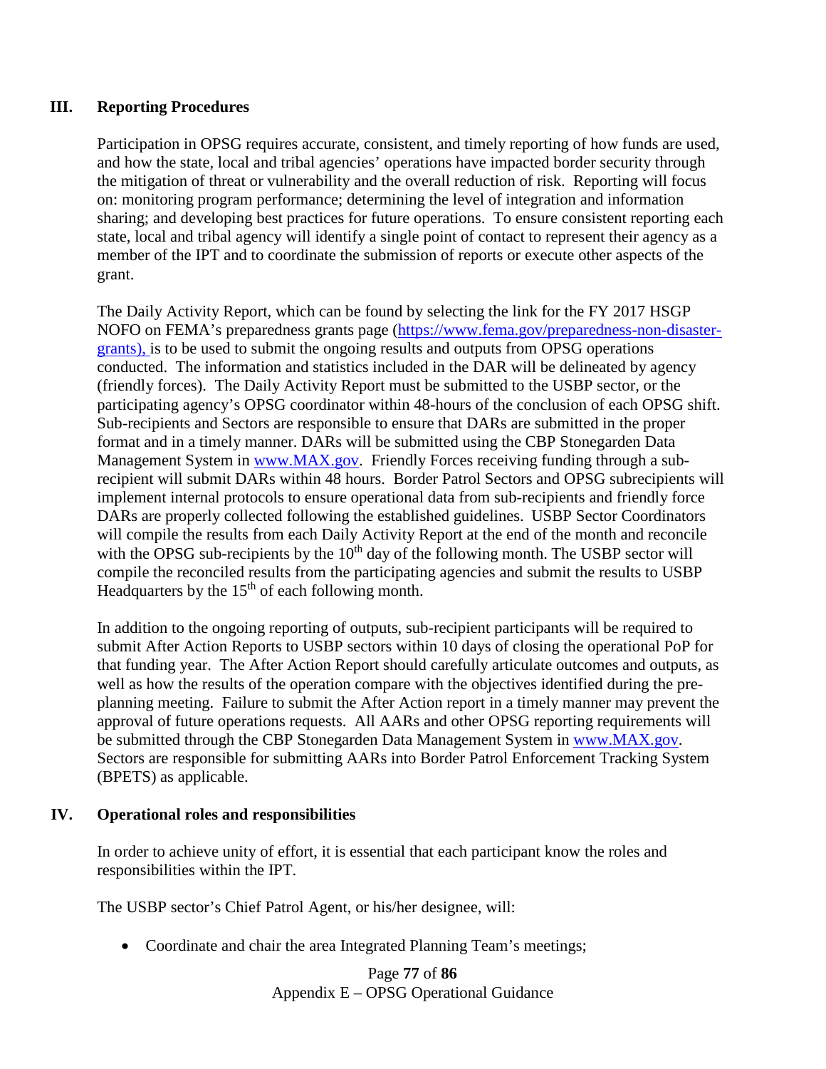## III. Reporting Procedures

Participation in OPSG requires accurate, consistent, and timely reporting of how funds are used, and how the state, local and tribal agencies' operations have impacted border security through the mitigation of threat or vulnerability and the overall reduction of risk. Reporting will focus on: monitoring program performance; determining the level of integration and information sharing; and developing best practices for future operations. To ensure consistent reporting each state, local and tribal agency will identify a single point of contact to represent their agency as a member of the IPT and to coordinate the submission of reports or execute other aspects of the grant.

The Daily Activity Report, which can be found by selecting the link for the FY 2017 HSGP NOFO on FEMA's preparedness grants page (https://www.fema.gov/preparedness-non-disaster-grants), is to be used to submit the ongoing results and outputs from OPSG operations conducted. The information and statistics included in the DAR will be delineated by agency (friendly forces). The Daily Activity Report must be submitted to the USBP sector, or the participating agency's OPSG coordinator within 48-hours of the conclusion of each OPSG shift. Sub-recipients and Sectors are responsible to ensure that DARs are submitted in the proper format and in a timely manner. DARs will be submitted using the CBP Stonegarden Data Management System in www.MAX.gov. Friendly Forces receiving funding through a sub-recipient will submit DARs within 48 hours. Border Patrol Sectors and OPSG subrecipients will implement internal protocols to ensure operational data from sub-recipients and friendly force DARs are properly collected following the established guidelines. USBP Sector Coordinators will compile the results from each Daily Activity Report at the end of the month and reconcile with the OPSG sub-recipients by the 10th day of the following month. The USBP sector will compile the reconciled results from the participating agencies and submit the results to USBP Headquarters by the 15th of each following month.

In addition to the ongoing reporting of outputs, sub-recipient participants will be required to submit After Action Reports to USBP sectors within 10 days of closing the operational PoP for that funding year. The After Action Report should carefully articulate outcomes and outputs, as well as how the results of the operation compare with the objectives identified during the pre-planning meeting. Failure to submit the After Action report in a timely manner may prevent the approval of future operations requests. All AARs and other OPSG reporting requirements will be submitted through the CBP Stonegarden Data Management System in www.MAX.gov. Sectors are responsible for submitting AARs into Border Patrol Enforcement Tracking System (BPETS) as applicable.

## IV. Operational roles and responsibilities

In order to achieve unity of effort, it is essential that each participant know the roles and responsibilities within the IPT.

The USBP sector's Chief Patrol Agent, or his/her designee, will:

- Coordinate and chair the area Integrated Planning Team's meetings;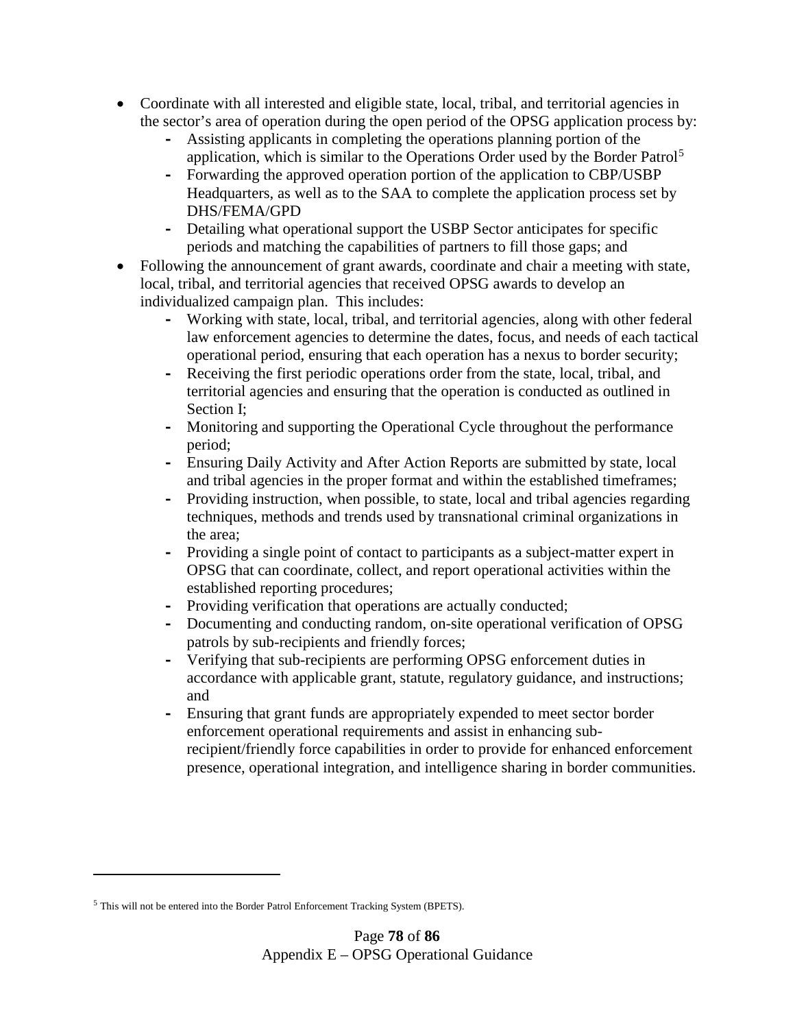- Coordinate with all interested and eligible state, local, tribal, and territorial agencies in the sector's area of operation during the open period of the OPSG application process by:
    - Assisting applicants in completing the operations planning portion of the application, which is similar to the Operations Order used by the Border Patrol[5]
    - Forwarding the approved operation portion of the application to CBP/USBP Headquarters, as well as to the SAA to complete the application process set by DHS/FEMA/GPD
    - Detailing what operational support the USBP Sector anticipates for specific periods and matching the capabilities of partners to fill those gaps; and
- Following the announcement of grant awards, coordinate and chair a meeting with state, local, tribal, and territorial agencies that received OPSG awards to develop an individualized campaign plan. This includes:
    - Working with state, local, tribal, and territorial agencies, along with other federal law enforcement agencies to determine the dates, focus, and needs of each tactical operational period, ensuring that each operation has a nexus to border security;
    - Receiving the first periodic operations order from the state, local, tribal, and territorial agencies and ensuring that the operation is conducted as outlined in Section I;
    - Monitoring and supporting the Operational Cycle throughout the performance period;
    - Ensuring Daily Activity and After Action Reports are submitted by state, local and tribal agencies in the proper format and within the established timeframes;
    - Providing instruction, when possible, to state, local and tribal agencies regarding techniques, methods and trends used by transnational criminal organizations in the area;
    - Providing a single point of contact to participants as a subject-matter expert in OPSG that can coordinate, collect, and report operational activities within the established reporting procedures;
    - Providing verification that operations are actually conducted;
    - Documenting and conducting random, on-site operational verification of OPSG patrols by sub-recipients and friendly forces;
    - Verifying that sub-recipients are performing OPSG enforcement duties in accordance with applicable grant, statute, regulatory guidance, and instructions; and
    - Ensuring that grant funds are appropriately expended to meet sector border enforcement operational requirements and assist in enhancing sub-recipient/friendly force capabilities in order to provide for enhanced enforcement presence, operational integration, and intelligence sharing in border communities.

[5] This will not be entered into the Border Patrol Enforcement Tracking System (BPETS).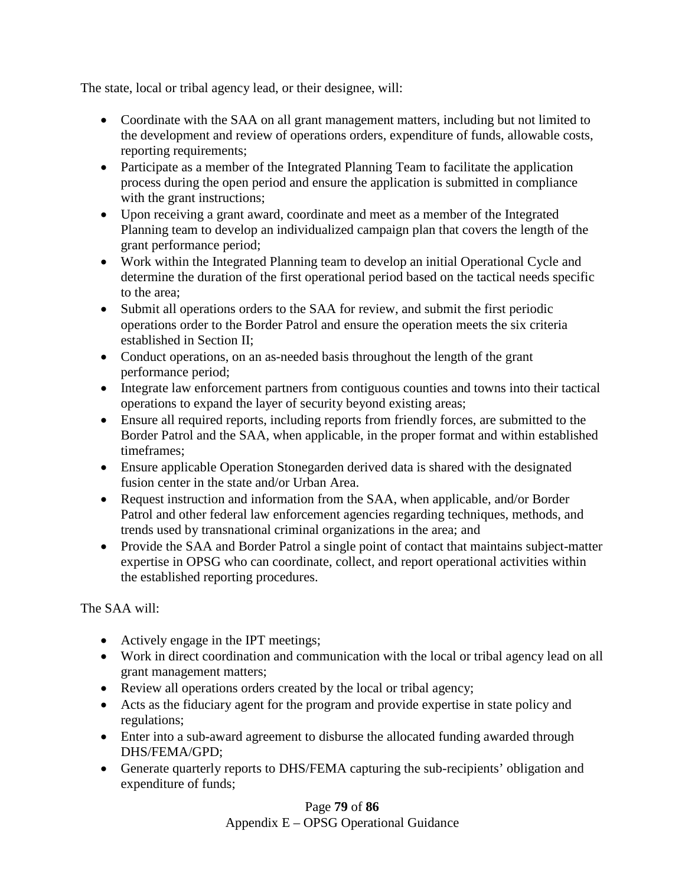The state, local or tribal agency lead, or their designee, will:

- Coordinate with the SAA on all grant management matters, including but not limited to the development and review of operations orders, expenditure of funds, allowable costs, reporting requirements;
- Participate as a member of the Integrated Planning Team to facilitate the application process during the open period and ensure the application is submitted in compliance with the grant instructions;
- Upon receiving a grant award, coordinate and meet as a member of the Integrated Planning team to develop an individualized campaign plan that covers the length of the grant performance period;
- Work within the Integrated Planning team to develop an initial Operational Cycle and determine the duration of the first operational period based on the tactical needs specific to the area;
- Submit all operations orders to the SAA for review, and submit the first periodic operations order to the Border Patrol and ensure the operation meets the six criteria established in Section II;
- Conduct operations, on an as-needed basis throughout the length of the grant performance period;
- Integrate law enforcement partners from contiguous counties and towns into their tactical operations to expand the layer of security beyond existing areas;
- Ensure all required reports, including reports from friendly forces, are submitted to the Border Patrol and the SAA, when applicable, in the proper format and within established timeframes;
- Ensure applicable Operation Stonegarden derived data is shared with the designated fusion center in the state and/or Urban Area.
- Request instruction and information from the SAA, when applicable, and/or Border Patrol and other federal law enforcement agencies regarding techniques, methods, and trends used by transnational criminal organizations in the area; and
- Provide the SAA and Border Patrol a single point of contact that maintains subject-matter expertise in OPSG who can coordinate, collect, and report operational activities within the established reporting procedures.

The SAA will:

- Actively engage in the IPT meetings;
- Work in direct coordination and communication with the local or tribal agency lead on all grant management matters;
- Review all operations orders created by the local or tribal agency;
- Acts as the fiduciary agent for the program and provide expertise in state policy and regulations;
- Enter into a sub-award agreement to disburse the allocated funding awarded through DHS/FEMA/GPD;
- Generate quarterly reports to DHS/FEMA capturing the sub-recipients' obligation and expenditure of funds;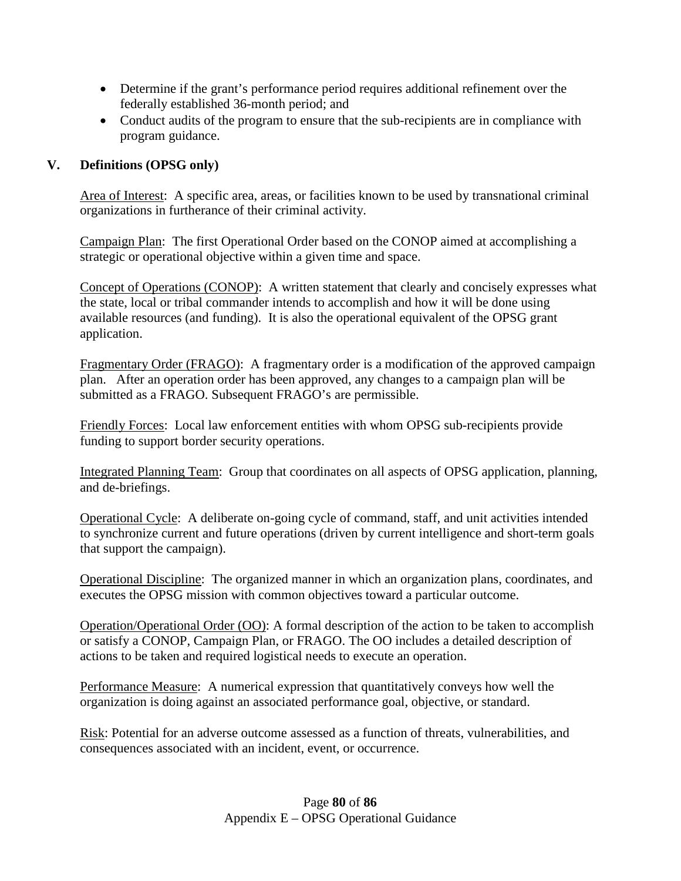- Determine if the grant's performance period requires additional refinement over the federally established 36-month period; and
- Conduct audits of the program to ensure that the sub-recipients are in compliance with program guidance.

## V. Definitions (OPSG only)

Area of Interest: A specific area, areas, or facilities known to be used by transnational criminal organizations in furtherance of their criminal activity.

Campaign Plan: The first Operational Order based on the CONOP aimed at accomplishing a strategic or operational objective within a given time and space.

Concept of Operations (CONOP): A written statement that clearly and concisely expresses what the state, local or tribal commander intends to accomplish and how it will be done using available resources (and funding). It is also the operational equivalent of the OPSG grant application.

Fragmentary Order (FRAGO): A fragmentary order is a modification of the approved campaign plan. After an operation order has been approved, any changes to a campaign plan will be submitted as a FRAGO. Subsequent FRAGO's are permissible.

Friendly Forces: Local law enforcement entities with whom OPSG sub-recipients provide funding to support border security operations.

Integrated Planning Team: Group that coordinates on all aspects of OPSG application, planning, and de-briefings.

Operational Cycle: A deliberate on-going cycle of command, staff, and unit activities intended to synchronize current and future operations (driven by current intelligence and short-term goals that support the campaign).

Operational Discipline: The organized manner in which an organization plans, coordinates, and executes the OPSG mission with common objectives toward a particular outcome.

Operation/Operational Order (OO): A formal description of the action to be taken to accomplish or satisfy a CONOP, Campaign Plan, or FRAGO. The OO includes a detailed description of actions to be taken and required logistical needs to execute an operation.

Performance Measure: A numerical expression that quantitatively conveys how well the organization is doing against an associated performance goal, objective, or standard.

Risk: Potential for an adverse outcome assessed as a function of threats, vulnerabilities, and consequences associated with an incident, event, or occurrence.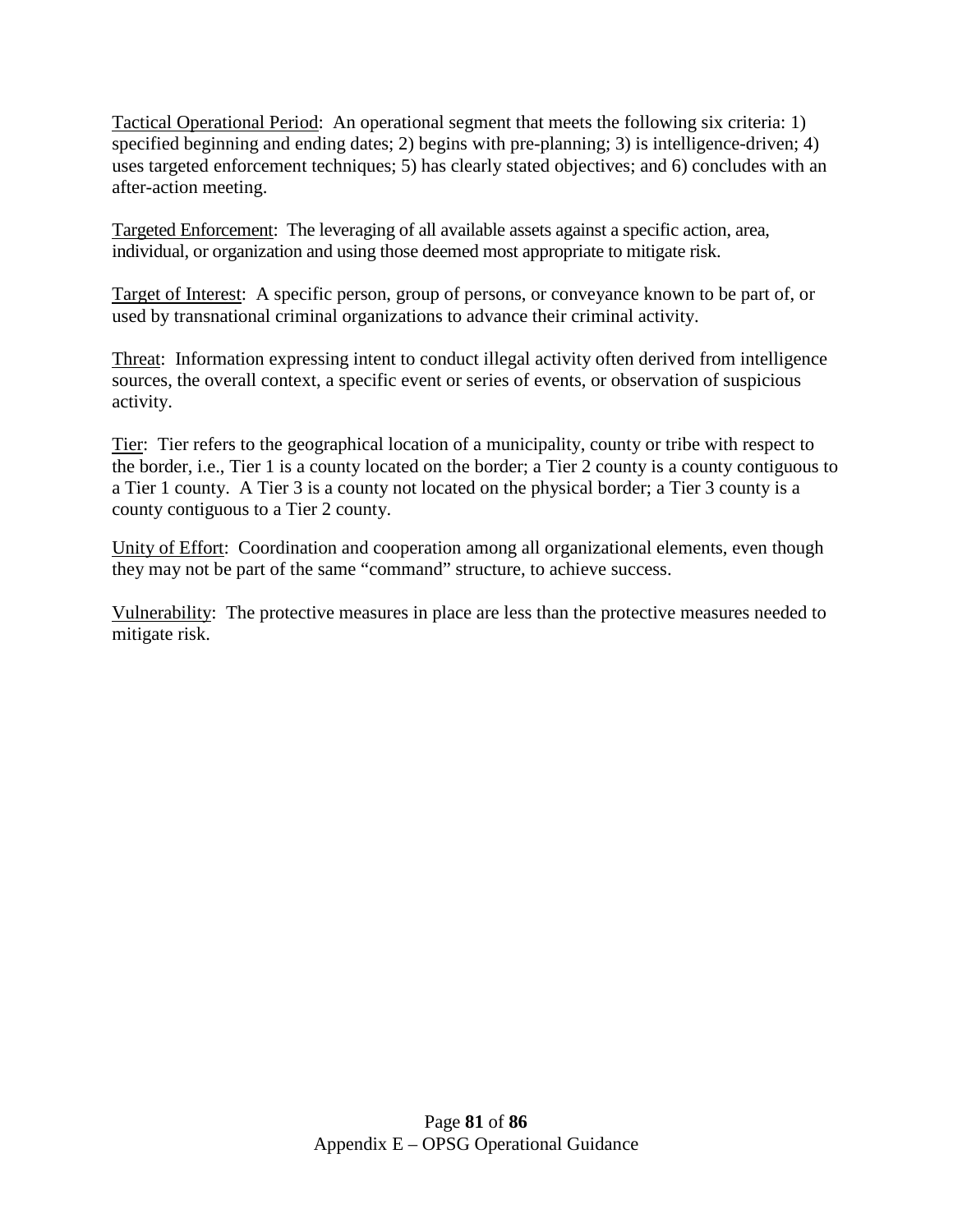Tactical Operational Period: An operational segment that meets the following six criteria: 1) specified beginning and ending dates; 2) begins with pre-planning; 3) is intelligence-driven; 4) uses targeted enforcement techniques; 5) has clearly stated objectives; and 6) concludes with an after-action meeting.

Targeted Enforcement: The leveraging of all available assets against a specific action, area, individual, or organization and using those deemed most appropriate to mitigate risk.

Target of Interest: A specific person, group of persons, or conveyance known to be part of, or used by transnational criminal organizations to advance their criminal activity.

Threat: Information expressing intent to conduct illegal activity often derived from intelligence sources, the overall context, a specific event or series of events, or observation of suspicious activity.

Tier: Tier refers to the geographical location of a municipality, county or tribe with respect to the border, i.e., Tier 1 is a county located on the border; a Tier 2 county is a county contiguous to a Tier 1 county. A Tier 3 is a county not located on the physical border; a Tier 3 county is a county contiguous to a Tier 2 county.

Unity of Effort: Coordination and cooperation among all organizational elements, even though they may not be part of the same "command" structure, to achieve success.

Vulnerability: The protective measures in place are less than the protective measures needed to mitigate risk.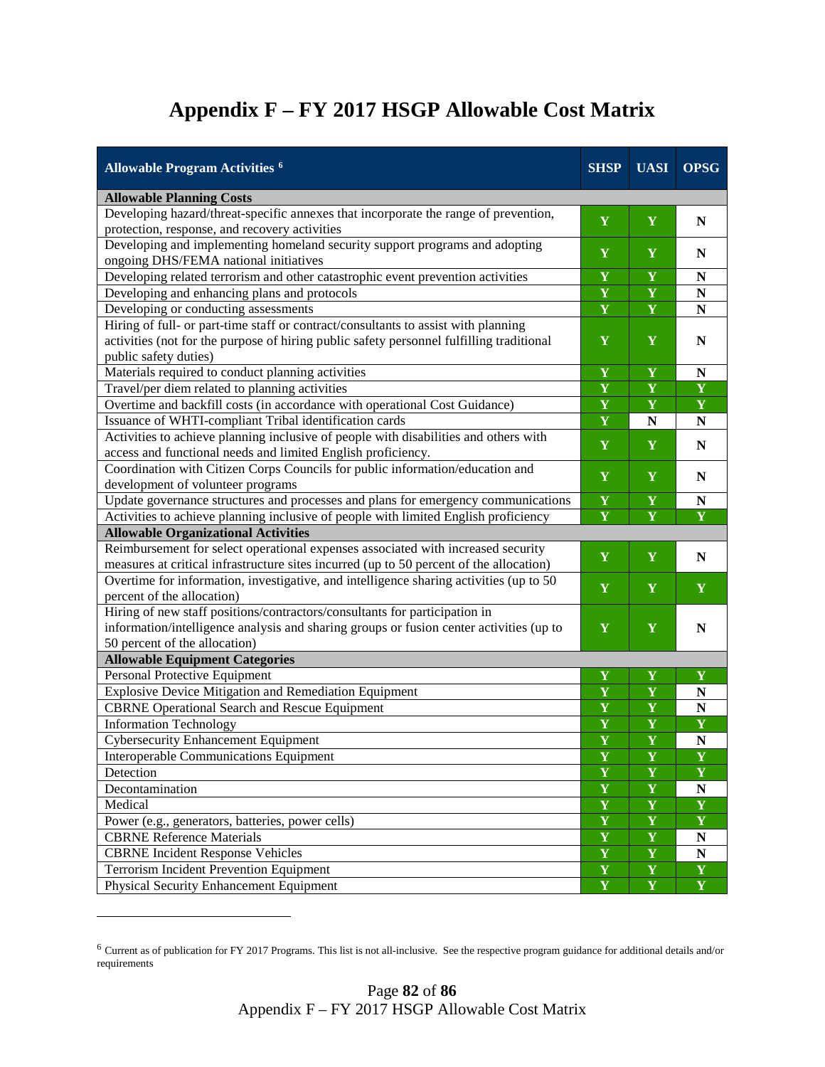# Appendix F – FY 2017 HSGP Allowable Cost Matrix

| Allowable Program Activities [6] | SHSP | UASI | OPSG |
|---|---|---|---|
| **Allowable Planning Costs** | | | |
| Developing hazard/threat-specific annexes that incorporate the range of prevention, protection, response, and recovery activities | Y | Y | N |
| Developing and implementing homeland security support programs and adopting ongoing DHS/FEMA national initiatives | Y | Y | N |
| Developing related terrorism and other catastrophic event prevention activities | Y | Y | N |
| Developing and enhancing plans and protocols | Y | Y | N |
| Developing or conducting assessments | Y | Y | N |
| Hiring of full- or part-time staff or contract/consultants to assist with planning activities (not for the purpose of hiring public safety personnel fulfilling traditional public safety duties) | Y | Y | N |
| Materials required to conduct planning activities | Y | Y | N |
| Travel/per diem related to planning activities | Y | Y | Y |
| Overtime and backfill costs (in accordance with operational Cost Guidance) | Y | Y | Y |
| Issuance of WHTI-compliant Tribal identification cards | Y | N | N |
| Activities to achieve planning inclusive of people with disabilities and others with access and functional needs and limited English proficiency. | Y | Y | N |
| Coordination with Citizen Corps Councils for public information/education and development of volunteer programs | Y | Y | N |
| Update governance structures and processes and plans for emergency communications | Y | Y | N |
| Activities to achieve planning inclusive of people with limited English proficiency | Y | Y | Y |
| **Allowable Organizational Activities** | | | |
| Reimbursement for select operational expenses associated with increased security measures at critical infrastructure sites incurred (up to 50 percent of the allocation) | Y | Y | N |
| Overtime for information, investigative, and intelligence sharing activities (up to 50 percent of the allocation) | Y | Y | Y |
| Hiring of new staff positions/contractors/consultants for participation in information/intelligence analysis and sharing groups or fusion center activities (up to 50 percent of the allocation) | Y | Y | N |
| **Allowable Equipment Categories** | | | |
| Personal Protective Equipment | Y | Y | Y |
| Explosive Device Mitigation and Remediation Equipment | Y | Y | N |
| CBRNE Operational Search and Rescue Equipment | Y | Y | N |
| Information Technology | Y | Y | Y |
| Cybersecurity Enhancement Equipment | Y | Y | N |
| Interoperable Communications Equipment | Y | Y | Y |
| Detection | Y | Y | Y |
| Decontamination | Y | Y | N |
| Medical | Y | Y | Y |
| Power (e.g., generators, batteries, power cells) | Y | Y | Y |
| CBRNE Reference Materials | Y | Y | N |
| CBRNE Incident Response Vehicles | Y | Y | N |
| Terrorism Incident Prevention Equipment | Y | Y | Y |
| Physical Security Enhancement Equipment | Y | Y | Y |

[6] Current as of publication for FY 2017 Programs. This list is not all-inclusive. See the respective program guidance for additional details and/or requirements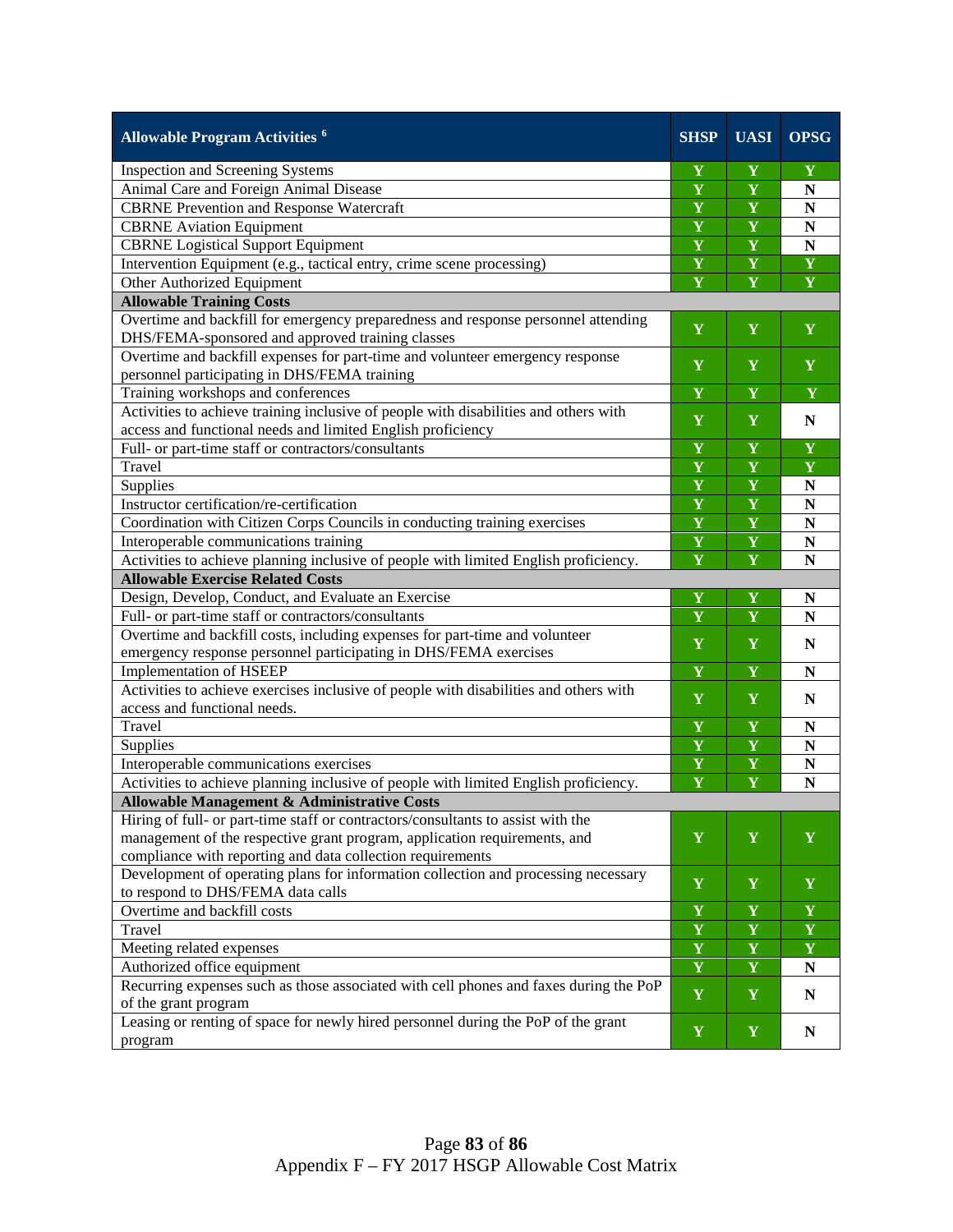| Allowable Program Activities [6] | SHSP | UASI | OPSG |
|---|---|---|---|
| Inspection and Screening Systems | Y | Y | Y |
| Animal Care and Foreign Animal Disease | Y | Y | N |
| CBRNE Prevention and Response Watercraft | Y | Y | N |
| CBRNE Aviation Equipment | Y | Y | N |
| CBRNE Logistical Support Equipment | Y | Y | N |
| Intervention Equipment (e.g., tactical entry, crime scene processing) | Y | Y | Y |
| Other Authorized Equipment | Y | Y | Y |
| **Allowable Training Costs** | | | |
| Overtime and backfill for emergency preparedness and response personnel attending DHS/FEMA-sponsored and approved training classes | Y | Y | Y |
| Overtime and backfill expenses for part-time and volunteer emergency response personnel participating in DHS/FEMA training | Y | Y | Y |
| Training workshops and conferences | Y | Y | Y |
| Activities to achieve training inclusive of people with disabilities and others with access and functional needs and limited English proficiency | Y | Y | N |
| Full- or part-time staff or contractors/consultants | Y | Y | Y |
| Travel | Y | Y | Y |
| Supplies | Y | Y | N |
| Instructor certification/re-certification | Y | Y | N |
| Coordination with Citizen Corps Councils in conducting training exercises | Y | Y | N |
| Interoperable communications training | Y | Y | N |
| Activities to achieve planning inclusive of people with limited English proficiency. | Y | Y | N |
| **Allowable Exercise Related Costs** | | | |
| Design, Develop, Conduct, and Evaluate an Exercise | Y | Y | N |
| Full- or part-time staff or contractors/consultants | Y | Y | N |
| Overtime and backfill costs, including expenses for part-time and volunteer emergency response personnel participating in DHS/FEMA exercises | Y | Y | N |
| Implementation of HSEEP | Y | Y | N |
| Activities to achieve exercises inclusive of people with disabilities and others with access and functional needs. | Y | Y | N |
| Travel | Y | Y | N |
| Supplies | Y | Y | N |
| Interoperable communications exercises | Y | Y | N |
| Activities to achieve planning inclusive of people with limited English proficiency. | Y | Y | N |
| **Allowable Management & Administrative Costs** | | | |
| Hiring of full- or part-time staff or contractors/consultants to assist with the management of the respective grant program, application requirements, and compliance with reporting and data collection requirements | Y | Y | Y |
| Development of operating plans for information collection and processing necessary to respond to DHS/FEMA data calls | Y | Y | Y |
| Overtime and backfill costs | Y | Y | Y |
| Travel | Y | Y | Y |
| Meeting related expenses | Y | Y | Y |
| Authorized office equipment | Y | Y | N |
| Recurring expenses such as those associated with cell phones and faxes during the PoP of the grant program | Y | Y | N |
| Leasing or renting of space for newly hired personnel during the PoP of the grant program | Y | Y | N |

Appendix F – FY 2017 HSGP Allowable Cost Matrix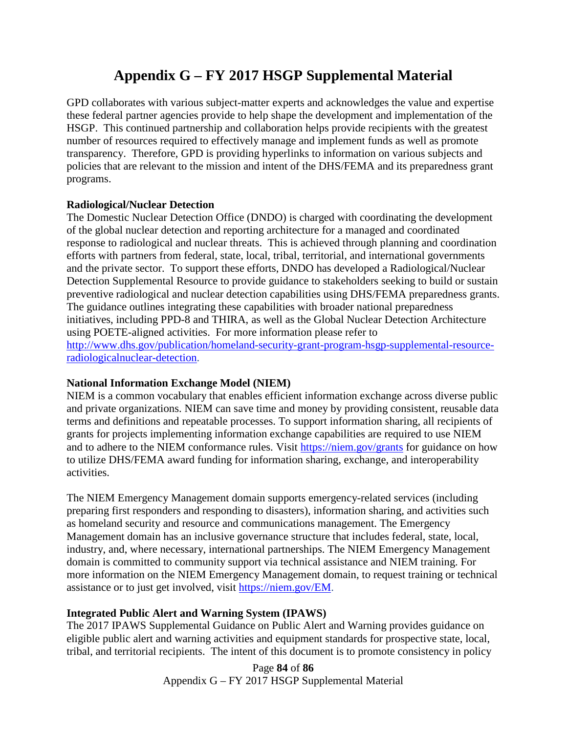# Appendix G – FY 2017 HSGP Supplemental Material

GPD collaborates with various subject-matter experts and acknowledges the value and expertise these federal partner agencies provide to help shape the development and implementation of the HSGP. This continued partnership and collaboration helps provide recipients with the greatest number of resources required to effectively manage and implement funds as well as promote transparency. Therefore, GPD is providing hyperlinks to information on various subjects and policies that are relevant to the mission and intent of the DHS/FEMA and its preparedness grant programs.

**Radiological/Nuclear Detection**

The Domestic Nuclear Detection Office (DNDO) is charged with coordinating the development of the global nuclear detection and reporting architecture for a managed and coordinated response to radiological and nuclear threats. This is achieved through planning and coordination efforts with partners from federal, state, local, tribal, territorial, and international governments and the private sector. To support these efforts, DNDO has developed a Radiological/Nuclear Detection Supplemental Resource to provide guidance to stakeholders seeking to build or sustain preventive radiological and nuclear detection capabilities using DHS/FEMA preparedness grants. The guidance outlines integrating these capabilities with broader national preparedness initiatives, including PPD-8 and THIRA, as well as the Global Nuclear Detection Architecture using POETE-aligned activities. For more information please refer to http://www.dhs.gov/publication/homeland-security-grant-program-hsgp-supplemental-resource-radiologicalnuclear-detection.

**National Information Exchange Model (NIEM)**

NIEM is a common vocabulary that enables efficient information exchange across diverse public and private organizations. NIEM can save time and money by providing consistent, reusable data terms and definitions and repeatable processes. To support information sharing, all recipients of grants for projects implementing information exchange capabilities are required to use NIEM and to adhere to the NIEM conformance rules. Visit https://niem.gov/grants for guidance on how to utilize DHS/FEMA award funding for information sharing, exchange, and interoperability activities.

The NIEM Emergency Management domain supports emergency-related services (including preparing first responders and responding to disasters), information sharing, and activities such as homeland security and resource and communications management. The Emergency Management domain has an inclusive governance structure that includes federal, state, local, industry, and, where necessary, international partnerships. The NIEM Emergency Management domain is committed to community support via technical assistance and NIEM training. For more information on the NIEM Emergency Management domain, to request training or technical assistance or to just get involved, visit https://niem.gov/EM.

**Integrated Public Alert and Warning System (IPAWS)**

The 2017 IPAWS Supplemental Guidance on Public Alert and Warning provides guidance on eligible public alert and warning activities and equipment standards for prospective state, local, tribal, and territorial recipients. The intent of this document is to promote consistency in policy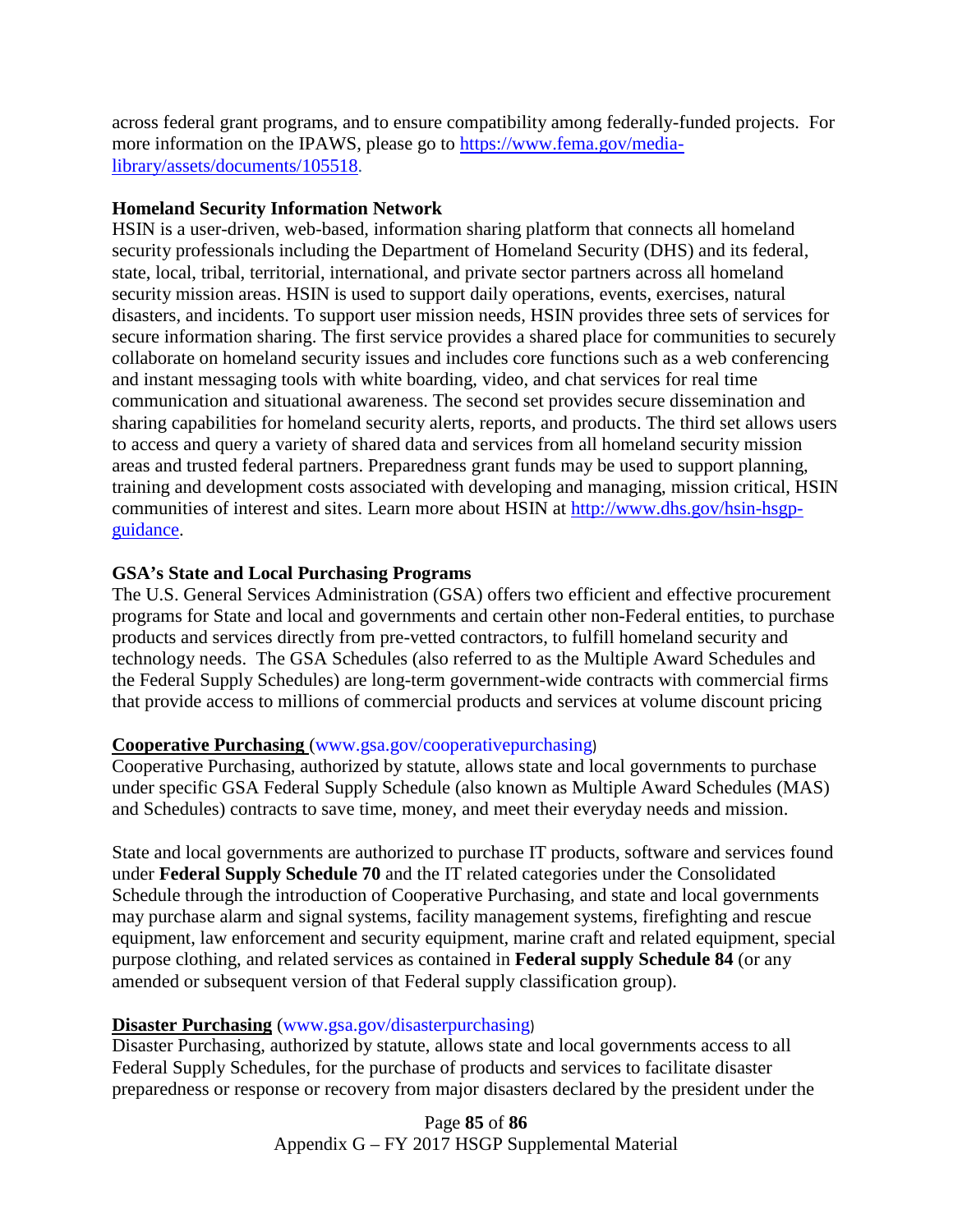across federal grant programs, and to ensure compatibility among federally-funded projects. For more information on the IPAWS, please go to [https://www.fema.gov/media-library/assets/documents/105518](https://www.fema.gov/media-library/assets/documents/105518).

**Homeland Security Information Network**

HSIN is a user-driven, web-based, information sharing platform that connects all homeland security professionals including the Department of Homeland Security (DHS) and its federal, state, local, tribal, territorial, international, and private sector partners across all homeland security mission areas. HSIN is used to support daily operations, events, exercises, natural disasters, and incidents. To support user mission needs, HSIN provides three sets of services for secure information sharing. The first service provides a shared place for communities to securely collaborate on homeland security issues and includes core functions such as a web conferencing and instant messaging tools with white boarding, video, and chat services for real time communication and situational awareness. The second set provides secure dissemination and sharing capabilities for homeland security alerts, reports, and products. The third set allows users to access and query a variety of shared data and services from all homeland security mission areas and trusted federal partners. Preparedness grant funds may be used to support planning, training and development costs associated with developing and managing, mission critical, HSIN communities of interest and sites. Learn more about HSIN at [http://www.dhs.gov/hsin-hsgp-guidance](http://www.dhs.gov/hsin-hsgp-guidance).

**GSA's State and Local Purchasing Programs**

The U.S. General Services Administration (GSA) offers two efficient and effective procurement programs for State and local and governments and certain other non-Federal entities, to purchase products and services directly from pre-vetted contractors, to fulfill homeland security and technology needs. The GSA Schedules (also referred to as the Multiple Award Schedules and the Federal Supply Schedules) are long-term government-wide contracts with commercial firms that provide access to millions of commercial products and services at volume discount pricing

**Cooperative Purchasing** (www.gsa.gov/cooperativepurchasing)

Cooperative Purchasing, authorized by statute, allows state and local governments to purchase under specific GSA Federal Supply Schedule (also known as Multiple Award Schedules (MAS) and Schedules) contracts to save time, money, and meet their everyday needs and mission.

State and local governments are authorized to purchase IT products, software and services found under **Federal Supply Schedule 70** and the IT related categories under the Consolidated Schedule through the introduction of Cooperative Purchasing, and state and local governments may purchase alarm and signal systems, facility management systems, firefighting and rescue equipment, law enforcement and security equipment, marine craft and related equipment, special purpose clothing, and related services as contained in **Federal supply Schedule 84** (or any amended or subsequent version of that Federal supply classification group).

**Disaster Purchasing** (www.gsa.gov/disasterpurchasing)

Disaster Purchasing, authorized by statute, allows state and local governments access to all Federal Supply Schedules, for the purchase of products and services to facilitate disaster preparedness or response or recovery from major disasters declared by the president under the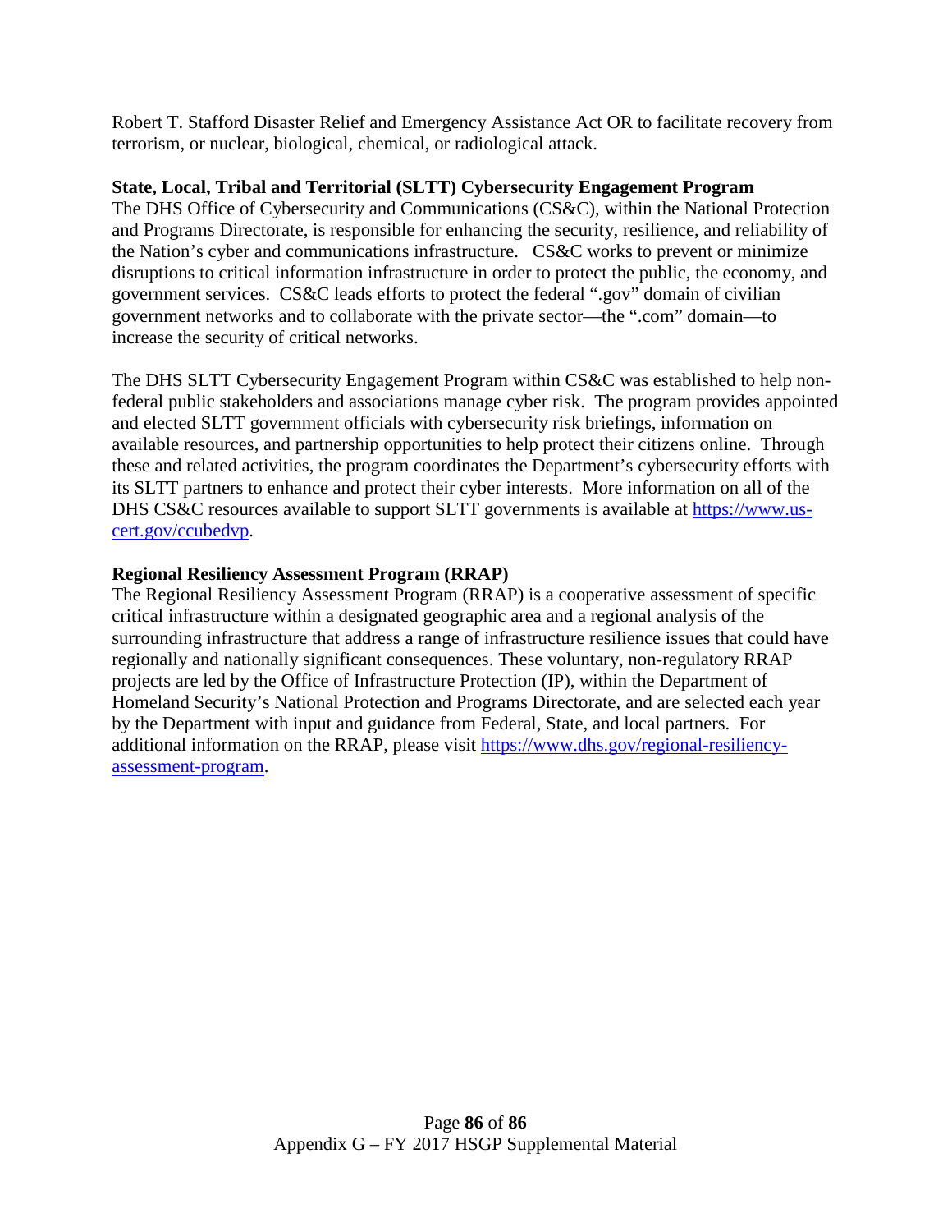Robert T. Stafford Disaster Relief and Emergency Assistance Act OR to facilitate recovery from terrorism, or nuclear, biological, chemical, or radiological attack.

**State, Local, Tribal and Territorial (SLTT) Cybersecurity Engagement Program**

The DHS Office of Cybersecurity and Communications (CS&C), within the National Protection and Programs Directorate, is responsible for enhancing the security, resilience, and reliability of the Nation's cyber and communications infrastructure. CS&C works to prevent or minimize disruptions to critical information infrastructure in order to protect the public, the economy, and government services. CS&C leads efforts to protect the federal ".gov" domain of civilian government networks and to collaborate with the private sector—the ".com" domain—to increase the security of critical networks.

The DHS SLTT Cybersecurity Engagement Program within CS&C was established to help non-federal public stakeholders and associations manage cyber risk. The program provides appointed and elected SLTT government officials with cybersecurity risk briefings, information on available resources, and partnership opportunities to help protect their citizens online. Through these and related activities, the program coordinates the Department's cybersecurity efforts with its SLTT partners to enhance and protect their cyber interests. More information on all of the DHS CS&C resources available to support SLTT governments is available at https://www.us-cert.gov/ccubedvp.

**Regional Resiliency Assessment Program (RRAP)**

The Regional Resiliency Assessment Program (RRAP) is a cooperative assessment of specific critical infrastructure within a designated geographic area and a regional analysis of the surrounding infrastructure that address a range of infrastructure resilience issues that could have regionally and nationally significant consequences. These voluntary, non-regulatory RRAP projects are led by the Office of Infrastructure Protection (IP), within the Department of Homeland Security's National Protection and Programs Directorate, and are selected each year by the Department with input and guidance from Federal, State, and local partners. For additional information on the RRAP, please visit https://www.dhs.gov/regional-resiliency-assessment-program.